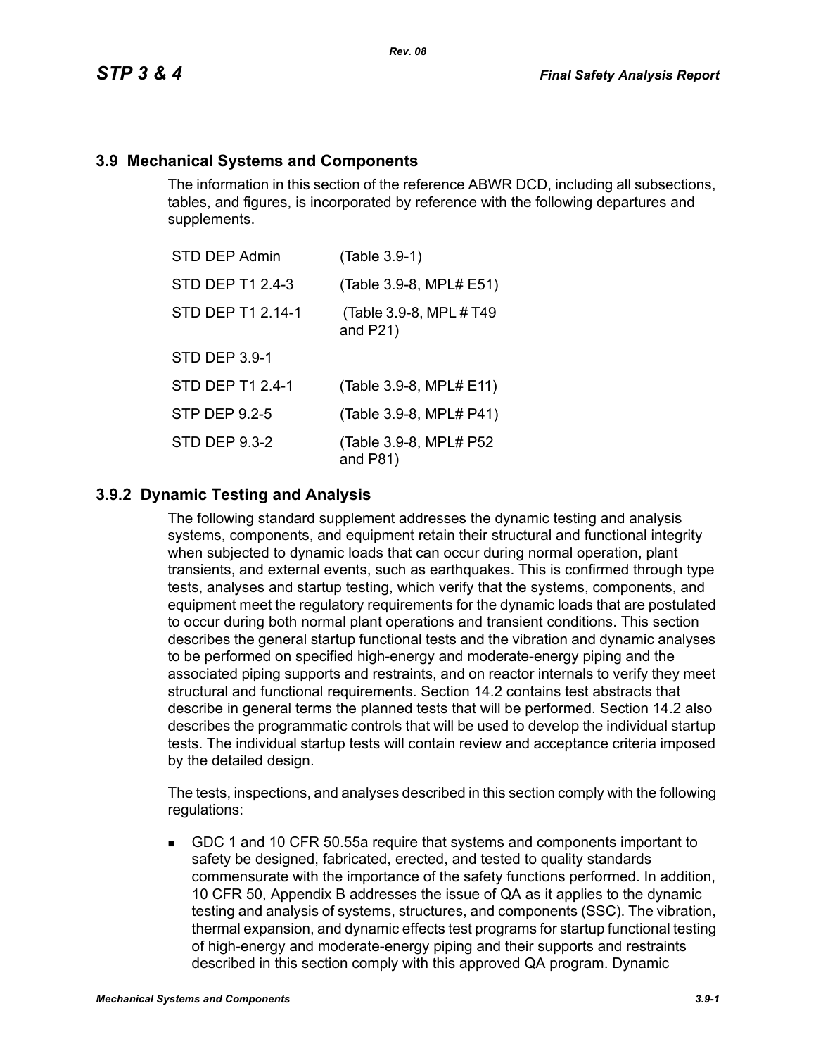## 3.9 Mechanical Systems and Components

The information in this section of the reference ABWR DCD, including all subsections, tables, and figures, is incorporated by reference with the following departures and supplements.

| | |
|---|---|
| STD DEP Admin | (Table 3.9-1) |
| STD DEP T1 2.4-3 | (Table 3.9-8, MPL# E51) |
| STD DEP T1 2.14-1 | (Table 3.9-8, MPL # T49 and P21) |
| STD DEP 3.9-1 | |
| STD DEP T1 2.4-1 | (Table 3.9-8, MPL# E11) |
| STP DEP 9.2-5 | (Table 3.9-8, MPL# P41) |
| STD DEP 9.3-2 | (Table 3.9-8, MPL# P52 and P81) |

### 3.9.2 Dynamic Testing and Analysis

The following standard supplement addresses the dynamic testing and analysis systems, components, and equipment retain their structural and functional integrity when subjected to dynamic loads that can occur during normal operation, plant transients, and external events, such as earthquakes. This is confirmed through type tests, analyses and startup testing, which verify that the systems, components, and equipment meet the regulatory requirements for the dynamic loads that are postulated to occur during both normal plant operations and transient conditions. This section describes the general startup functional tests and the vibration and dynamic analyses to be performed on specified high-energy and moderate-energy piping and the associated piping supports and restraints, and on reactor internals to verify they meet structural and functional requirements. Section 14.2 contains test abstracts that describe in general terms the planned tests that will be performed. Section 14.2 also describes the programmatic controls that will be used to develop the individual startup tests. The individual startup tests will contain review and acceptance criteria imposed by the detailed design.

The tests, inspections, and analyses described in this section comply with the following regulations:

- GDC 1 and 10 CFR 50.55a require that systems and components important to safety be designed, fabricated, erected, and tested to quality standards commensurate with the importance of the safety functions performed. In addition, 10 CFR 50, Appendix B addresses the issue of QA as it applies to the dynamic testing and analysis of systems, structures, and components (SSC). The vibration, thermal expansion, and dynamic effects test programs for startup functional testing of high-energy and moderate-energy piping and their supports and restraints described in this section comply with this approved QA program. Dynamic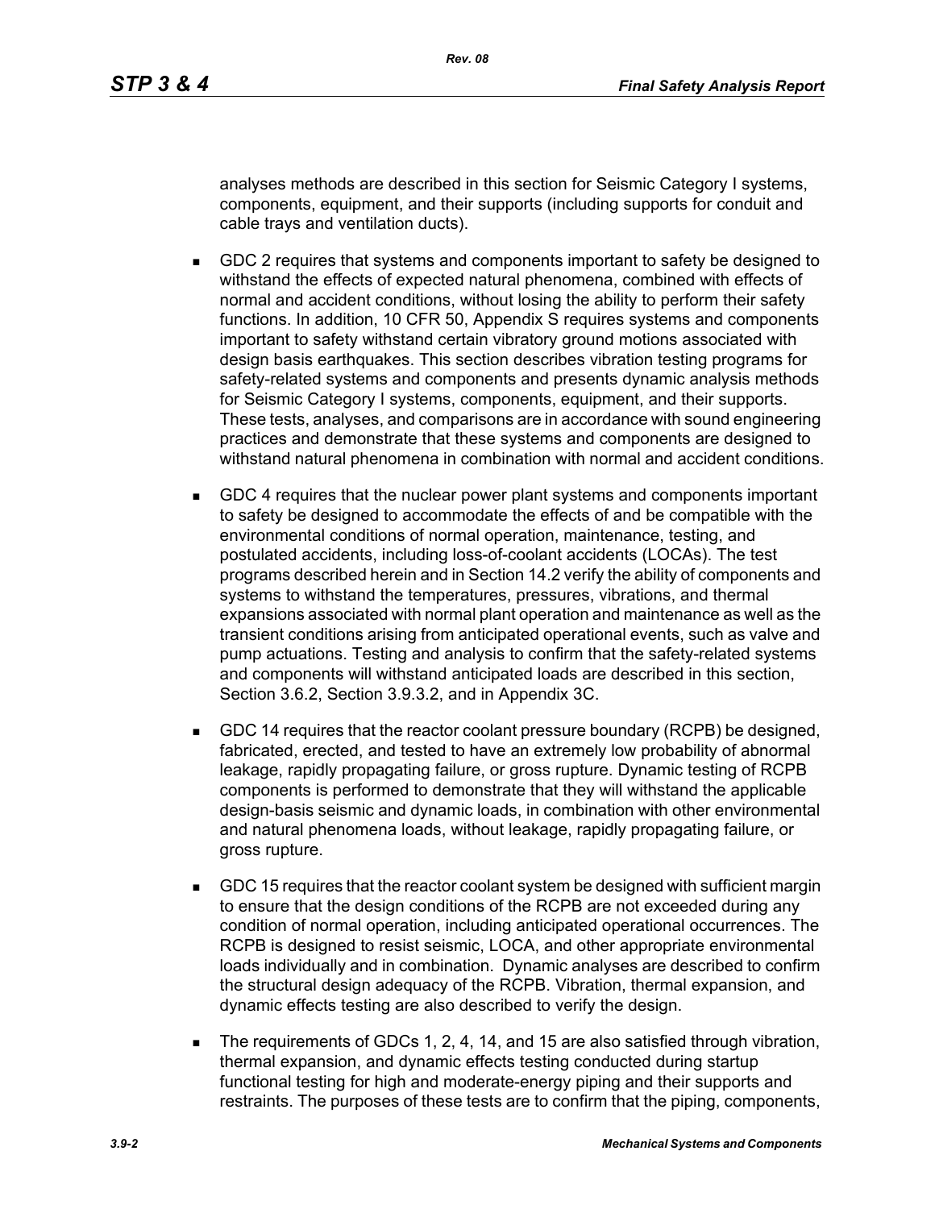analyses methods are described in this section for Seismic Category I systems, components, equipment, and their supports (including supports for conduit and cable trays and ventilation ducts).

- GDC 2 requires that systems and components important to safety be designed to withstand the effects of expected natural phenomena, combined with effects of normal and accident conditions, without losing the ability to perform their safety functions. In addition, 10 CFR 50, Appendix S requires systems and components important to safety withstand certain vibratory ground motions associated with design basis earthquakes. This section describes vibration testing programs for safety-related systems and components and presents dynamic analysis methods for Seismic Category I systems, components, equipment, and their supports. These tests, analyses, and comparisons are in accordance with sound engineering practices and demonstrate that these systems and components are designed to withstand natural phenomena in combination with normal and accident conditions.

- GDC 4 requires that the nuclear power plant systems and components important to safety be designed to accommodate the effects of and be compatible with the environmental conditions of normal operation, maintenance, testing, and postulated accidents, including loss-of-coolant accidents (LOCAs). The test programs described herein and in Section 14.2 verify the ability of components and systems to withstand the temperatures, pressures, vibrations, and thermal expansions associated with normal plant operation and maintenance as well as the transient conditions arising from anticipated operational events, such as valve and pump actuations. Testing and analysis to confirm that the safety-related systems and components will withstand anticipated loads are described in this section, Section 3.6.2, Section 3.9.3.2, and in Appendix 3C.

- GDC 14 requires that the reactor coolant pressure boundary (RCPB) be designed, fabricated, erected, and tested to have an extremely low probability of abnormal leakage, rapidly propagating failure, or gross rupture. Dynamic testing of RCPB components is performed to demonstrate that they will withstand the applicable design-basis seismic and dynamic loads, in combination with other environmental and natural phenomena loads, without leakage, rapidly propagating failure, or gross rupture.

- GDC 15 requires that the reactor coolant system be designed with sufficient margin to ensure that the design conditions of the RCPB are not exceeded during any condition of normal operation, including anticipated operational occurrences. The RCPB is designed to resist seismic, LOCA, and other appropriate environmental loads individually and in combination. Dynamic analyses are described to confirm the structural design adequacy of the RCPB. Vibration, thermal expansion, and dynamic effects testing are also described to verify the design.

- The requirements of GDCs 1, 2, 4, 14, and 15 are also satisfied through vibration, thermal expansion, and dynamic effects testing conducted during startup functional testing for high and moderate-energy piping and their supports and restraints. The purposes of these tests are to confirm that the piping, components,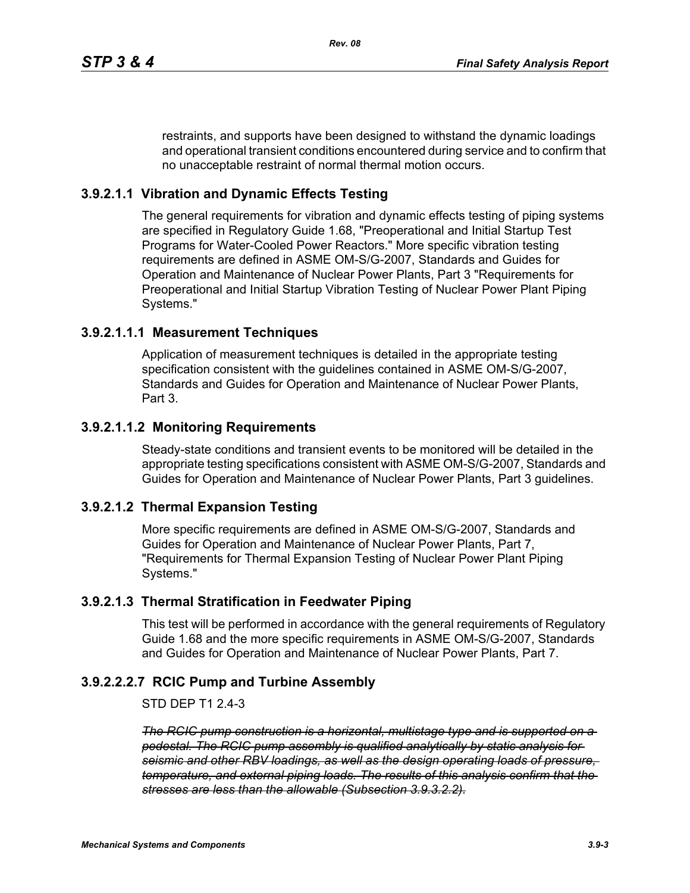restraints, and supports have been designed to withstand the dynamic loadings and operational transient conditions encountered during service and to confirm that no unacceptable restraint of normal thermal motion occurs.

### 3.9.2.1.1 Vibration and Dynamic Effects Testing

The general requirements for vibration and dynamic effects testing of piping systems are specified in Regulatory Guide 1.68, "Preoperational and Initial Startup Test Programs for Water-Cooled Power Reactors." More specific vibration testing requirements are defined in ASME OM-S/G-2007, Standards and Guides for Operation and Maintenance of Nuclear Power Plants, Part 3 "Requirements for Preoperational and Initial Startup Vibration Testing of Nuclear Power Plant Piping Systems."

#### 3.9.2.1.1.1 Measurement Techniques

Application of measurement techniques is detailed in the appropriate testing specification consistent with the guidelines contained in ASME OM-S/G-2007, Standards and Guides for Operation and Maintenance of Nuclear Power Plants, Part 3.

#### 3.9.2.1.1.2 Monitoring Requirements

Steady-state conditions and transient events to be monitored will be detailed in the appropriate testing specifications consistent with ASME OM-S/G-2007, Standards and Guides for Operation and Maintenance of Nuclear Power Plants, Part 3 guidelines.

### 3.9.2.1.2 Thermal Expansion Testing

More specific requirements are defined in ASME OM-S/G-2007, Standards and Guides for Operation and Maintenance of Nuclear Power Plants, Part 7, "Requirements for Thermal Expansion Testing of Nuclear Power Plant Piping Systems."

### 3.9.2.1.3 Thermal Stratification in Feedwater Piping

This test will be performed in accordance with the general requirements of Regulatory Guide 1.68 and the more specific requirements in ASME OM-S/G-2007, Standards and Guides for Operation and Maintenance of Nuclear Power Plants, Part 7.

### 3.9.2.2.2.7 RCIC Pump and Turbine Assembly

STD DEP T1 2.4-3

~~*The RCIC pump construction is a horizontal, multistage type and is supported on a pedestal. The RCIC pump assembly is qualified analytically by static analysis for seismic and other RBV loadings, as well as the design operating loads of pressure, temperature, and external piping loads. The results of this analysis confirm that the stresses are less than the allowable (Subsection 3.9.3.2.2).*~~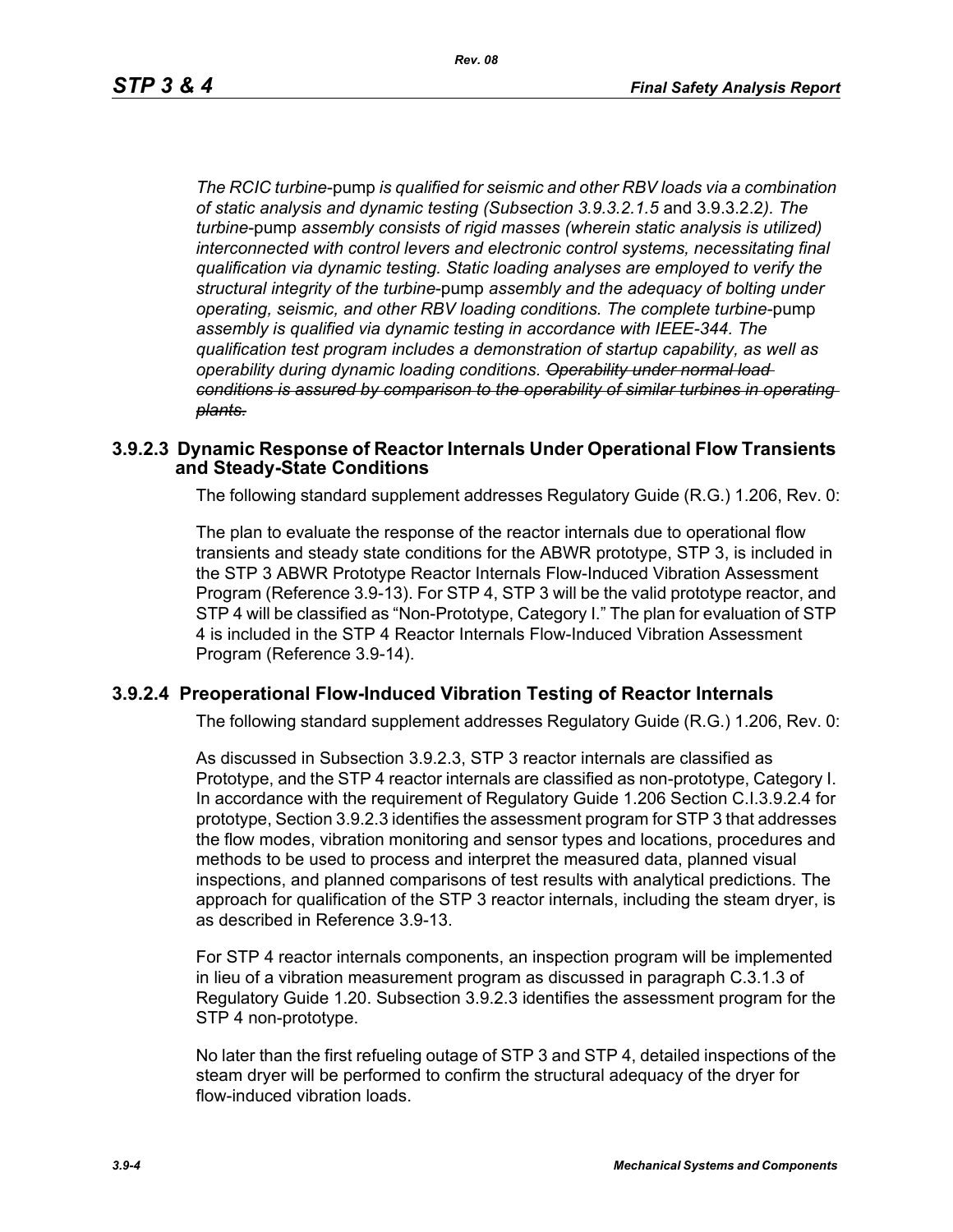*The RCIC turbine*-pump *is qualified for seismic and other RBV loads via a combination of static analysis and dynamic testing (Subsection 3.9.3.2.1.5* and 3.9.3.2.2*). The turbine*-pump *assembly consists of rigid masses (wherein static analysis is utilized) interconnected with control levers and electronic control systems, necessitating final qualification via dynamic testing. Static loading analyses are employed to verify the structural integrity of the turbine*-pump *assembly and the adequacy of bolting under operating, seismic, and other RBV loading conditions. The complete turbine*-pump *assembly is qualified via dynamic testing in accordance with IEEE-344. The qualification test program includes a demonstration of startup capability, as well as operability during dynamic loading conditions.* ~~*Operability under normal load conditions is assured by comparison to the operability of similar turbines in operating plants.*~~

### 3.9.2.3 Dynamic Response of Reactor Internals Under Operational Flow Transients and Steady-State Conditions

The following standard supplement addresses Regulatory Guide (R.G.) 1.206, Rev. 0:

The plan to evaluate the response of the reactor internals due to operational flow transients and steady state conditions for the ABWR prototype, STP 3, is included in the STP 3 ABWR Prototype Reactor Internals Flow-Induced Vibration Assessment Program (Reference 3.9-13). For STP 4, STP 3 will be the valid prototype reactor, and STP 4 will be classified as "Non-Prototype, Category I." The plan for evaluation of STP 4 is included in the STP 4 Reactor Internals Flow-Induced Vibration Assessment Program (Reference 3.9-14).

### 3.9.2.4 Preoperational Flow-Induced Vibration Testing of Reactor Internals

The following standard supplement addresses Regulatory Guide (R.G.) 1.206, Rev. 0:

As discussed in Subsection 3.9.2.3, STP 3 reactor internals are classified as Prototype, and the STP 4 reactor internals are classified as non-prototype, Category I. In accordance with the requirement of Regulatory Guide 1.206 Section C.I.3.9.2.4 for prototype, Section 3.9.2.3 identifies the assessment program for STP 3 that addresses the flow modes, vibration monitoring and sensor types and locations, procedures and methods to be used to process and interpret the measured data, planned visual inspections, and planned comparisons of test results with analytical predictions. The approach for qualification of the STP 3 reactor internals, including the steam dryer, is as described in Reference 3.9-13.

For STP 4 reactor internals components, an inspection program will be implemented in lieu of a vibration measurement program as discussed in paragraph C.3.1.3 of Regulatory Guide 1.20. Subsection 3.9.2.3 identifies the assessment program for the STP 4 non-prototype.

No later than the first refueling outage of STP 3 and STP 4, detailed inspections of the steam dryer will be performed to confirm the structural adequacy of the dryer for flow-induced vibration loads.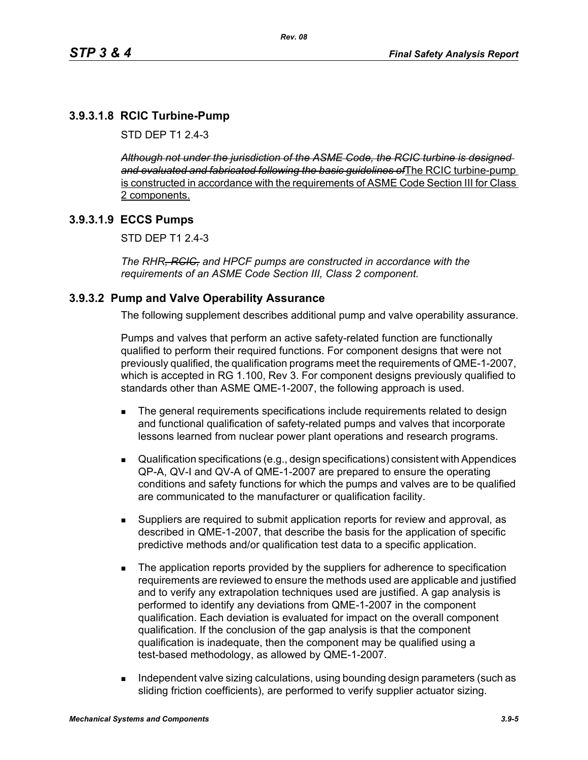### 3.9.3.1.8 RCIC Turbine-Pump

STD DEP T1 2.4-3

~~*Although not under the jurisdiction of the ASME Code, the RCIC turbine is designed and evaluated and fabricated following the basic guidelines of*~~<u>The RCIC turbine-pump is constructed in accordance with the requirements of ASME Code Section III for Class 2 components.</u>

### 3.9.3.1.9 ECCS Pumps

STD DEP T1 2.4-3

*The RHR*~~*, RCIC,*~~ *and HPCF pumps are constructed in accordance with the requirements of an ASME Code Section III, Class 2 component.*

### 3.9.3.2 Pump and Valve Operability Assurance

The following supplement describes additional pump and valve operability assurance.

Pumps and valves that perform an active safety-related function are functionally qualified to perform their required functions. For component designs that were not previously qualified, the qualification programs meet the requirements of QME-1-2007, which is accepted in RG 1.100, Rev 3. For component designs previously qualified to standards other than ASME QME-1-2007, the following approach is used.

- The general requirements specifications include requirements related to design and functional qualification of safety-related pumps and valves that incorporate lessons learned from nuclear power plant operations and research programs.
- Qualification specifications (e.g., design specifications) consistent with Appendices QP-A, QV-I and QV-A of QME-1-2007 are prepared to ensure the operating conditions and safety functions for which the pumps and valves are to be qualified are communicated to the manufacturer or qualification facility.
- Suppliers are required to submit application reports for review and approval, as described in QME-1-2007, that describe the basis for the application of specific predictive methods and/or qualification test data to a specific application.
- The application reports provided by the suppliers for adherence to specification requirements are reviewed to ensure the methods used are applicable and justified and to verify any extrapolation techniques used are justified. A gap analysis is performed to identify any deviations from QME-1-2007 in the component qualification. Each deviation is evaluated for impact on the overall component qualification. If the conclusion of the gap analysis is that the component qualification is inadequate, then the component may be qualified using a test-based methodology, as allowed by QME-1-2007.
- Independent valve sizing calculations, using bounding design parameters (such as sliding friction coefficients), are performed to verify supplier actuator sizing.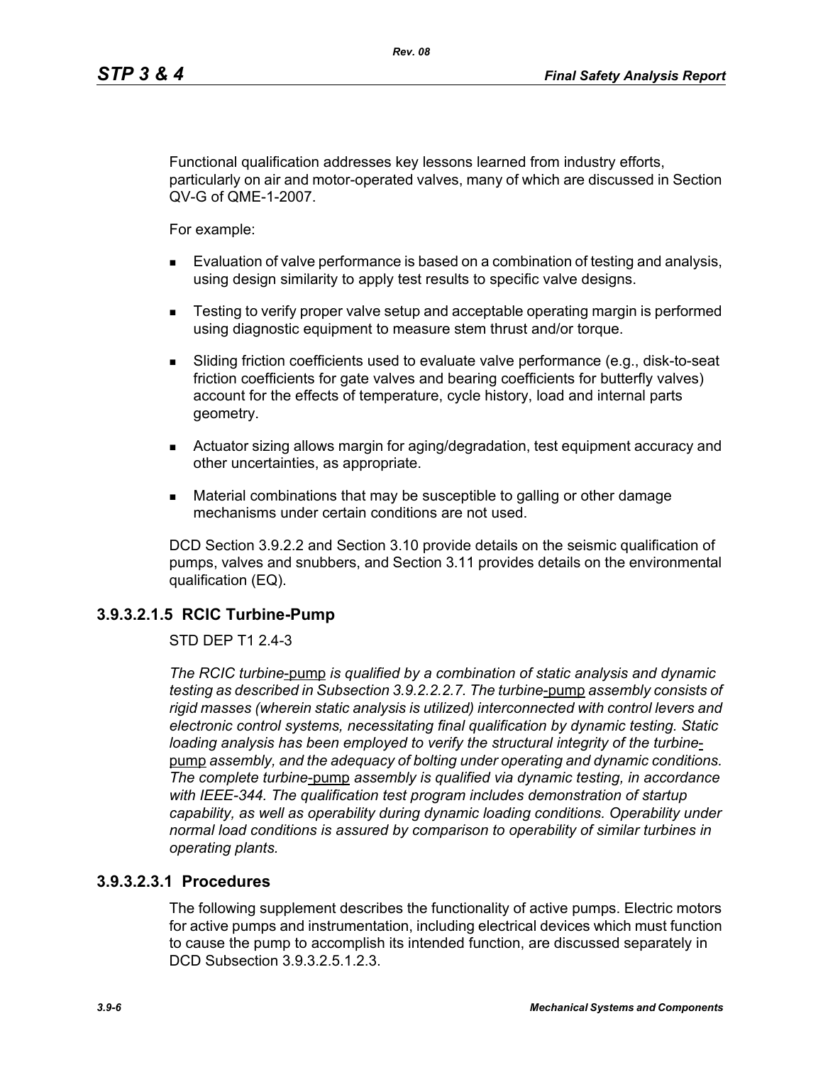Functional qualification addresses key lessons learned from industry efforts, particularly on air and motor-operated valves, many of which are discussed in Section QV-G of QME-1-2007.

For example:

- Evaluation of valve performance is based on a combination of testing and analysis, using design similarity to apply test results to specific valve designs.
- Testing to verify proper valve setup and acceptable operating margin is performed using diagnostic equipment to measure stem thrust and/or torque.
- Sliding friction coefficients used to evaluate valve performance (e.g., disk-to-seat friction coefficients for gate valves and bearing coefficients for butterfly valves) account for the effects of temperature, cycle history, load and internal parts geometry.
- Actuator sizing allows margin for aging/degradation, test equipment accuracy and other uncertainties, as appropriate.
- Material combinations that may be susceptible to galling or other damage mechanisms under certain conditions are not used.

DCD Section 3.9.2.2 and Section 3.10 provide details on the seismic qualification of pumps, valves and snubbers, and Section 3.11 provides details on the environmental qualification (EQ).

### 3.9.3.2.1.5 RCIC Turbine-Pump

STD DEP T1 2.4-3

*The RCIC turbine*-pump *is qualified by a combination of static analysis and dynamic testing as described in Subsection 3.9.2.2.2.7. The turbine*-pump *assembly consists of rigid masses (wherein static analysis is utilized) interconnected with control levers and electronic control systems, necessitating final qualification by dynamic testing. Static loading analysis has been employed to verify the structural integrity of the turbine*-pump *assembly, and the adequacy of bolting under operating and dynamic conditions. The complete turbine*-pump *assembly is qualified via dynamic testing, in accordance with IEEE-344. The qualification test program includes demonstration of startup capability, as well as operability during dynamic loading conditions. Operability under normal load conditions is assured by comparison to operability of similar turbines in operating plants.*

### 3.9.3.2.3.1 Procedures

The following supplement describes the functionality of active pumps. Electric motors for active pumps and instrumentation, including electrical devices which must function to cause the pump to accomplish its intended function, are discussed separately in DCD Subsection 3.9.3.2.5.1.2.3.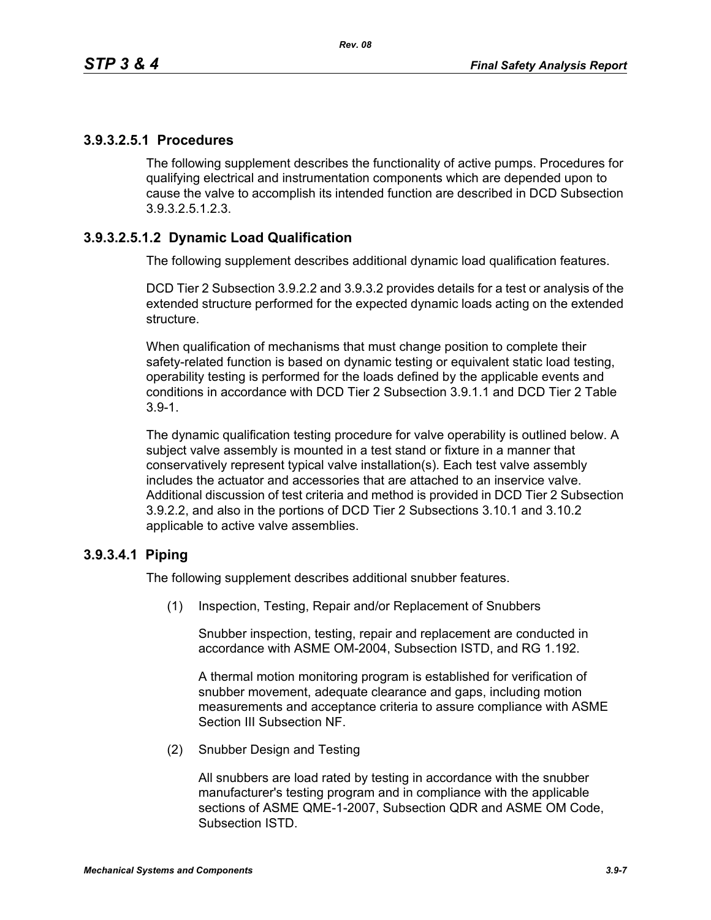### 3.9.3.2.5.1 Procedures

The following supplement describes the functionality of active pumps. Procedures for qualifying electrical and instrumentation components which are depended upon to cause the valve to accomplish its intended function are described in DCD Subsection 3.9.3.2.5.1.2.3.

### 3.9.3.2.5.1.2 Dynamic Load Qualification

The following supplement describes additional dynamic load qualification features.

DCD Tier 2 Subsection 3.9.2.2 and 3.9.3.2 provides details for a test or analysis of the extended structure performed for the expected dynamic loads acting on the extended structure.

When qualification of mechanisms that must change position to complete their safety-related function is based on dynamic testing or equivalent static load testing, operability testing is performed for the loads defined by the applicable events and conditions in accordance with DCD Tier 2 Subsection 3.9.1.1 and DCD Tier 2 Table 3.9-1.

The dynamic qualification testing procedure for valve operability is outlined below. A subject valve assembly is mounted in a test stand or fixture in a manner that conservatively represent typical valve installation(s). Each test valve assembly includes the actuator and accessories that are attached to an inservice valve. Additional discussion of test criteria and method is provided in DCD Tier 2 Subsection 3.9.2.2, and also in the portions of DCD Tier 2 Subsections 3.10.1 and 3.10.2 applicable to active valve assemblies.

### 3.9.3.4.1 Piping

The following supplement describes additional snubber features.

(1) Inspection, Testing, Repair and/or Replacement of Snubbers

Snubber inspection, testing, repair and replacement are conducted in accordance with ASME OM-2004, Subsection ISTD, and RG 1.192.

A thermal motion monitoring program is established for verification of snubber movement, adequate clearance and gaps, including motion measurements and acceptance criteria to assure compliance with ASME Section III Subsection NF.

(2) Snubber Design and Testing

All snubbers are load rated by testing in accordance with the snubber manufacturer's testing program and in compliance with the applicable sections of ASME QME-1-2007, Subsection QDR and ASME OM Code, Subsection ISTD.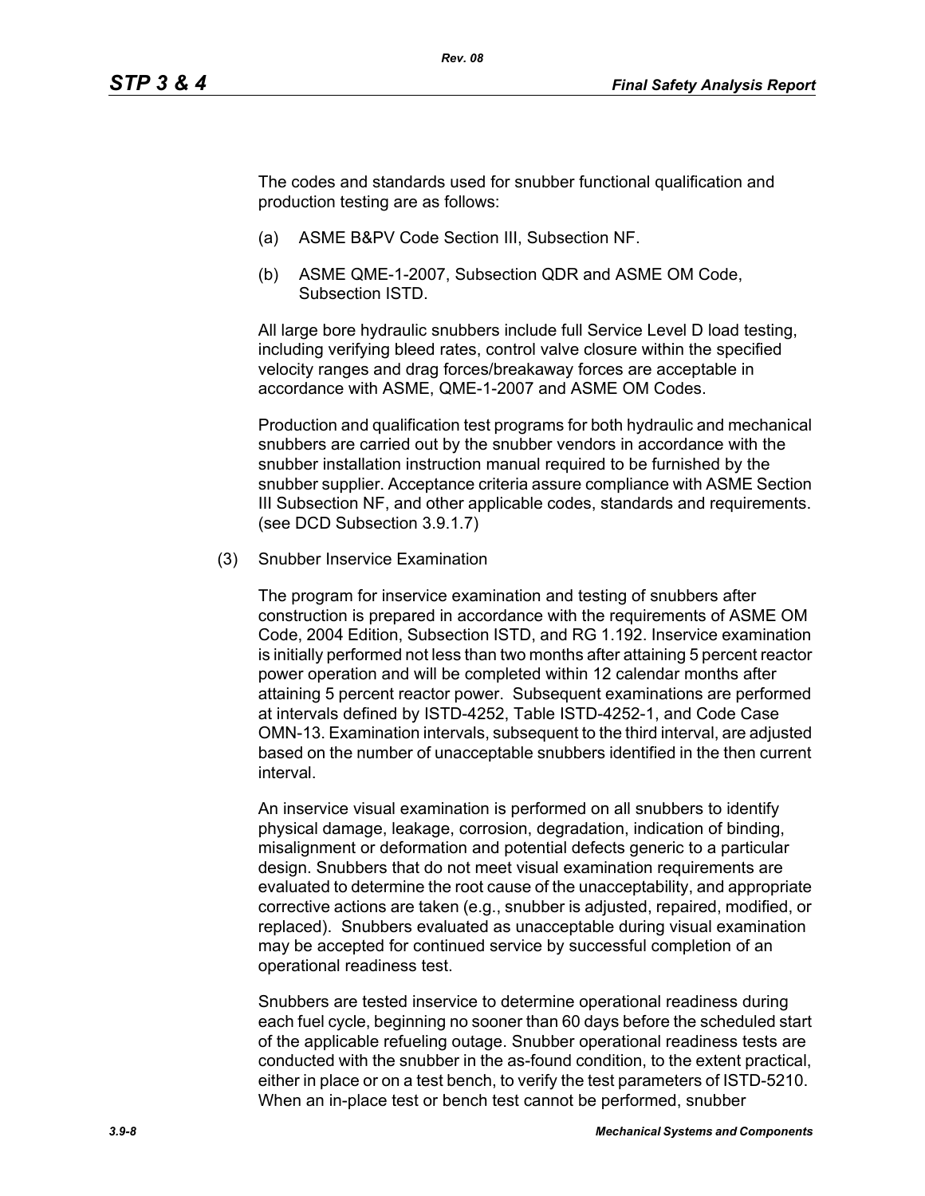The codes and standards used for snubber functional qualification and production testing are as follows:

(a) ASME B&PV Code Section III, Subsection NF.

(b) ASME QME-1-2007, Subsection QDR and ASME OM Code, Subsection ISTD.

All large bore hydraulic snubbers include full Service Level D load testing, including verifying bleed rates, control valve closure within the specified velocity ranges and drag forces/breakaway forces are acceptable in accordance with ASME, QME-1-2007 and ASME OM Codes.

Production and qualification test programs for both hydraulic and mechanical snubbers are carried out by the snubber vendors in accordance with the snubber installation instruction manual required to be furnished by the snubber supplier. Acceptance criteria assure compliance with ASME Section III Subsection NF, and other applicable codes, standards and requirements. (see DCD Subsection 3.9.1.7)

(3) Snubber Inservice Examination

The program for inservice examination and testing of snubbers after construction is prepared in accordance with the requirements of ASME OM Code, 2004 Edition, Subsection ISTD, and RG 1.192. Inservice examination is initially performed not less than two months after attaining 5 percent reactor power operation and will be completed within 12 calendar months after attaining 5 percent reactor power. Subsequent examinations are performed at intervals defined by ISTD-4252, Table ISTD-4252-1, and Code Case OMN-13. Examination intervals, subsequent to the third interval, are adjusted based on the number of unacceptable snubbers identified in the then current interval.

An inservice visual examination is performed on all snubbers to identify physical damage, leakage, corrosion, degradation, indication of binding, misalignment or deformation and potential defects generic to a particular design. Snubbers that do not meet visual examination requirements are evaluated to determine the root cause of the unacceptability, and appropriate corrective actions are taken (e.g., snubber is adjusted, repaired, modified, or replaced). Snubbers evaluated as unacceptable during visual examination may be accepted for continued service by successful completion of an operational readiness test.

Snubbers are tested inservice to determine operational readiness during each fuel cycle, beginning no sooner than 60 days before the scheduled start of the applicable refueling outage. Snubber operational readiness tests are conducted with the snubber in the as-found condition, to the extent practical, either in place or on a test bench, to verify the test parameters of ISTD-5210. When an in-place test or bench test cannot be performed, snubber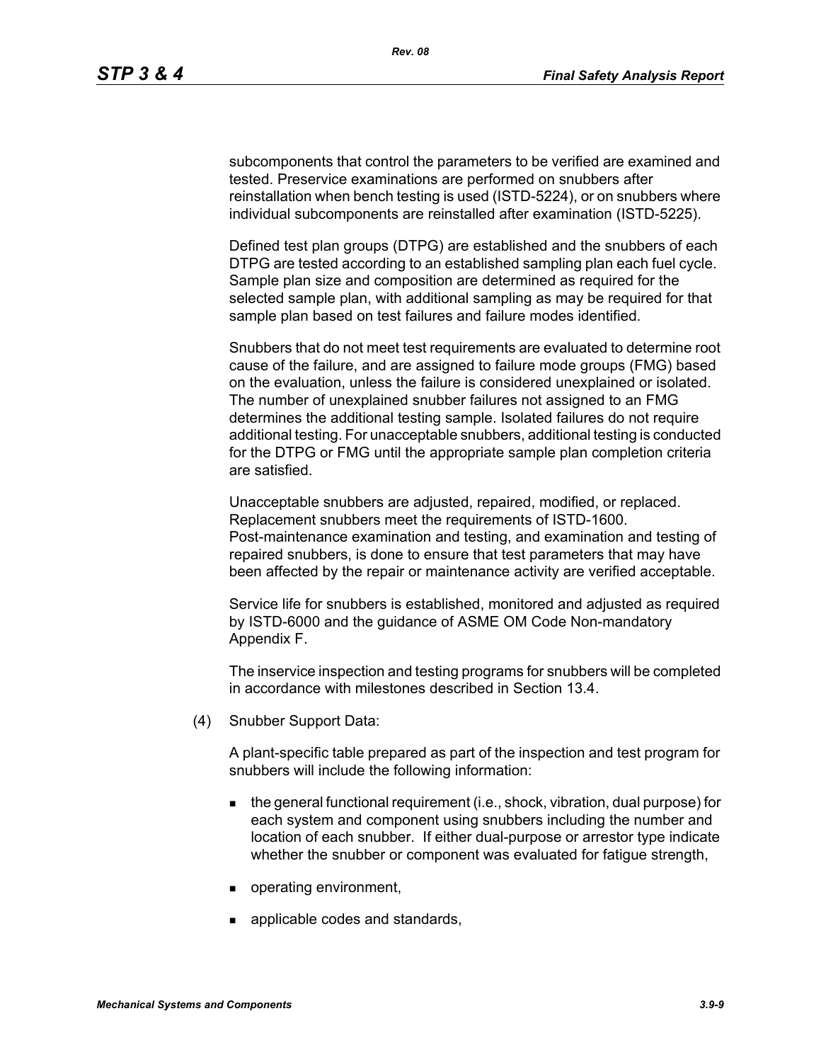subcomponents that control the parameters to be verified are examined and tested. Preservice examinations are performed on snubbers after reinstallation when bench testing is used (ISTD-5224), or on snubbers where individual subcomponents are reinstalled after examination (ISTD-5225).

Defined test plan groups (DTPG) are established and the snubbers of each DTPG are tested according to an established sampling plan each fuel cycle. Sample plan size and composition are determined as required for the selected sample plan, with additional sampling as may be required for that sample plan based on test failures and failure modes identified.

Snubbers that do not meet test requirements are evaluated to determine root cause of the failure, and are assigned to failure mode groups (FMG) based on the evaluation, unless the failure is considered unexplained or isolated. The number of unexplained snubber failures not assigned to an FMG determines the additional testing sample. Isolated failures do not require additional testing. For unacceptable snubbers, additional testing is conducted for the DTPG or FMG until the appropriate sample plan completion criteria are satisfied.

Unacceptable snubbers are adjusted, repaired, modified, or replaced. Replacement snubbers meet the requirements of ISTD-1600. Post-maintenance examination and testing, and examination and testing of repaired snubbers, is done to ensure that test parameters that may have been affected by the repair or maintenance activity are verified acceptable.

Service life for snubbers is established, monitored and adjusted as required by ISTD-6000 and the guidance of ASME OM Code Non-mandatory Appendix F.

The inservice inspection and testing programs for snubbers will be completed in accordance with milestones described in Section 13.4.

(4) Snubber Support Data:

A plant-specific table prepared as part of the inspection and test program for snubbers will include the following information:

- the general functional requirement (i.e., shock, vibration, dual purpose) for each system and component using snubbers including the number and location of each snubber. If either dual-purpose or arrestor type indicate whether the snubber or component was evaluated for fatigue strength,
- operating environment,
- applicable codes and standards,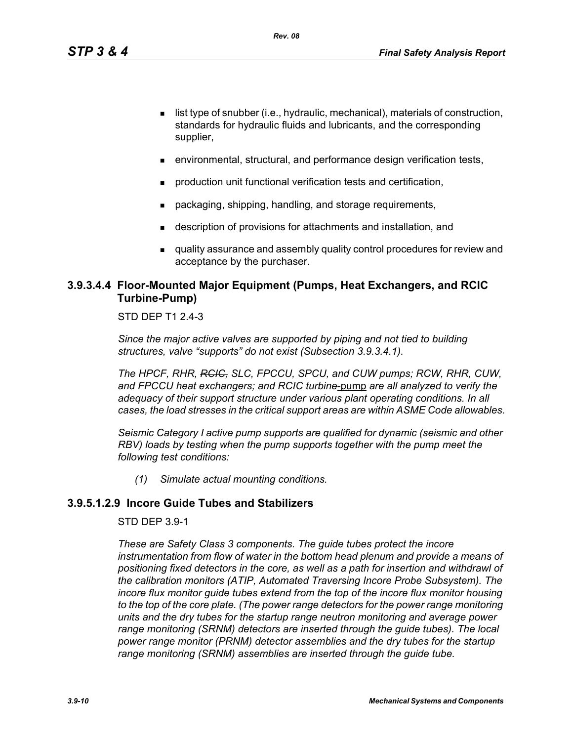- list type of snubber (i.e., hydraulic, mechanical), materials of construction, standards for hydraulic fluids and lubricants, and the corresponding supplier,
- environmental, structural, and performance design verification tests,
- production unit functional verification tests and certification,
- packaging, shipping, handling, and storage requirements,
- description of provisions for attachments and installation, and
- quality assurance and assembly quality control procedures for review and acceptance by the purchaser.

### 3.9.3.4.4 Floor-Mounted Major Equipment (Pumps, Heat Exchangers, and RCIC Turbine-Pump)

STD DEP T1 2.4-3

*Since the major active valves are supported by piping and not tied to building structures, valve "supports" do not exist (Subsection 3.9.3.4.1).*

*The HPCF, RHR, ~~RCIC,~~ SLC, FPCCU, SPCU, and CUW pumps; RCW, RHR, CUW, and FPCCU heat exchangers; and RCIC turbine*-pump *are all analyzed to verify the adequacy of their support structure under various plant operating conditions. In all cases, the load stresses in the critical support areas are within ASME Code allowables.*

*Seismic Category I active pump supports are qualified for dynamic (seismic and other RBV) loads by testing when the pump supports together with the pump meet the following test conditions:*

*(1) Simulate actual mounting conditions.*

### 3.9.5.1.2.9 Incore Guide Tubes and Stabilizers

STD DEP 3.9-1

*These are Safety Class 3 components. The guide tubes protect the incore instrumentation from flow of water in the bottom head plenum and provide a means of positioning fixed detectors in the core, as well as a path for insertion and withdrawl of the calibration monitors (ATIP, Automated Traversing Incore Probe Subsystem). The incore flux monitor guide tubes extend from the top of the incore flux monitor housing to the top of the core plate. (The power range detectors for the power range monitoring units and the dry tubes for the startup range neutron monitoring and average power range monitoring (SRNM) detectors are inserted through the guide tubes). The local power range monitor (PRNM) detector assemblies and the dry tubes for the startup range monitoring (SRNM) assemblies are inserted through the guide tube.*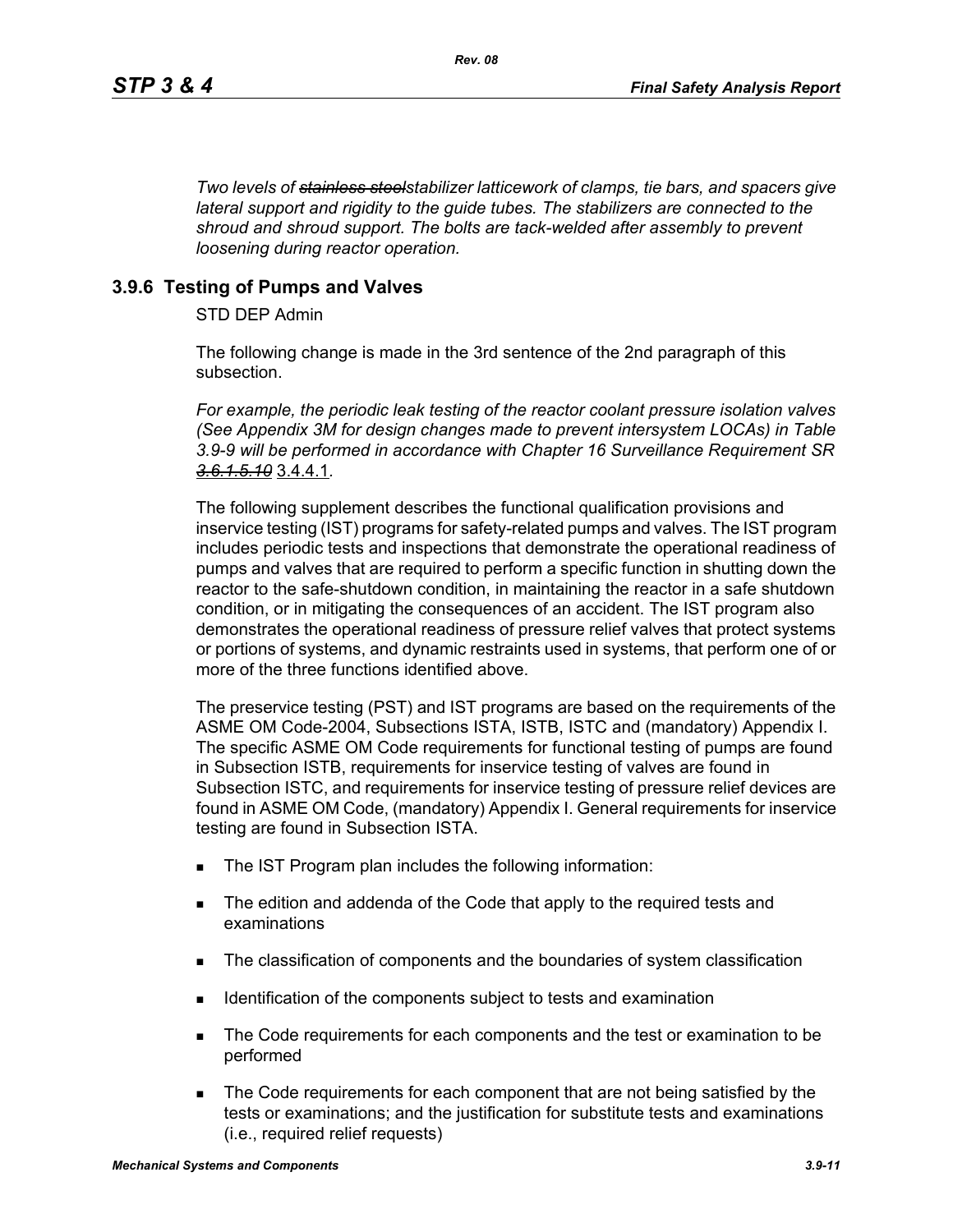*Two levels of ~~stainless steel~~stabilizer latticework of clamps, tie bars, and spacers give lateral support and rigidity to the guide tubes. The stabilizers are connected to the shroud and shroud support. The bolts are tack-welded after assembly to prevent loosening during reactor operation.*

## 3.9.6 Testing of Pumps and Valves

STD DEP Admin

The following change is made in the 3rd sentence of the 2nd paragraph of this subsection.

*For example, the periodic leak testing of the reactor coolant pressure isolation valves (See Appendix 3M for design changes made to prevent intersystem LOCAs) in Table 3.9-9 will be performed in accordance with Chapter 16 Surveillance Requirement SR ~~3.6.1.5.10~~* 3.4.4.1.

The following supplement describes the functional qualification provisions and inservice testing (IST) programs for safety-related pumps and valves. The IST program includes periodic tests and inspections that demonstrate the operational readiness of pumps and valves that are required to perform a specific function in shutting down the reactor to the safe-shutdown condition, in maintaining the reactor in a safe shutdown condition, or in mitigating the consequences of an accident. The IST program also demonstrates the operational readiness of pressure relief valves that protect systems or portions of systems, and dynamic restraints used in systems, that perform one of or more of the three functions identified above.

The preservice testing (PST) and IST programs are based on the requirements of the ASME OM Code-2004, Subsections ISTA, ISTB, ISTC and (mandatory) Appendix I. The specific ASME OM Code requirements for functional testing of pumps are found in Subsection ISTB, requirements for inservice testing of valves are found in Subsection ISTC, and requirements for inservice testing of pressure relief devices are found in ASME OM Code, (mandatory) Appendix I. General requirements for inservice testing are found in Subsection ISTA.

- The IST Program plan includes the following information:
- The edition and addenda of the Code that apply to the required tests and examinations
- The classification of components and the boundaries of system classification
- Identification of the components subject to tests and examination
- The Code requirements for each components and the test or examination to be performed
- The Code requirements for each component that are not being satisfied by the tests or examinations; and the justification for substitute tests and examinations (i.e., required relief requests)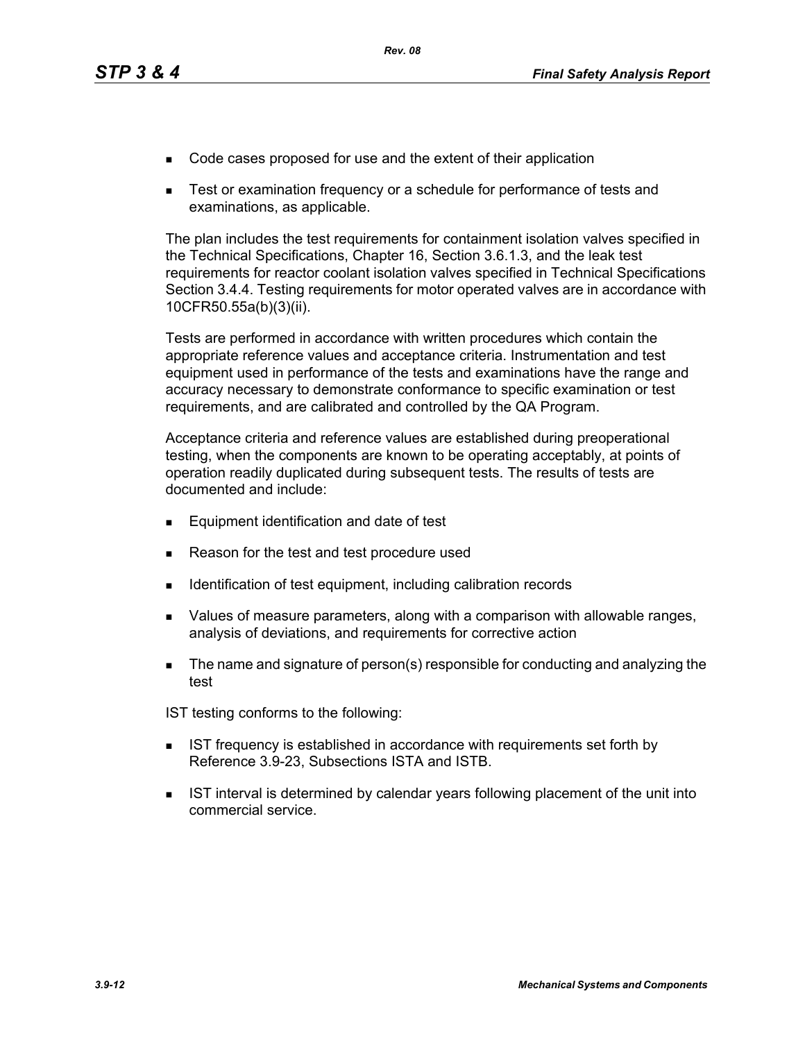- Code cases proposed for use and the extent of their application
- Test or examination frequency or a schedule for performance of tests and examinations, as applicable.

The plan includes the test requirements for containment isolation valves specified in the Technical Specifications, Chapter 16, Section 3.6.1.3, and the leak test requirements for reactor coolant isolation valves specified in Technical Specifications Section 3.4.4. Testing requirements for motor operated valves are in accordance with 10CFR50.55a(b)(3)(ii).

Tests are performed in accordance with written procedures which contain the appropriate reference values and acceptance criteria. Instrumentation and test equipment used in performance of the tests and examinations have the range and accuracy necessary to demonstrate conformance to specific examination or test requirements, and are calibrated and controlled by the QA Program.

Acceptance criteria and reference values are established during preoperational testing, when the components are known to be operating acceptably, at points of operation readily duplicated during subsequent tests. The results of tests are documented and include:

- Equipment identification and date of test
- Reason for the test and test procedure used
- Identification of test equipment, including calibration records
- Values of measure parameters, along with a comparison with allowable ranges, analysis of deviations, and requirements for corrective action
- The name and signature of person(s) responsible for conducting and analyzing the test

IST testing conforms to the following:

- IST frequency is established in accordance with requirements set forth by Reference 3.9-23, Subsections ISTA and ISTB.
- IST interval is determined by calendar years following placement of the unit into commercial service.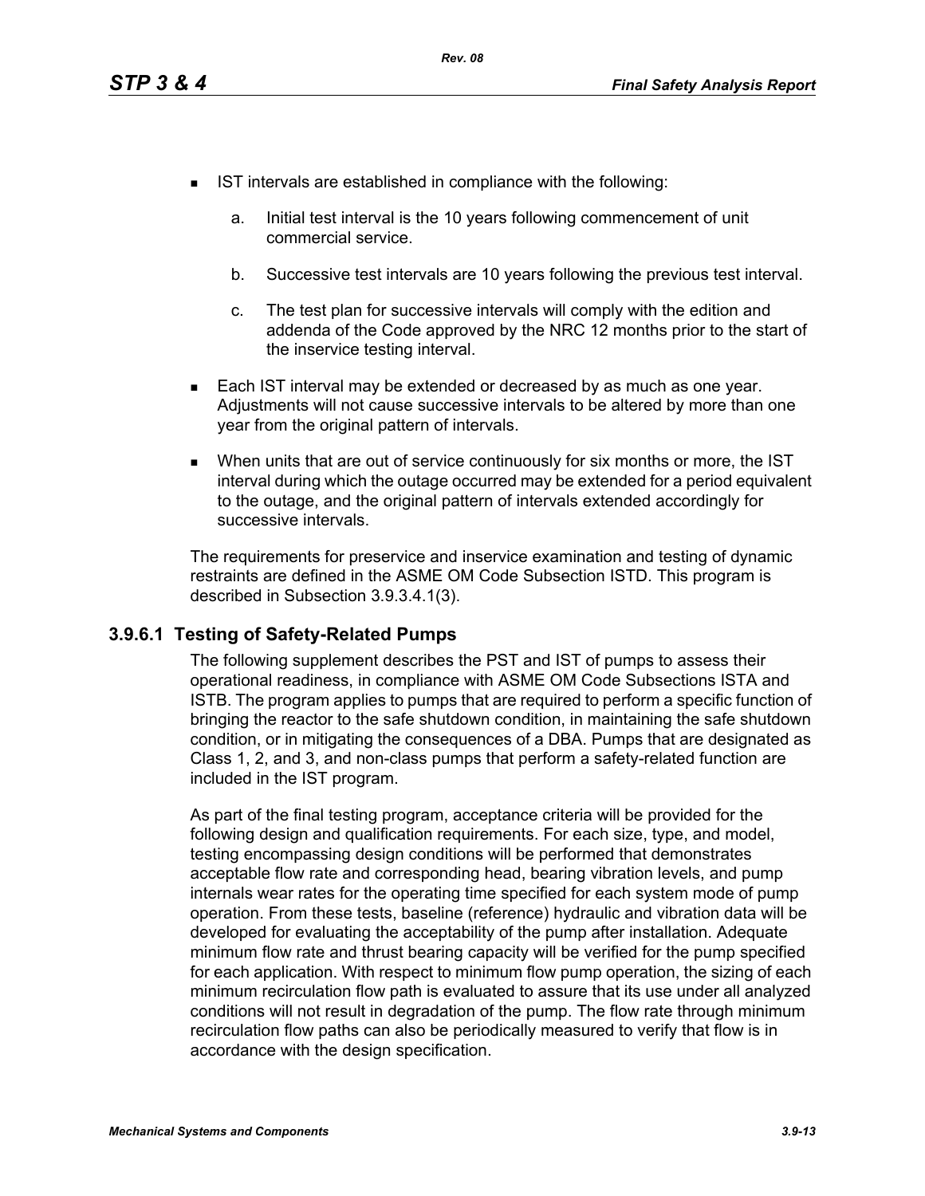- IST intervals are established in compliance with the following:

   a. Initial test interval is the 10 years following commencement of unit commercial service.

   b. Successive test intervals are 10 years following the previous test interval.

   c. The test plan for successive intervals will comply with the edition and addenda of the Code approved by the NRC 12 months prior to the start of the inservice testing interval.

- Each IST interval may be extended or decreased by as much as one year. Adjustments will not cause successive intervals to be altered by more than one year from the original pattern of intervals.

- When units that are out of service continuously for six months or more, the IST interval during which the outage occurred may be extended for a period equivalent to the outage, and the original pattern of intervals extended accordingly for successive intervals.

The requirements for preservice and inservice examination and testing of dynamic restraints are defined in the ASME OM Code Subsection ISTD. This program is described in Subsection 3.9.3.4.1(3).

### 3.9.6.1 Testing of Safety-Related Pumps

The following supplement describes the PST and IST of pumps to assess their operational readiness, in compliance with ASME OM Code Subsections ISTA and ISTB. The program applies to pumps that are required to perform a specific function of bringing the reactor to the safe shutdown condition, in maintaining the safe shutdown condition, or in mitigating the consequences of a DBA. Pumps that are designated as Class 1, 2, and 3, and non-class pumps that perform a safety-related function are included in the IST program.

As part of the final testing program, acceptance criteria will be provided for the following design and qualification requirements. For each size, type, and model, testing encompassing design conditions will be performed that demonstrates acceptable flow rate and corresponding head, bearing vibration levels, and pump internals wear rates for the operating time specified for each system mode of pump operation. From these tests, baseline (reference) hydraulic and vibration data will be developed for evaluating the acceptability of the pump after installation. Adequate minimum flow rate and thrust bearing capacity will be verified for the pump specified for each application. With respect to minimum flow pump operation, the sizing of each minimum recirculation flow path is evaluated to assure that its use under all analyzed conditions will not result in degradation of the pump. The flow rate through minimum recirculation flow paths can also be periodically measured to verify that flow is in accordance with the design specification.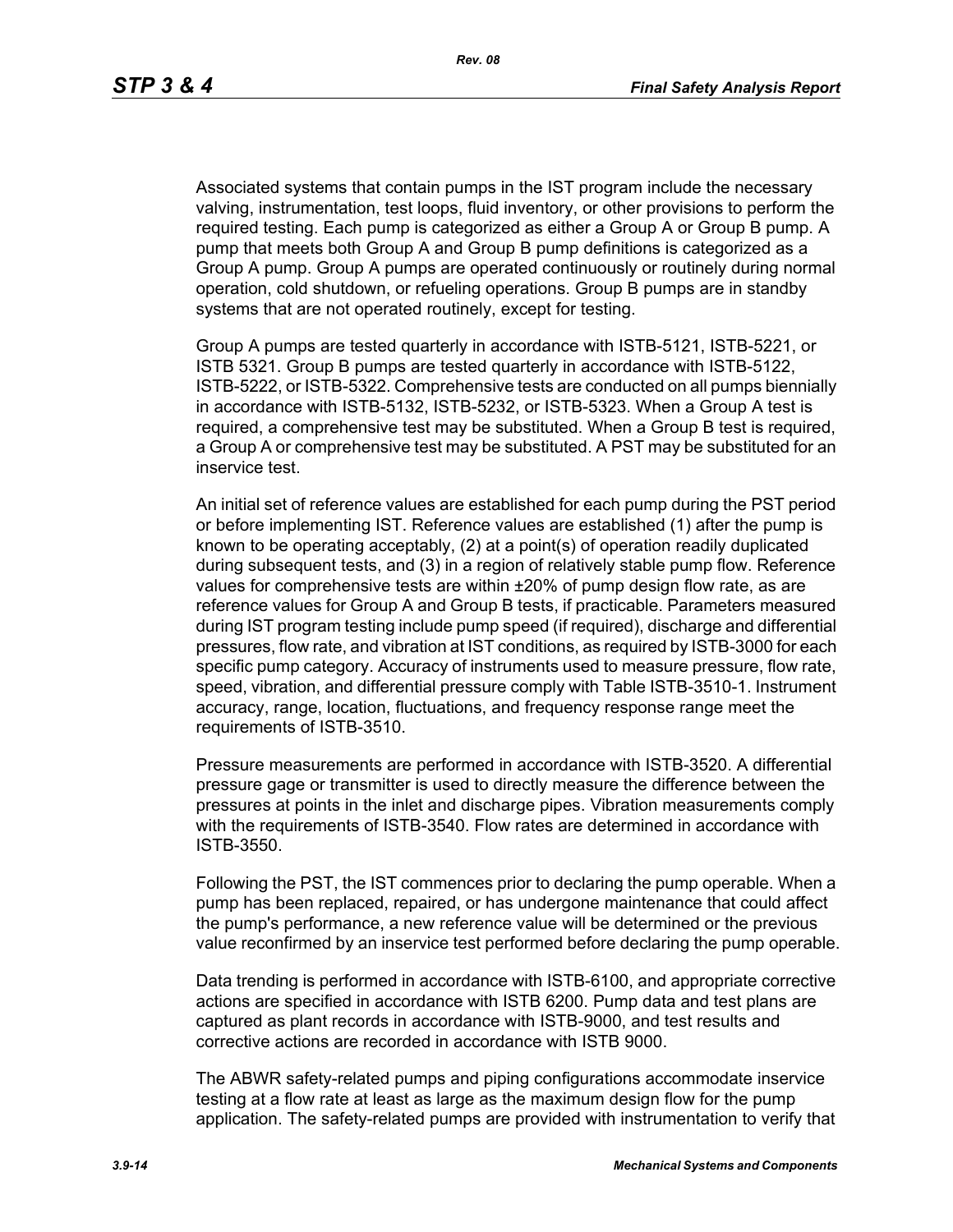Associated systems that contain pumps in the IST program include the necessary valving, instrumentation, test loops, fluid inventory, or other provisions to perform the required testing. Each pump is categorized as either a Group A or Group B pump. A pump that meets both Group A and Group B pump definitions is categorized as a Group A pump. Group A pumps are operated continuously or routinely during normal operation, cold shutdown, or refueling operations. Group B pumps are in standby systems that are not operated routinely, except for testing.

Group A pumps are tested quarterly in accordance with ISTB-5121, ISTB-5221, or ISTB 5321. Group B pumps are tested quarterly in accordance with ISTB-5122, ISTB-5222, or ISTB-5322. Comprehensive tests are conducted on all pumps biennially in accordance with ISTB-5132, ISTB-5232, or ISTB-5323. When a Group A test is required, a comprehensive test may be substituted. When a Group B test is required, a Group A or comprehensive test may be substituted. A PST may be substituted for an inservice test.

An initial set of reference values are established for each pump during the PST period or before implementing IST. Reference values are established (1) after the pump is known to be operating acceptably, (2) at a point(s) of operation readily duplicated during subsequent tests, and (3) in a region of relatively stable pump flow. Reference values for comprehensive tests are within ±20% of pump design flow rate, as are reference values for Group A and Group B tests, if practicable. Parameters measured during IST program testing include pump speed (if required), discharge and differential pressures, flow rate, and vibration at IST conditions, as required by ISTB-3000 for each specific pump category. Accuracy of instruments used to measure pressure, flow rate, speed, vibration, and differential pressure comply with Table ISTB-3510-1. Instrument accuracy, range, location, fluctuations, and frequency response range meet the requirements of ISTB-3510.

Pressure measurements are performed in accordance with ISTB-3520. A differential pressure gage or transmitter is used to directly measure the difference between the pressures at points in the inlet and discharge pipes. Vibration measurements comply with the requirements of ISTB-3540. Flow rates are determined in accordance with ISTB-3550.

Following the PST, the IST commences prior to declaring the pump operable. When a pump has been replaced, repaired, or has undergone maintenance that could affect the pump's performance, a new reference value will be determined or the previous value reconfirmed by an inservice test performed before declaring the pump operable.

Data trending is performed in accordance with ISTB-6100, and appropriate corrective actions are specified in accordance with ISTB 6200. Pump data and test plans are captured as plant records in accordance with ISTB-9000, and test results and corrective actions are recorded in accordance with ISTB 9000.

The ABWR safety-related pumps and piping configurations accommodate inservice testing at a flow rate at least as large as the maximum design flow for the pump application. The safety-related pumps are provided with instrumentation to verify that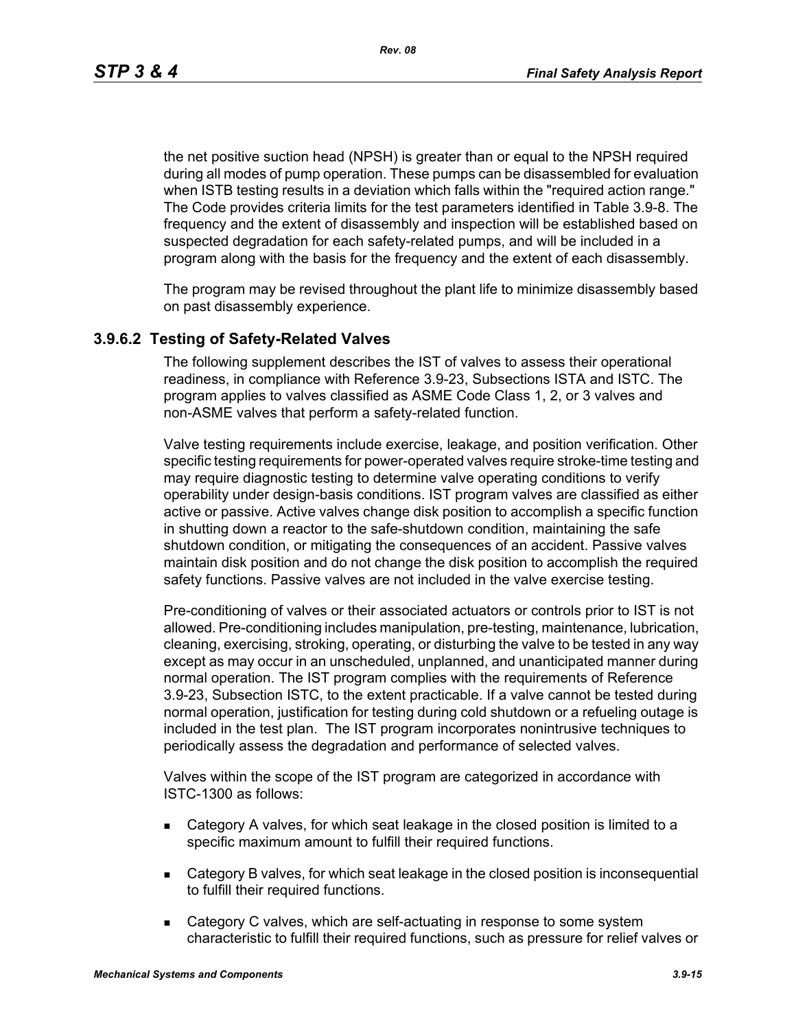the net positive suction head (NPSH) is greater than or equal to the NPSH required during all modes of pump operation. These pumps can be disassembled for evaluation when ISTB testing results in a deviation which falls within the "required action range." The Code provides criteria limits for the test parameters identified in Table 3.9-8. The frequency and the extent of disassembly and inspection will be established based on suspected degradation for each safety-related pumps, and will be included in a program along with the basis for the frequency and the extent of each disassembly.

The program may be revised throughout the plant life to minimize disassembly based on past disassembly experience.

### 3.9.6.2 Testing of Safety-Related Valves

The following supplement describes the IST of valves to assess their operational readiness, in compliance with Reference 3.9-23, Subsections ISTA and ISTC. The program applies to valves classified as ASME Code Class 1, 2, or 3 valves and non-ASME valves that perform a safety-related function.

Valve testing requirements include exercise, leakage, and position verification. Other specific testing requirements for power-operated valves require stroke-time testing and may require diagnostic testing to determine valve operating conditions to verify operability under design-basis conditions. IST program valves are classified as either active or passive. Active valves change disk position to accomplish a specific function in shutting down a reactor to the safe-shutdown condition, maintaining the safe shutdown condition, or mitigating the consequences of an accident. Passive valves maintain disk position and do not change the disk position to accomplish the required safety functions. Passive valves are not included in the valve exercise testing.

Pre-conditioning of valves or their associated actuators or controls prior to IST is not allowed. Pre-conditioning includes manipulation, pre-testing, maintenance, lubrication, cleaning, exercising, stroking, operating, or disturbing the valve to be tested in any way except as may occur in an unscheduled, unplanned, and unanticipated manner during normal operation. The IST program complies with the requirements of Reference 3.9-23, Subsection ISTC, to the extent practicable. If a valve cannot be tested during normal operation, justification for testing during cold shutdown or a refueling outage is included in the test plan. The IST program incorporates nonintrusive techniques to periodically assess the degradation and performance of selected valves.

Valves within the scope of the IST program are categorized in accordance with ISTC-1300 as follows:

- Category A valves, for which seat leakage in the closed position is limited to a specific maximum amount to fulfill their required functions.
- Category B valves, for which seat leakage in the closed position is inconsequential to fulfill their required functions.
- Category C valves, which are self-actuating in response to some system characteristic to fulfill their required functions, such as pressure for relief valves or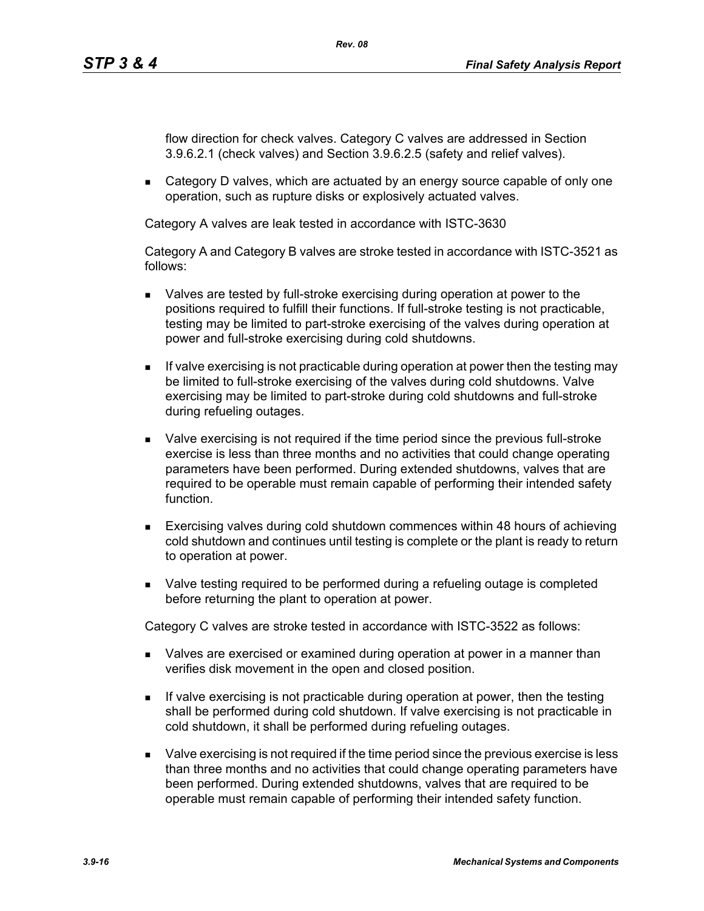flow direction for check valves. Category C valves are addressed in Section 3.9.6.2.1 (check valves) and Section 3.9.6.2.5 (safety and relief valves).

- Category D valves, which are actuated by an energy source capable of only one operation, such as rupture disks or explosively actuated valves.

Category A valves are leak tested in accordance with ISTC-3630

Category A and Category B valves are stroke tested in accordance with ISTC-3521 as follows:

- Valves are tested by full-stroke exercising during operation at power to the positions required to fulfill their functions. If full-stroke testing is not practicable, testing may be limited to part-stroke exercising of the valves during operation at power and full-stroke exercising during cold shutdowns.
- If valve exercising is not practicable during operation at power then the testing may be limited to full-stroke exercising of the valves during cold shutdowns. Valve exercising may be limited to part-stroke during cold shutdowns and full-stroke during refueling outages.
- Valve exercising is not required if the time period since the previous full-stroke exercise is less than three months and no activities that could change operating parameters have been performed. During extended shutdowns, valves that are required to be operable must remain capable of performing their intended safety function.
- Exercising valves during cold shutdown commences within 48 hours of achieving cold shutdown and continues until testing is complete or the plant is ready to return to operation at power.
- Valve testing required to be performed during a refueling outage is completed before returning the plant to operation at power.

Category C valves are stroke tested in accordance with ISTC-3522 as follows:

- Valves are exercised or examined during operation at power in a manner than verifies disk movement in the open and closed position.
- If valve exercising is not practicable during operation at power, then the testing shall be performed during cold shutdown. If valve exercising is not practicable in cold shutdown, it shall be performed during refueling outages.
- Valve exercising is not required if the time period since the previous exercise is less than three months and no activities that could change operating parameters have been performed. During extended shutdowns, valves that are required to be operable must remain capable of performing their intended safety function.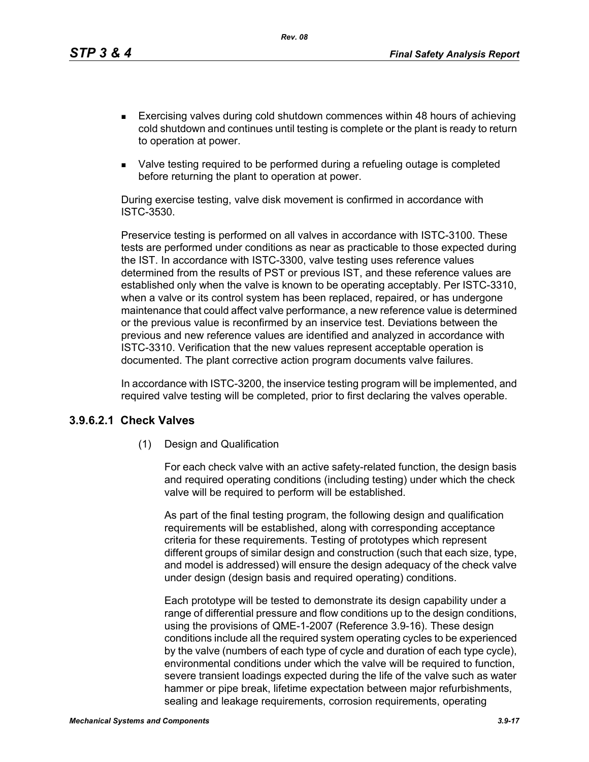- Exercising valves during cold shutdown commences within 48 hours of achieving cold shutdown and continues until testing is complete or the plant is ready to return to operation at power.

- Valve testing required to be performed during a refueling outage is completed before returning the plant to operation at power.

During exercise testing, valve disk movement is confirmed in accordance with ISTC-3530.

Preservice testing is performed on all valves in accordance with ISTC-3100. These tests are performed under conditions as near as practicable to those expected during the IST. In accordance with ISTC-3300, valve testing uses reference values determined from the results of PST or previous IST, and these reference values are established only when the valve is known to be operating acceptably. Per ISTC-3310, when a valve or its control system has been replaced, repaired, or has undergone maintenance that could affect valve performance, a new reference value is determined or the previous value is reconfirmed by an inservice test. Deviations between the previous and new reference values are identified and analyzed in accordance with ISTC-3310. Verification that the new values represent acceptable operation is documented. The plant corrective action program documents valve failures.

In accordance with ISTC-3200, the inservice testing program will be implemented, and required valve testing will be completed, prior to first declaring the valves operable.

### 3.9.6.2.1 Check Valves

(1) Design and Qualification

For each check valve with an active safety-related function, the design basis and required operating conditions (including testing) under which the check valve will be required to perform will be established.

As part of the final testing program, the following design and qualification requirements will be established, along with corresponding acceptance criteria for these requirements. Testing of prototypes which represent different groups of similar design and construction (such that each size, type, and model is addressed) will ensure the design adequacy of the check valve under design (design basis and required operating) conditions.

Each prototype will be tested to demonstrate its design capability under a range of differential pressure and flow conditions up to the design conditions, using the provisions of QME-1-2007 (Reference 3.9-16). These design conditions include all the required system operating cycles to be experienced by the valve (numbers of each type of cycle and duration of each type cycle), environmental conditions under which the valve will be required to function, severe transient loadings expected during the life of the valve such as water hammer or pipe break, lifetime expectation between major refurbishments, sealing and leakage requirements, corrosion requirements, operating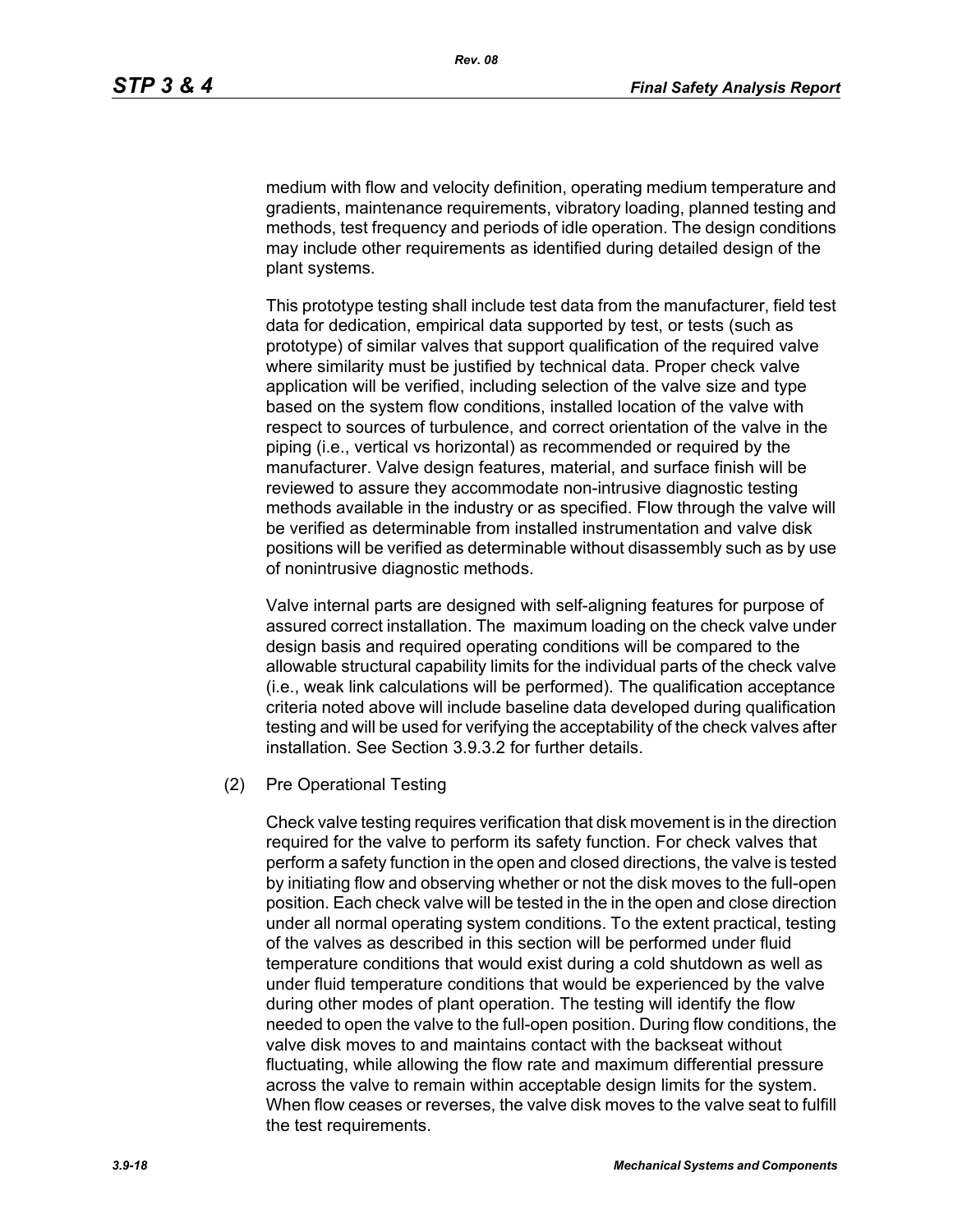medium with flow and velocity definition, operating medium temperature and gradients, maintenance requirements, vibratory loading, planned testing and methods, test frequency and periods of idle operation. The design conditions may include other requirements as identified during detailed design of the plant systems.

This prototype testing shall include test data from the manufacturer, field test data for dedication, empirical data supported by test, or tests (such as prototype) of similar valves that support qualification of the required valve where similarity must be justified by technical data. Proper check valve application will be verified, including selection of the valve size and type based on the system flow conditions, installed location of the valve with respect to sources of turbulence, and correct orientation of the valve in the piping (i.e., vertical vs horizontal) as recommended or required by the manufacturer. Valve design features, material, and surface finish will be reviewed to assure they accommodate non-intrusive diagnostic testing methods available in the industry or as specified. Flow through the valve will be verified as determinable from installed instrumentation and valve disk positions will be verified as determinable without disassembly such as by use of nonintrusive diagnostic methods.

Valve internal parts are designed with self-aligning features for purpose of assured correct installation. The maximum loading on the check valve under design basis and required operating conditions will be compared to the allowable structural capability limits for the individual parts of the check valve (i.e., weak link calculations will be performed). The qualification acceptance criteria noted above will include baseline data developed during qualification testing and will be used for verifying the acceptability of the check valves after installation. See Section 3.9.3.2 for further details.

(2) Pre Operational Testing

Check valve testing requires verification that disk movement is in the direction required for the valve to perform its safety function. For check valves that perform a safety function in the open and closed directions, the valve is tested by initiating flow and observing whether or not the disk moves to the full-open position. Each check valve will be tested in the in the open and close direction under all normal operating system conditions. To the extent practical, testing of the valves as described in this section will be performed under fluid temperature conditions that would exist during a cold shutdown as well as under fluid temperature conditions that would be experienced by the valve during other modes of plant operation. The testing will identify the flow needed to open the valve to the full-open position. During flow conditions, the valve disk moves to and maintains contact with the backseat without fluctuating, while allowing the flow rate and maximum differential pressure across the valve to remain within acceptable design limits for the system. When flow ceases or reverses, the valve disk moves to the valve seat to fulfill the test requirements.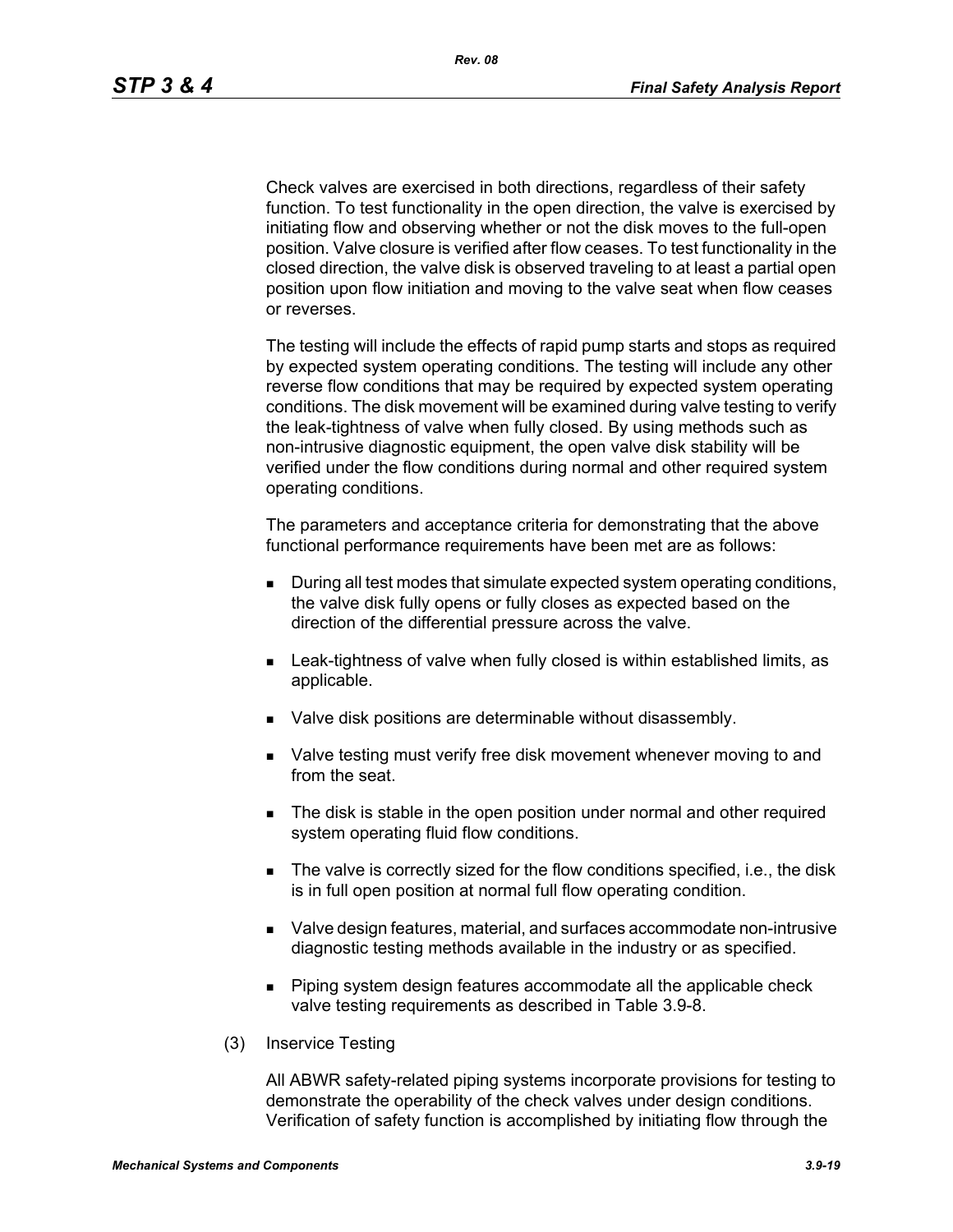Check valves are exercised in both directions, regardless of their safety function. To test functionality in the open direction, the valve is exercised by initiating flow and observing whether or not the disk moves to the full-open position. Valve closure is verified after flow ceases. To test functionality in the closed direction, the valve disk is observed traveling to at least a partial open position upon flow initiation and moving to the valve seat when flow ceases or reverses.

The testing will include the effects of rapid pump starts and stops as required by expected system operating conditions. The testing will include any other reverse flow conditions that may be required by expected system operating conditions. The disk movement will be examined during valve testing to verify the leak-tightness of valve when fully closed. By using methods such as non-intrusive diagnostic equipment, the open valve disk stability will be verified under the flow conditions during normal and other required system operating conditions.

The parameters and acceptance criteria for demonstrating that the above functional performance requirements have been met are as follows:

- During all test modes that simulate expected system operating conditions, the valve disk fully opens or fully closes as expected based on the direction of the differential pressure across the valve.
- Leak-tightness of valve when fully closed is within established limits, as applicable.
- Valve disk positions are determinable without disassembly.
- Valve testing must verify free disk movement whenever moving to and from the seat.
- The disk is stable in the open position under normal and other required system operating fluid flow conditions.
- The valve is correctly sized for the flow conditions specified, i.e., the disk is in full open position at normal full flow operating condition.
- Valve design features, material, and surfaces accommodate non-intrusive diagnostic testing methods available in the industry or as specified.
- Piping system design features accommodate all the applicable check valve testing requirements as described in Table 3.9-8.

(3) Inservice Testing

All ABWR safety-related piping systems incorporate provisions for testing to demonstrate the operability of the check valves under design conditions. Verification of safety function is accomplished by initiating flow through the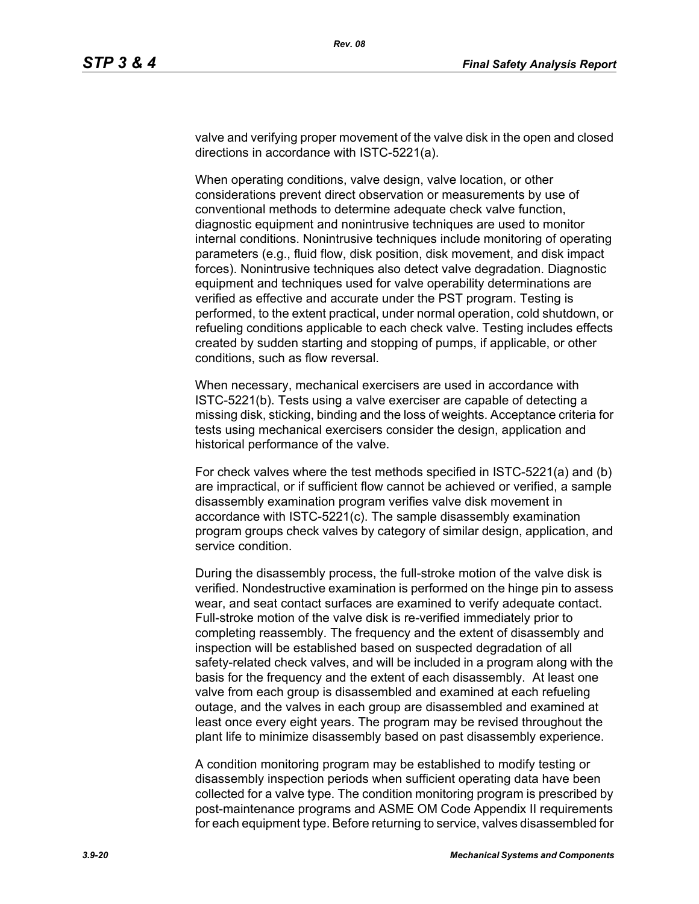valve and verifying proper movement of the valve disk in the open and closed directions in accordance with ISTC-5221(a).

When operating conditions, valve design, valve location, or other considerations prevent direct observation or measurements by use of conventional methods to determine adequate check valve function, diagnostic equipment and nonintrusive techniques are used to monitor internal conditions. Nonintrusive techniques include monitoring of operating parameters (e.g., fluid flow, disk position, disk movement, and disk impact forces). Nonintrusive techniques also detect valve degradation. Diagnostic equipment and techniques used for valve operability determinations are verified as effective and accurate under the PST program. Testing is performed, to the extent practical, under normal operation, cold shutdown, or refueling conditions applicable to each check valve. Testing includes effects created by sudden starting and stopping of pumps, if applicable, or other conditions, such as flow reversal.

When necessary, mechanical exercisers are used in accordance with ISTC-5221(b). Tests using a valve exerciser are capable of detecting a missing disk, sticking, binding and the loss of weights. Acceptance criteria for tests using mechanical exercisers consider the design, application and historical performance of the valve.

For check valves where the test methods specified in ISTC-5221(a) and (b) are impractical, or if sufficient flow cannot be achieved or verified, a sample disassembly examination program verifies valve disk movement in accordance with ISTC-5221(c). The sample disassembly examination program groups check valves by category of similar design, application, and service condition.

During the disassembly process, the full-stroke motion of the valve disk is verified. Nondestructive examination is performed on the hinge pin to assess wear, and seat contact surfaces are examined to verify adequate contact. Full-stroke motion of the valve disk is re-verified immediately prior to completing reassembly. The frequency and the extent of disassembly and inspection will be established based on suspected degradation of all safety-related check valves, and will be included in a program along with the basis for the frequency and the extent of each disassembly. At least one valve from each group is disassembled and examined at each refueling outage, and the valves in each group are disassembled and examined at least once every eight years. The program may be revised throughout the plant life to minimize disassembly based on past disassembly experience.

A condition monitoring program may be established to modify testing or disassembly inspection periods when sufficient operating data have been collected for a valve type. The condition monitoring program is prescribed by post-maintenance programs and ASME OM Code Appendix II requirements for each equipment type. Before returning to service, valves disassembled for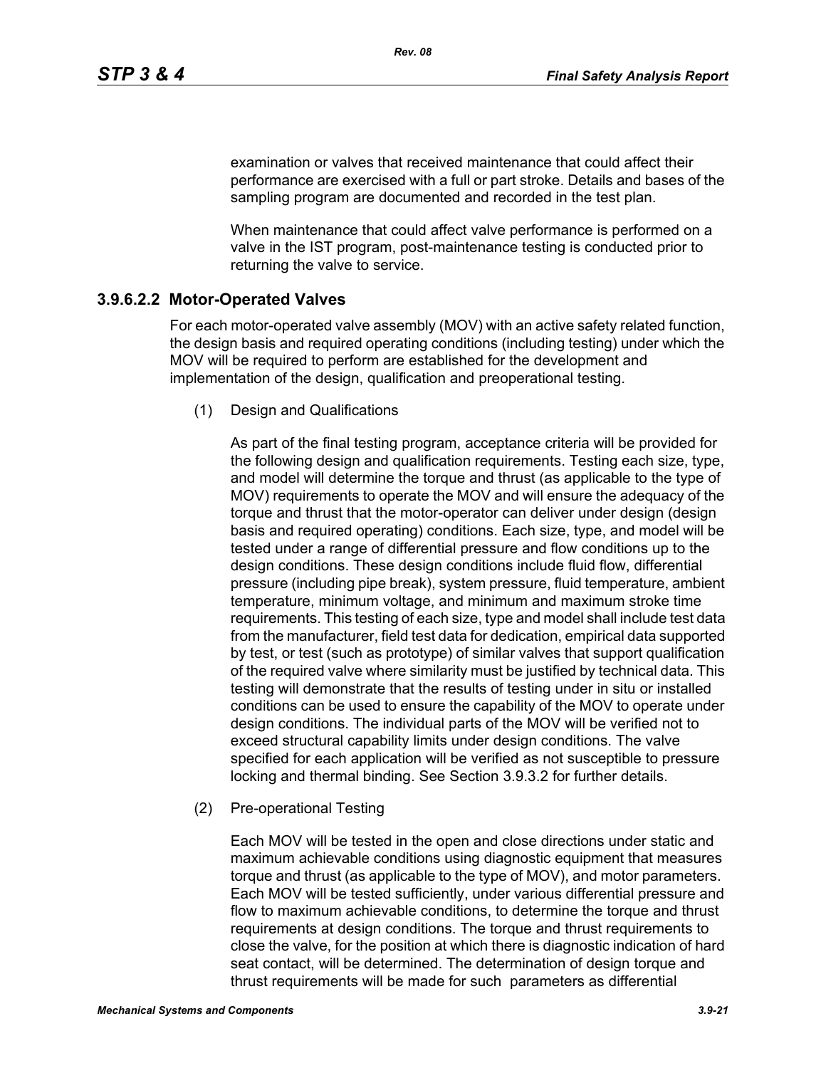examination or valves that received maintenance that could affect their performance are exercised with a full or part stroke. Details and bases of the sampling program are documented and recorded in the test plan.

When maintenance that could affect valve performance is performed on a valve in the IST program, post-maintenance testing is conducted prior to returning the valve to service.

### 3.9.6.2.2 Motor-Operated Valves

For each motor-operated valve assembly (MOV) with an active safety related function, the design basis and required operating conditions (including testing) under which the MOV will be required to perform are established for the development and implementation of the design, qualification and preoperational testing.

(1) Design and Qualifications

As part of the final testing program, acceptance criteria will be provided for the following design and qualification requirements. Testing each size, type, and model will determine the torque and thrust (as applicable to the type of MOV) requirements to operate the MOV and will ensure the adequacy of the torque and thrust that the motor-operator can deliver under design (design basis and required operating) conditions. Each size, type, and model will be tested under a range of differential pressure and flow conditions up to the design conditions. These design conditions include fluid flow, differential pressure (including pipe break), system pressure, fluid temperature, ambient temperature, minimum voltage, and minimum and maximum stroke time requirements. This testing of each size, type and model shall include test data from the manufacturer, field test data for dedication, empirical data supported by test, or test (such as prototype) of similar valves that support qualification of the required valve where similarity must be justified by technical data. This testing will demonstrate that the results of testing under in situ or installed conditions can be used to ensure the capability of the MOV to operate under design conditions. The individual parts of the MOV will be verified not to exceed structural capability limits under design conditions. The valve specified for each application will be verified as not susceptible to pressure locking and thermal binding. See Section 3.9.3.2 for further details.

(2) Pre-operational Testing

Each MOV will be tested in the open and close directions under static and maximum achievable conditions using diagnostic equipment that measures torque and thrust (as applicable to the type of MOV), and motor parameters. Each MOV will be tested sufficiently, under various differential pressure and flow to maximum achievable conditions, to determine the torque and thrust requirements at design conditions. The torque and thrust requirements to close the valve, for the position at which there is diagnostic indication of hard seat contact, will be determined. The determination of design torque and thrust requirements will be made for such parameters as differential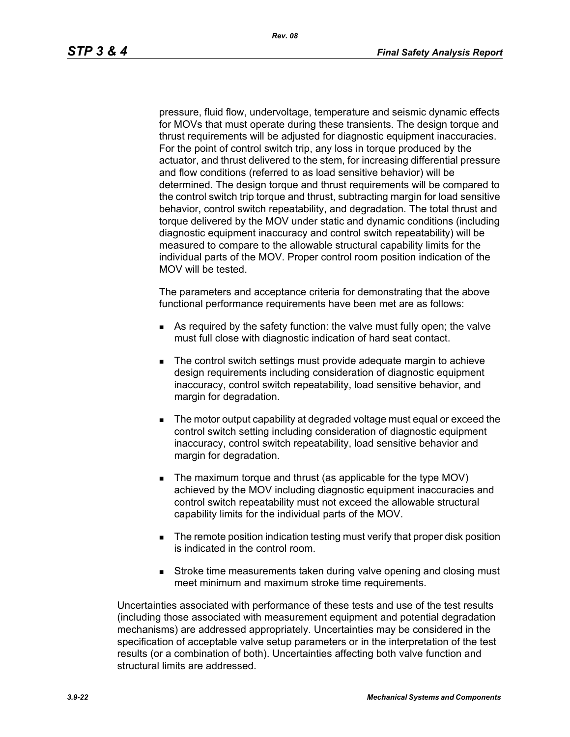pressure, fluid flow, undervoltage, temperature and seismic dynamic effects for MOVs that must operate during these transients. The design torque and thrust requirements will be adjusted for diagnostic equipment inaccuracies. For the point of control switch trip, any loss in torque produced by the actuator, and thrust delivered to the stem, for increasing differential pressure and flow conditions (referred to as load sensitive behavior) will be determined. The design torque and thrust requirements will be compared to the control switch trip torque and thrust, subtracting margin for load sensitive behavior, control switch repeatability, and degradation. The total thrust and torque delivered by the MOV under static and dynamic conditions (including diagnostic equipment inaccuracy and control switch repeatability) will be measured to compare to the allowable structural capability limits for the individual parts of the MOV. Proper control room position indication of the MOV will be tested.

The parameters and acceptance criteria for demonstrating that the above functional performance requirements have been met are as follows:

- As required by the safety function: the valve must fully open; the valve must full close with diagnostic indication of hard seat contact.
- The control switch settings must provide adequate margin to achieve design requirements including consideration of diagnostic equipment inaccuracy, control switch repeatability, load sensitive behavior, and margin for degradation.
- The motor output capability at degraded voltage must equal or exceed the control switch setting including consideration of diagnostic equipment inaccuracy, control switch repeatability, load sensitive behavior and margin for degradation.
- The maximum torque and thrust (as applicable for the type MOV) achieved by the MOV including diagnostic equipment inaccuracies and control switch repeatability must not exceed the allowable structural capability limits for the individual parts of the MOV.
- The remote position indication testing must verify that proper disk position is indicated in the control room.
- Stroke time measurements taken during valve opening and closing must meet minimum and maximum stroke time requirements.

Uncertainties associated with performance of these tests and use of the test results (including those associated with measurement equipment and potential degradation mechanisms) are addressed appropriately. Uncertainties may be considered in the specification of acceptable valve setup parameters or in the interpretation of the test results (or a combination of both). Uncertainties affecting both valve function and structural limits are addressed.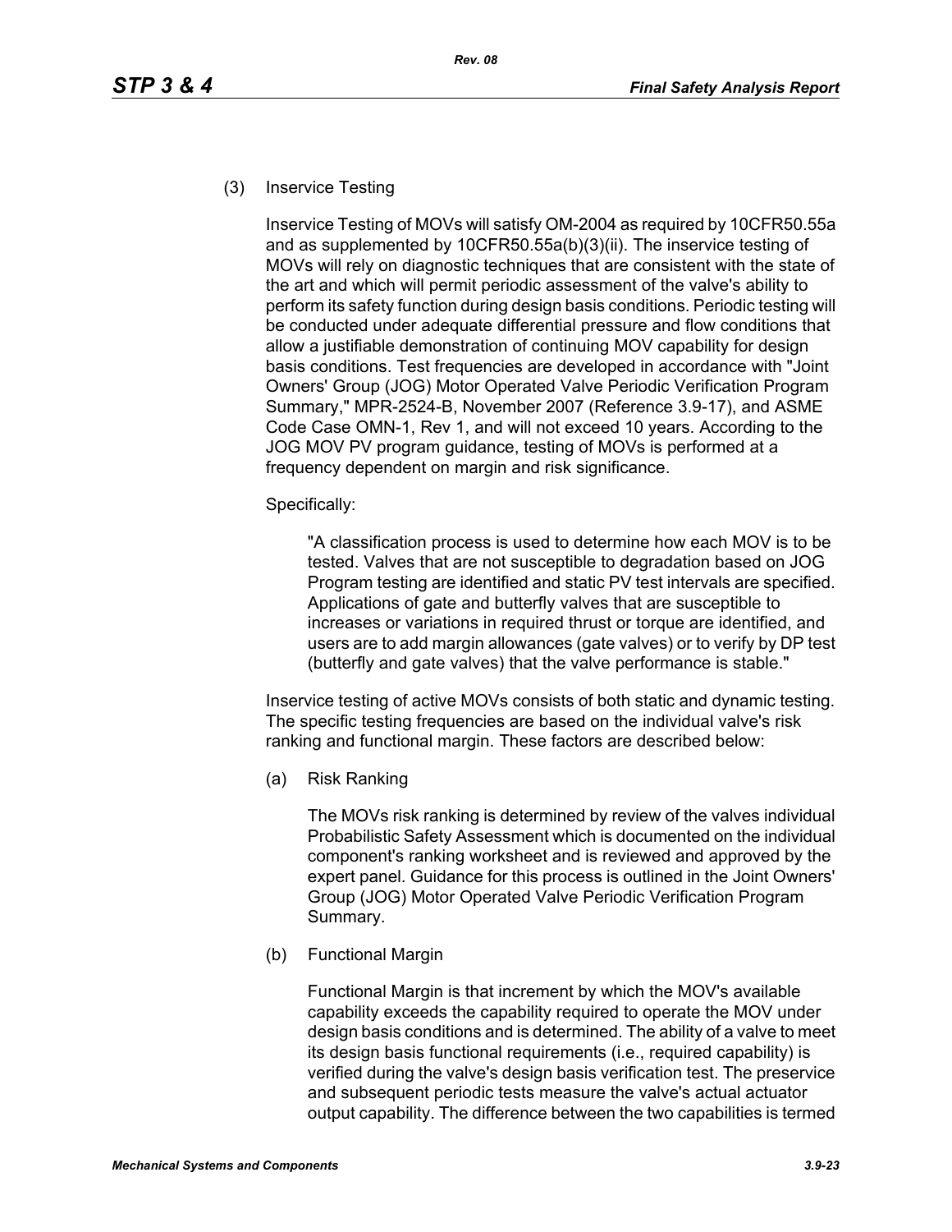(3) Inservice Testing

Inservice Testing of MOVs will satisfy OM-2004 as required by 10CFR50.55a and as supplemented by 10CFR50.55a(b)(3)(ii). The inservice testing of MOVs will rely on diagnostic techniques that are consistent with the state of the art and which will permit periodic assessment of the valve's ability to perform its safety function during design basis conditions. Periodic testing will be conducted under adequate differential pressure and flow conditions that allow a justifiable demonstration of continuing MOV capability for design basis conditions. Test frequencies are developed in accordance with "Joint Owners' Group (JOG) Motor Operated Valve Periodic Verification Program Summary," MPR-2524-B, November 2007 (Reference 3.9-17), and ASME Code Case OMN-1, Rev 1, and will not exceed 10 years. According to the JOG MOV PV program guidance, testing of MOVs is performed at a frequency dependent on margin and risk significance.

Specifically:

> "A classification process is used to determine how each MOV is to be tested. Valves that are not susceptible to degradation based on JOG Program testing are identified and static PV test intervals are specified. Applications of gate and butterfly valves that are susceptible to increases or variations in required thrust or torque are identified, and users are to add margin allowances (gate valves) or to verify by DP test (butterfly and gate valves) that the valve performance is stable."

Inservice testing of active MOVs consists of both static and dynamic testing. The specific testing frequencies are based on the individual valve's risk ranking and functional margin. These factors are described below:

(a) Risk Ranking

The MOVs risk ranking is determined by review of the valves individual Probabilistic Safety Assessment which is documented on the individual component's ranking worksheet and is reviewed and approved by the expert panel. Guidance for this process is outlined in the Joint Owners' Group (JOG) Motor Operated Valve Periodic Verification Program Summary.

(b) Functional Margin

Functional Margin is that increment by which the MOV's available capability exceeds the capability required to operate the MOV under design basis conditions and is determined. The ability of a valve to meet its design basis functional requirements (i.e., required capability) is verified during the valve's design basis verification test. The preservice and subsequent periodic tests measure the valve's actual actuator output capability. The difference between the two capabilities is termed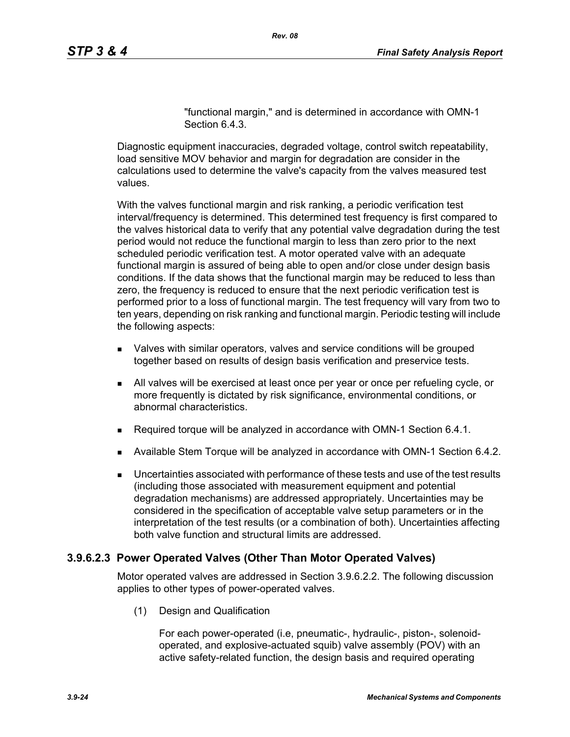"functional margin," and is determined in accordance with OMN-1 Section 6.4.3.

Diagnostic equipment inaccuracies, degraded voltage, control switch repeatability, load sensitive MOV behavior and margin for degradation are consider in the calculations used to determine the valve's capacity from the valves measured test values.

With the valves functional margin and risk ranking, a periodic verification test interval/frequency is determined. This determined test frequency is first compared to the valves historical data to verify that any potential valve degradation during the test period would not reduce the functional margin to less than zero prior to the next scheduled periodic verification test. A motor operated valve with an adequate functional margin is assured of being able to open and/or close under design basis conditions. If the data shows that the functional margin may be reduced to less than zero, the frequency is reduced to ensure that the next periodic verification test is performed prior to a loss of functional margin. The test frequency will vary from two to ten years, depending on risk ranking and functional margin. Periodic testing will include the following aspects:

- Valves with similar operators, valves and service conditions will be grouped together based on results of design basis verification and preservice tests.
- All valves will be exercised at least once per year or once per refueling cycle, or more frequently is dictated by risk significance, environmental conditions, or abnormal characteristics.
- Required torque will be analyzed in accordance with OMN-1 Section 6.4.1.
- Available Stem Torque will be analyzed in accordance with OMN-1 Section 6.4.2.
- Uncertainties associated with performance of these tests and use of the test results (including those associated with measurement equipment and potential degradation mechanisms) are addressed appropriately. Uncertainties may be considered in the specification of acceptable valve setup parameters or in the interpretation of the test results (or a combination of both). Uncertainties affecting both valve function and structural limits are addressed.

### 3.9.6.2.3 Power Operated Valves (Other Than Motor Operated Valves)

Motor operated valves are addressed in Section 3.9.6.2.2. The following discussion applies to other types of power-operated valves.

(1) Design and Qualification

For each power-operated (i.e, pneumatic-, hydraulic-, piston-, solenoid-operated, and explosive-actuated squib) valve assembly (POV) with an active safety-related function, the design basis and required operating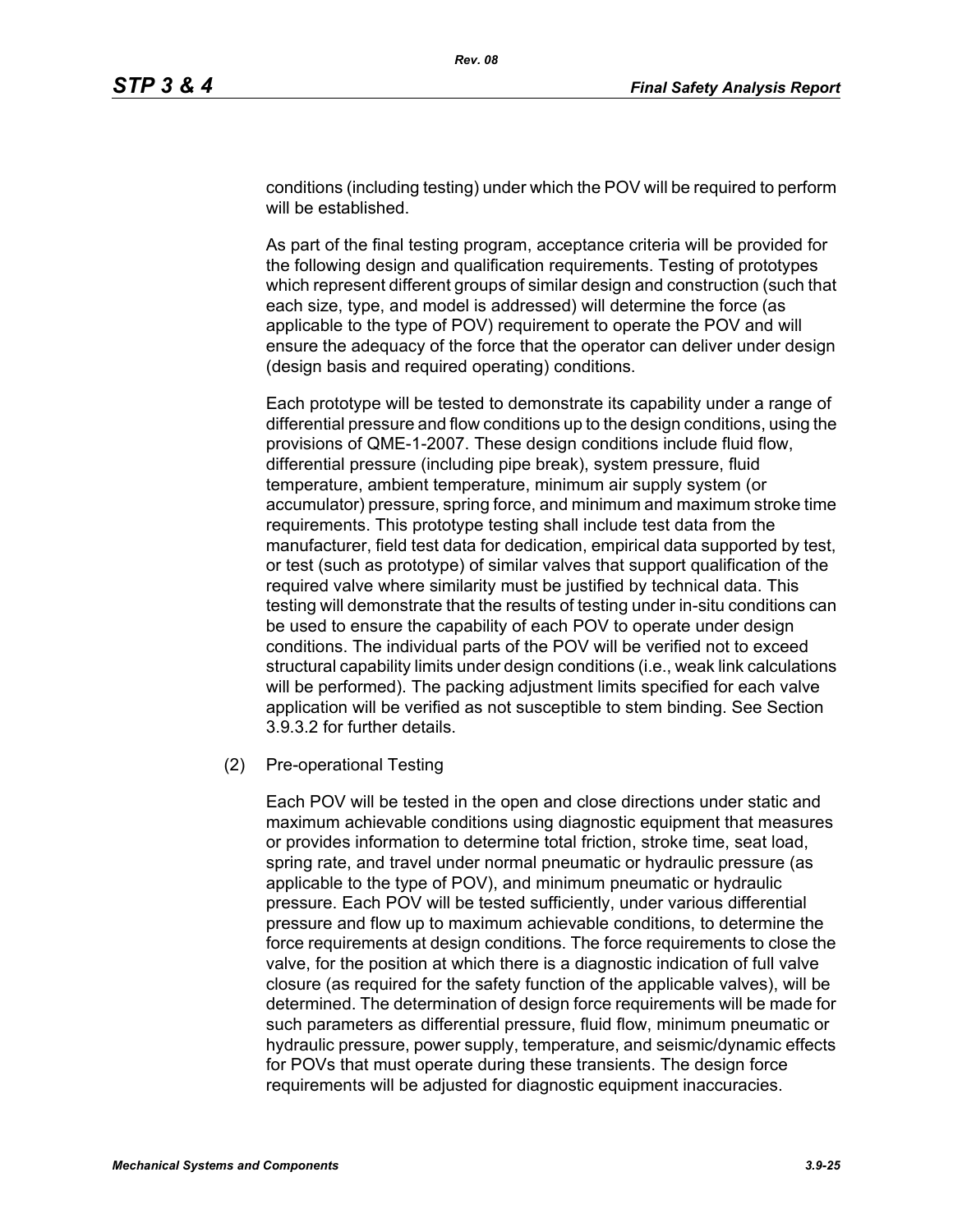conditions (including testing) under which the POV will be required to perform will be established.

As part of the final testing program, acceptance criteria will be provided for the following design and qualification requirements. Testing of prototypes which represent different groups of similar design and construction (such that each size, type, and model is addressed) will determine the force (as applicable to the type of POV) requirement to operate the POV and will ensure the adequacy of the force that the operator can deliver under design (design basis and required operating) conditions.

Each prototype will be tested to demonstrate its capability under a range of differential pressure and flow conditions up to the design conditions, using the provisions of QME-1-2007. These design conditions include fluid flow, differential pressure (including pipe break), system pressure, fluid temperature, ambient temperature, minimum air supply system (or accumulator) pressure, spring force, and minimum and maximum stroke time requirements. This prototype testing shall include test data from the manufacturer, field test data for dedication, empirical data supported by test, or test (such as prototype) of similar valves that support qualification of the required valve where similarity must be justified by technical data. This testing will demonstrate that the results of testing under in-situ conditions can be used to ensure the capability of each POV to operate under design conditions. The individual parts of the POV will be verified not to exceed structural capability limits under design conditions (i.e., weak link calculations will be performed). The packing adjustment limits specified for each valve application will be verified as not susceptible to stem binding. See Section 3.9.3.2 for further details.

(2) Pre-operational Testing

Each POV will be tested in the open and close directions under static and maximum achievable conditions using diagnostic equipment that measures or provides information to determine total friction, stroke time, seat load, spring rate, and travel under normal pneumatic or hydraulic pressure (as applicable to the type of POV), and minimum pneumatic or hydraulic pressure. Each POV will be tested sufficiently, under various differential pressure and flow up to maximum achievable conditions, to determine the force requirements at design conditions. The force requirements to close the valve, for the position at which there is a diagnostic indication of full valve closure (as required for the safety function of the applicable valves), will be determined. The determination of design force requirements will be made for such parameters as differential pressure, fluid flow, minimum pneumatic or hydraulic pressure, power supply, temperature, and seismic/dynamic effects for POVs that must operate during these transients. The design force requirements will be adjusted for diagnostic equipment inaccuracies.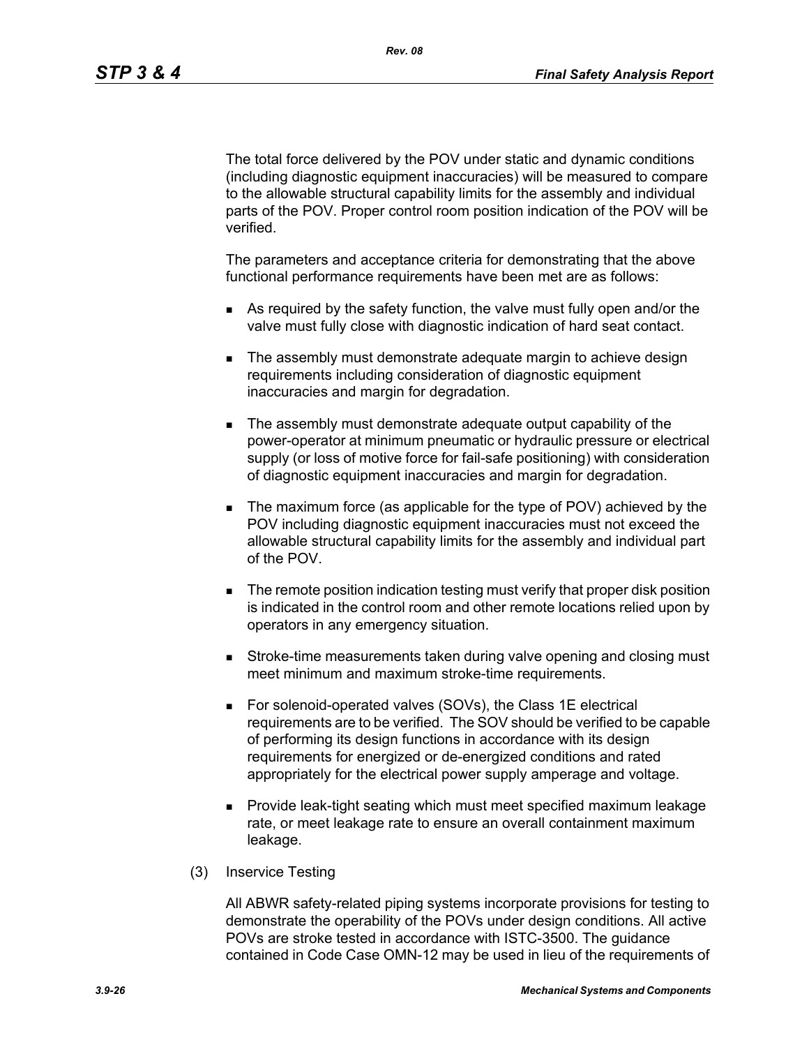The total force delivered by the POV under static and dynamic conditions (including diagnostic equipment inaccuracies) will be measured to compare to the allowable structural capability limits for the assembly and individual parts of the POV. Proper control room position indication of the POV will be verified.

The parameters and acceptance criteria for demonstrating that the above functional performance requirements have been met are as follows:

- As required by the safety function, the valve must fully open and/or the valve must fully close with diagnostic indication of hard seat contact.
- The assembly must demonstrate adequate margin to achieve design requirements including consideration of diagnostic equipment inaccuracies and margin for degradation.
- The assembly must demonstrate adequate output capability of the power-operator at minimum pneumatic or hydraulic pressure or electrical supply (or loss of motive force for fail-safe positioning) with consideration of diagnostic equipment inaccuracies and margin for degradation.
- The maximum force (as applicable for the type of POV) achieved by the POV including diagnostic equipment inaccuracies must not exceed the allowable structural capability limits for the assembly and individual part of the POV.
- The remote position indication testing must verify that proper disk position is indicated in the control room and other remote locations relied upon by operators in any emergency situation.
- Stroke-time measurements taken during valve opening and closing must meet minimum and maximum stroke-time requirements.
- For solenoid-operated valves (SOVs), the Class 1E electrical requirements are to be verified. The SOV should be verified to be capable of performing its design functions in accordance with its design requirements for energized or de-energized conditions and rated appropriately for the electrical power supply amperage and voltage.
- Provide leak-tight seating which must meet specified maximum leakage rate, or meet leakage rate to ensure an overall containment maximum leakage.

(3) Inservice Testing

All ABWR safety-related piping systems incorporate provisions for testing to demonstrate the operability of the POVs under design conditions. All active POVs are stroke tested in accordance with ISTC-3500. The guidance contained in Code Case OMN-12 may be used in lieu of the requirements of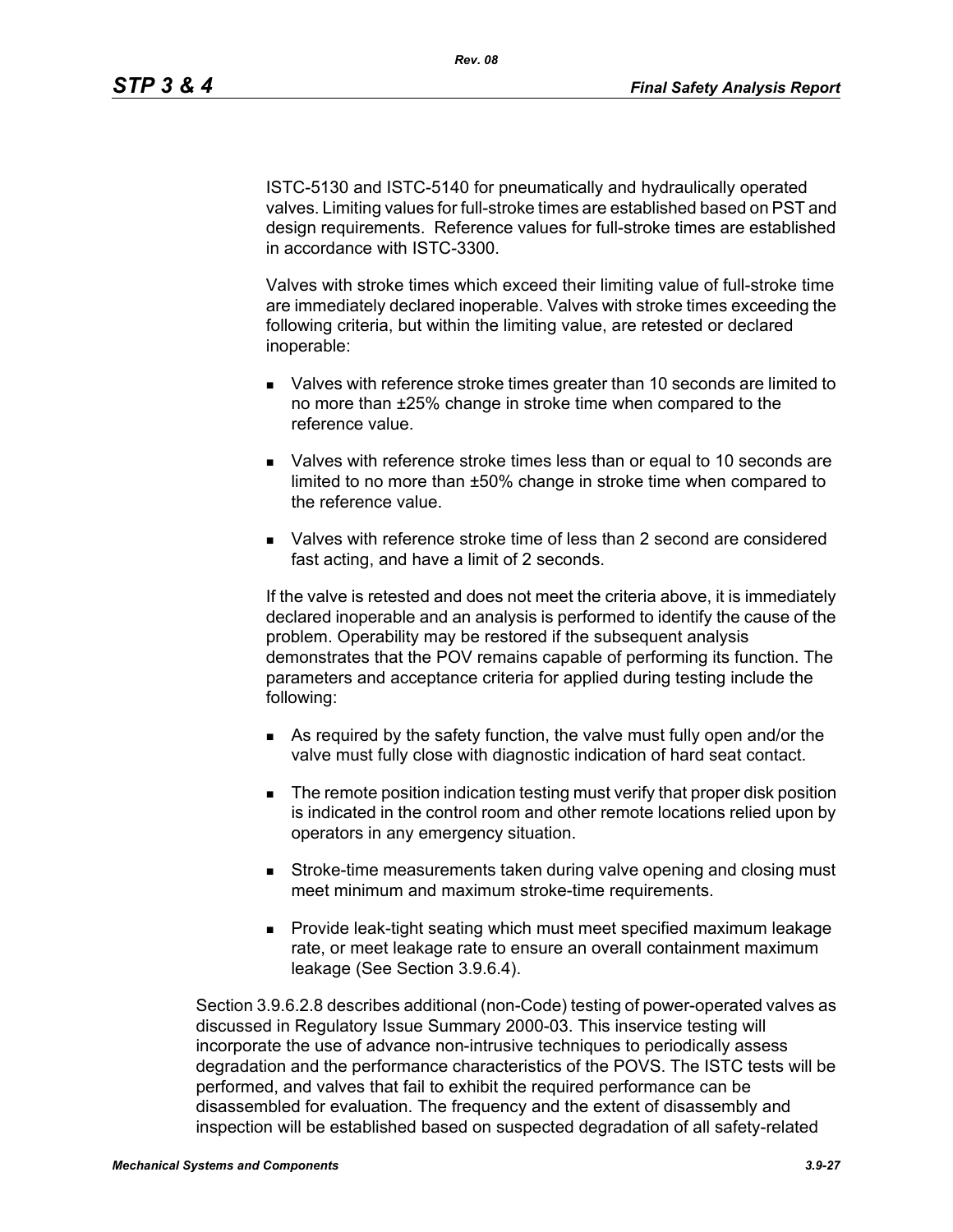ISTC-5130 and ISTC-5140 for pneumatically and hydraulically operated valves. Limiting values for full-stroke times are established based on PST and design requirements. Reference values for full-stroke times are established in accordance with ISTC-3300.

Valves with stroke times which exceed their limiting value of full-stroke time are immediately declared inoperable. Valves with stroke times exceeding the following criteria, but within the limiting value, are retested or declared inoperable:

- Valves with reference stroke times greater than 10 seconds are limited to no more than ±25% change in stroke time when compared to the reference value.
- Valves with reference stroke times less than or equal to 10 seconds are limited to no more than ±50% change in stroke time when compared to the reference value.
- Valves with reference stroke time of less than 2 second are considered fast acting, and have a limit of 2 seconds.

If the valve is retested and does not meet the criteria above, it is immediately declared inoperable and an analysis is performed to identify the cause of the problem. Operability may be restored if the subsequent analysis demonstrates that the POV remains capable of performing its function. The parameters and acceptance criteria for applied during testing include the following:

- As required by the safety function, the valve must fully open and/or the valve must fully close with diagnostic indication of hard seat contact.
- The remote position indication testing must verify that proper disk position is indicated in the control room and other remote locations relied upon by operators in any emergency situation.
- Stroke-time measurements taken during valve opening and closing must meet minimum and maximum stroke-time requirements.
- Provide leak-tight seating which must meet specified maximum leakage rate, or meet leakage rate to ensure an overall containment maximum leakage (See Section 3.9.6.4).

Section 3.9.6.2.8 describes additional (non-Code) testing of power-operated valves as discussed in Regulatory Issue Summary 2000-03. This inservice testing will incorporate the use of advance non-intrusive techniques to periodically assess degradation and the performance characteristics of the POVS. The ISTC tests will be performed, and valves that fail to exhibit the required performance can be disassembled for evaluation. The frequency and the extent of disassembly and inspection will be established based on suspected degradation of all safety-related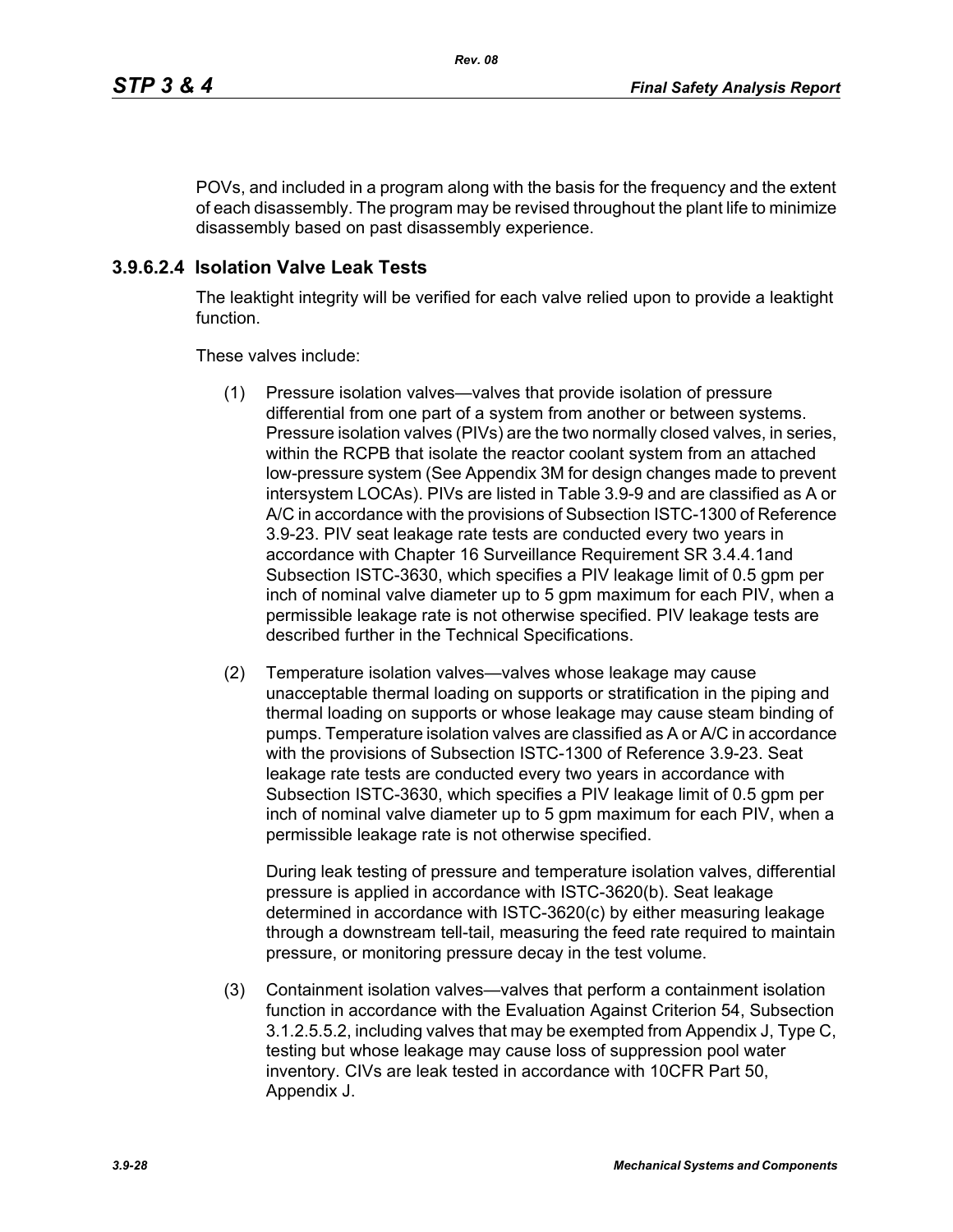POVs, and included in a program along with the basis for the frequency and the extent of each disassembly. The program may be revised throughout the plant life to minimize disassembly based on past disassembly experience.

### 3.9.6.2.4 Isolation Valve Leak Tests

The leaktight integrity will be verified for each valve relied upon to provide a leaktight function.

These valves include:

(1) Pressure isolation valves—valves that provide isolation of pressure differential from one part of a system from another or between systems. Pressure isolation valves (PIVs) are the two normally closed valves, in series, within the RCPB that isolate the reactor coolant system from an attached low-pressure system (See Appendix 3M for design changes made to prevent intersystem LOCAs). PIVs are listed in Table 3.9-9 and are classified as A or A/C in accordance with the provisions of Subsection ISTC-1300 of Reference 3.9-23. PIV seat leakage rate tests are conducted every two years in accordance with Chapter 16 Surveillance Requirement SR 3.4.4.1and Subsection ISTC-3630, which specifies a PIV leakage limit of 0.5 gpm per inch of nominal valve diameter up to 5 gpm maximum for each PIV, when a permissible leakage rate is not otherwise specified. PIV leakage tests are described further in the Technical Specifications.

(2) Temperature isolation valves—valves whose leakage may cause unacceptable thermal loading on supports or stratification in the piping and thermal loading on supports or whose leakage may cause steam binding of pumps. Temperature isolation valves are classified as A or A/C in accordance with the provisions of Subsection ISTC-1300 of Reference 3.9-23. Seat leakage rate tests are conducted every two years in accordance with Subsection ISTC-3630, which specifies a PIV leakage limit of 0.5 gpm per inch of nominal valve diameter up to 5 gpm maximum for each PIV, when a permissible leakage rate is not otherwise specified.

    During leak testing of pressure and temperature isolation valves, differential pressure is applied in accordance with ISTC-3620(b). Seat leakage determined in accordance with ISTC-3620(c) by either measuring leakage through a downstream tell-tail, measuring the feed rate required to maintain pressure, or monitoring pressure decay in the test volume.

(3) Containment isolation valves—valves that perform a containment isolation function in accordance with the Evaluation Against Criterion 54, Subsection 3.1.2.5.5.2, including valves that may be exempted from Appendix J, Type C, testing but whose leakage may cause loss of suppression pool water inventory. CIVs are leak tested in accordance with 10CFR Part 50, Appendix J.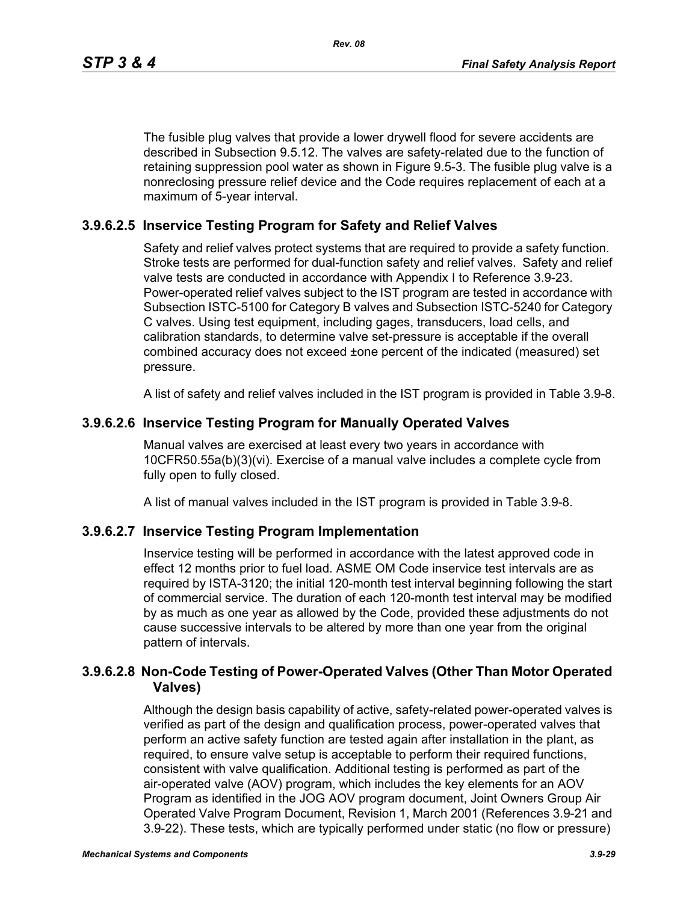The fusible plug valves that provide a lower drywell flood for severe accidents are described in Subsection 9.5.12. The valves are safety-related due to the function of retaining suppression pool water as shown in Figure 9.5-3. The fusible plug valve is a nonreclosing pressure relief device and the Code requires replacement of each at a maximum of 5-year interval.

### 3.9.6.2.5 Inservice Testing Program for Safety and Relief Valves

Safety and relief valves protect systems that are required to provide a safety function. Stroke tests are performed for dual-function safety and relief valves. Safety and relief valve tests are conducted in accordance with Appendix I to Reference 3.9-23. Power-operated relief valves subject to the IST program are tested in accordance with Subsection ISTC-5100 for Category B valves and Subsection ISTC-5240 for Category C valves. Using test equipment, including gages, transducers, load cells, and calibration standards, to determine valve set-pressure is acceptable if the overall combined accuracy does not exceed ±one percent of the indicated (measured) set pressure.

A list of safety and relief valves included in the IST program is provided in Table 3.9-8.

### 3.9.6.2.6 Inservice Testing Program for Manually Operated Valves

Manual valves are exercised at least every two years in accordance with 10CFR50.55a(b)(3)(vi). Exercise of a manual valve includes a complete cycle from fully open to fully closed.

A list of manual valves included in the IST program is provided in Table 3.9-8.

### 3.9.6.2.7 Inservice Testing Program Implementation

Inservice testing will be performed in accordance with the latest approved code in effect 12 months prior to fuel load. ASME OM Code inservice test intervals are as required by ISTA-3120; the initial 120-month test interval beginning following the start of commercial service. The duration of each 120-month test interval may be modified by as much as one year as allowed by the Code, provided these adjustments do not cause successive intervals to be altered by more than one year from the original pattern of intervals.

### 3.9.6.2.8 Non-Code Testing of Power-Operated Valves (Other Than Motor Operated Valves)

Although the design basis capability of active, safety-related power-operated valves is verified as part of the design and qualification process, power-operated valves that perform an active safety function are tested again after installation in the plant, as required, to ensure valve setup is acceptable to perform their required functions, consistent with valve qualification. Additional testing is performed as part of the air-operated valve (AOV) program, which includes the key elements for an AOV Program as identified in the JOG AOV program document, Joint Owners Group Air Operated Valve Program Document, Revision 1, March 2001 (References 3.9-21 and 3.9-22). These tests, which are typically performed under static (no flow or pressure)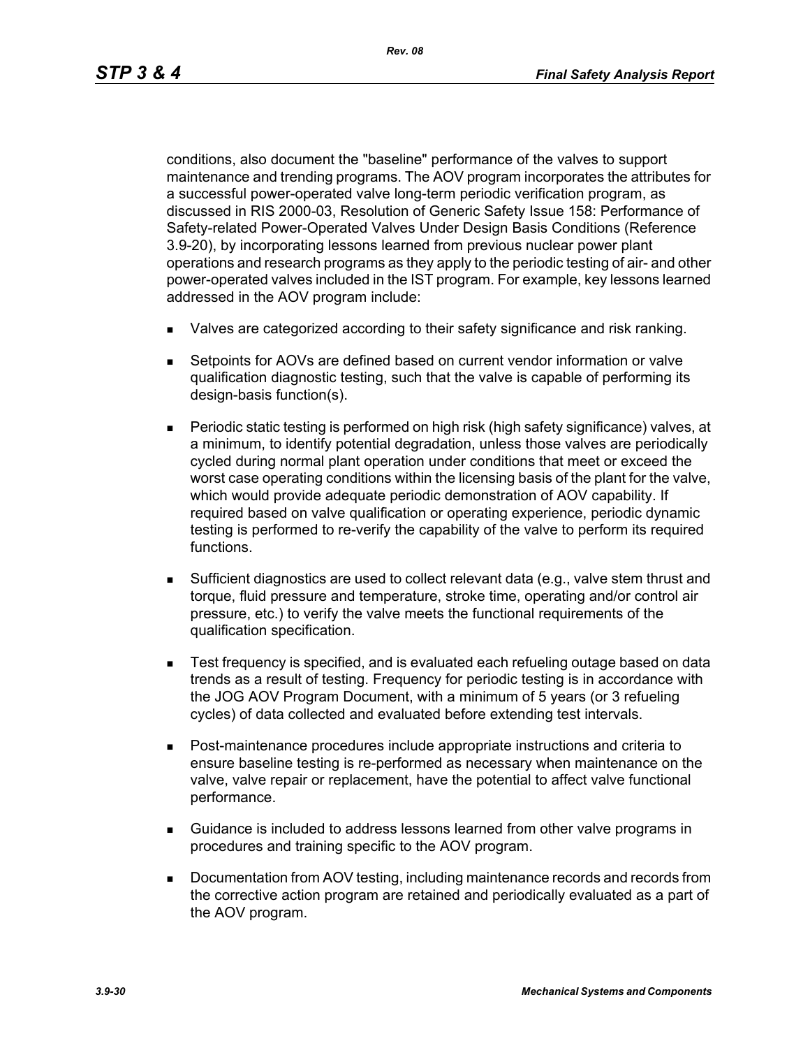conditions, also document the "baseline" performance of the valves to support maintenance and trending programs. The AOV program incorporates the attributes for a successful power-operated valve long-term periodic verification program, as discussed in RIS 2000-03, Resolution of Generic Safety Issue 158: Performance of Safety-related Power-Operated Valves Under Design Basis Conditions (Reference 3.9-20), by incorporating lessons learned from previous nuclear power plant operations and research programs as they apply to the periodic testing of air- and other power-operated valves included in the IST program. For example, key lessons learned addressed in the AOV program include:

- Valves are categorized according to their safety significance and risk ranking.
- Setpoints for AOVs are defined based on current vendor information or valve qualification diagnostic testing, such that the valve is capable of performing its design-basis function(s).
- Periodic static testing is performed on high risk (high safety significance) valves, at a minimum, to identify potential degradation, unless those valves are periodically cycled during normal plant operation under conditions that meet or exceed the worst case operating conditions within the licensing basis of the plant for the valve, which would provide adequate periodic demonstration of AOV capability. If required based on valve qualification or operating experience, periodic dynamic testing is performed to re-verify the capability of the valve to perform its required functions.
- Sufficient diagnostics are used to collect relevant data (e.g., valve stem thrust and torque, fluid pressure and temperature, stroke time, operating and/or control air pressure, etc.) to verify the valve meets the functional requirements of the qualification specification.
- Test frequency is specified, and is evaluated each refueling outage based on data trends as a result of testing. Frequency for periodic testing is in accordance with the JOG AOV Program Document, with a minimum of 5 years (or 3 refueling cycles) of data collected and evaluated before extending test intervals.
- Post-maintenance procedures include appropriate instructions and criteria to ensure baseline testing is re-performed as necessary when maintenance on the valve, valve repair or replacement, have the potential to affect valve functional performance.
- Guidance is included to address lessons learned from other valve programs in procedures and training specific to the AOV program.
- Documentation from AOV testing, including maintenance records and records from the corrective action program are retained and periodically evaluated as a part of the AOV program.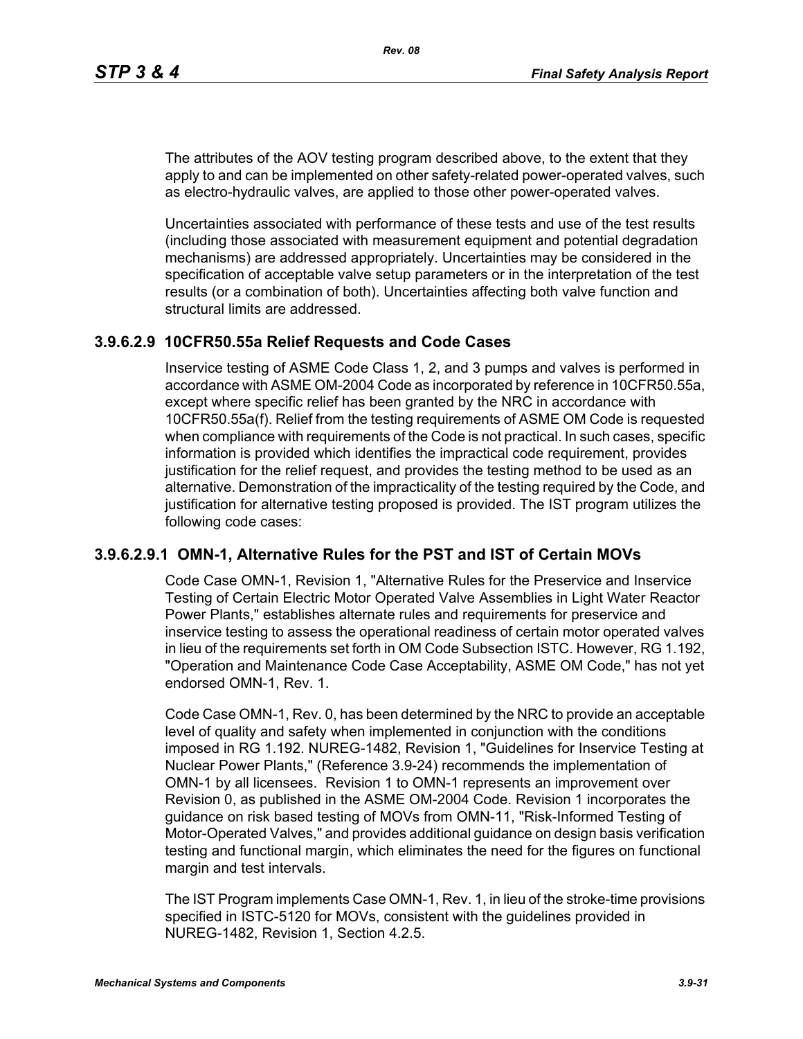The attributes of the AOV testing program described above, to the extent that they apply to and can be implemented on other safety-related power-operated valves, such as electro-hydraulic valves, are applied to those other power-operated valves.

Uncertainties associated with performance of these tests and use of the test results (including those associated with measurement equipment and potential degradation mechanisms) are addressed appropriately. Uncertainties may be considered in the specification of acceptable valve setup parameters or in the interpretation of the test results (or a combination of both). Uncertainties affecting both valve function and structural limits are addressed.

### 3.9.6.2.9 10CFR50.55a Relief Requests and Code Cases

Inservice testing of ASME Code Class 1, 2, and 3 pumps and valves is performed in accordance with ASME OM-2004 Code as incorporated by reference in 10CFR50.55a, except where specific relief has been granted by the NRC in accordance with 10CFR50.55a(f). Relief from the testing requirements of ASME OM Code is requested when compliance with requirements of the Code is not practical. In such cases, specific information is provided which identifies the impractical code requirement, provides justification for the relief request, and provides the testing method to be used as an alternative. Demonstration of the impracticality of the testing required by the Code, and justification for alternative testing proposed is provided. The IST program utilizes the following code cases:

#### 3.9.6.2.9.1 OMN-1, Alternative Rules for the PST and IST of Certain MOVs

Code Case OMN-1, Revision 1, "Alternative Rules for the Preservice and Inservice Testing of Certain Electric Motor Operated Valve Assemblies in Light Water Reactor Power Plants," establishes alternate rules and requirements for preservice and inservice testing to assess the operational readiness of certain motor operated valves in lieu of the requirements set forth in OM Code Subsection ISTC. However, RG 1.192, "Operation and Maintenance Code Case Acceptability, ASME OM Code," has not yet endorsed OMN-1, Rev. 1.

Code Case OMN-1, Rev. 0, has been determined by the NRC to provide an acceptable level of quality and safety when implemented in conjunction with the conditions imposed in RG 1.192. NUREG-1482, Revision 1, "Guidelines for Inservice Testing at Nuclear Power Plants," (Reference 3.9-24) recommends the implementation of OMN-1 by all licensees. Revision 1 to OMN-1 represents an improvement over Revision 0, as published in the ASME OM-2004 Code. Revision 1 incorporates the guidance on risk based testing of MOVs from OMN-11, "Risk-Informed Testing of Motor-Operated Valves," and provides additional guidance on design basis verification testing and functional margin, which eliminates the need for the figures on functional margin and test intervals.

The IST Program implements Case OMN-1, Rev. 1, in lieu of the stroke-time provisions specified in ISTC-5120 for MOVs, consistent with the guidelines provided in NUREG-1482, Revision 1, Section 4.2.5.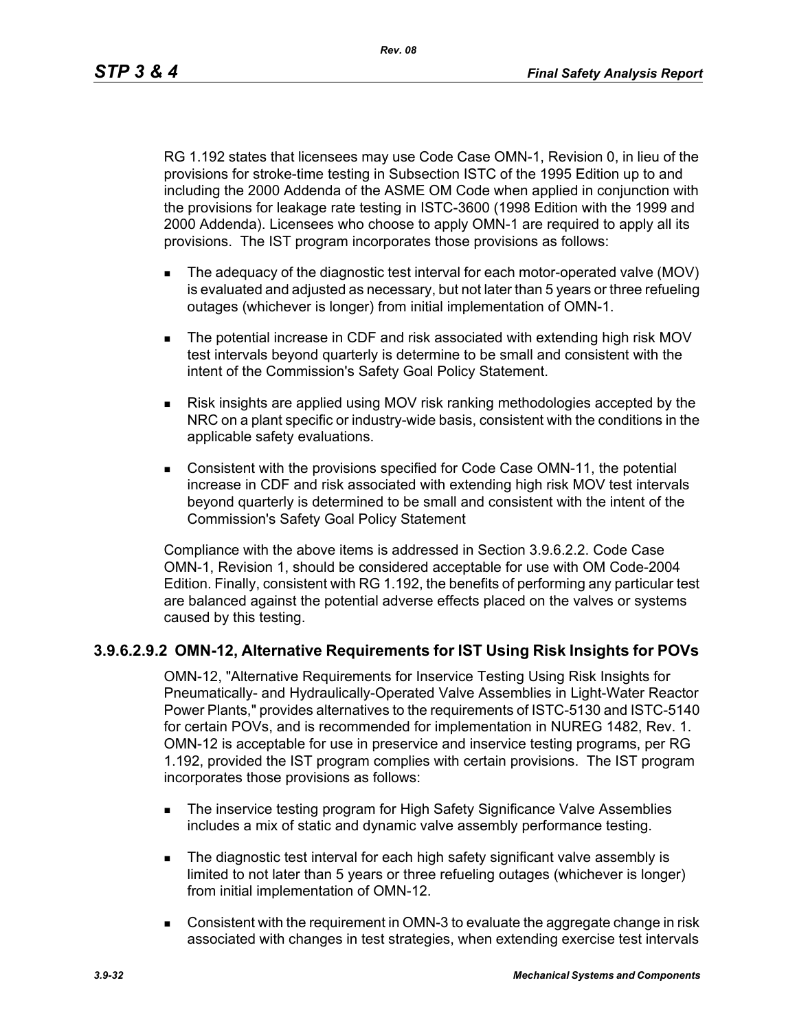RG 1.192 states that licensees may use Code Case OMN-1, Revision 0, in lieu of the provisions for stroke-time testing in Subsection ISTC of the 1995 Edition up to and including the 2000 Addenda of the ASME OM Code when applied in conjunction with the provisions for leakage rate testing in ISTC-3600 (1998 Edition with the 1999 and 2000 Addenda). Licensees who choose to apply OMN-1 are required to apply all its provisions. The IST program incorporates those provisions as follows:

- The adequacy of the diagnostic test interval for each motor-operated valve (MOV) is evaluated and adjusted as necessary, but not later than 5 years or three refueling outages (whichever is longer) from initial implementation of OMN-1.
- The potential increase in CDF and risk associated with extending high risk MOV test intervals beyond quarterly is determine to be small and consistent with the intent of the Commission's Safety Goal Policy Statement.
- Risk insights are applied using MOV risk ranking methodologies accepted by the NRC on a plant specific or industry-wide basis, consistent with the conditions in the applicable safety evaluations.
- Consistent with the provisions specified for Code Case OMN-11, the potential increase in CDF and risk associated with extending high risk MOV test intervals beyond quarterly is determined to be small and consistent with the intent of the Commission's Safety Goal Policy Statement

Compliance with the above items is addressed in Section 3.9.6.2.2. Code Case OMN-1, Revision 1, should be considered acceptable for use with OM Code-2004 Edition. Finally, consistent with RG 1.192, the benefits of performing any particular test are balanced against the potential adverse effects placed on the valves or systems caused by this testing.

### 3.9.6.2.9.2 OMN-12, Alternative Requirements for IST Using Risk Insights for POVs

OMN-12, "Alternative Requirements for Inservice Testing Using Risk Insights for Pneumatically- and Hydraulically-Operated Valve Assemblies in Light-Water Reactor Power Plants," provides alternatives to the requirements of ISTC-5130 and ISTC-5140 for certain POVs, and is recommended for implementation in NUREG 1482, Rev. 1. OMN-12 is acceptable for use in preservice and inservice testing programs, per RG 1.192, provided the IST program complies with certain provisions. The IST program incorporates those provisions as follows:

- The inservice testing program for High Safety Significance Valve Assemblies includes a mix of static and dynamic valve assembly performance testing.
- The diagnostic test interval for each high safety significant valve assembly is limited to not later than 5 years or three refueling outages (whichever is longer) from initial implementation of OMN-12.
- Consistent with the requirement in OMN-3 to evaluate the aggregate change in risk associated with changes in test strategies, when extending exercise test intervals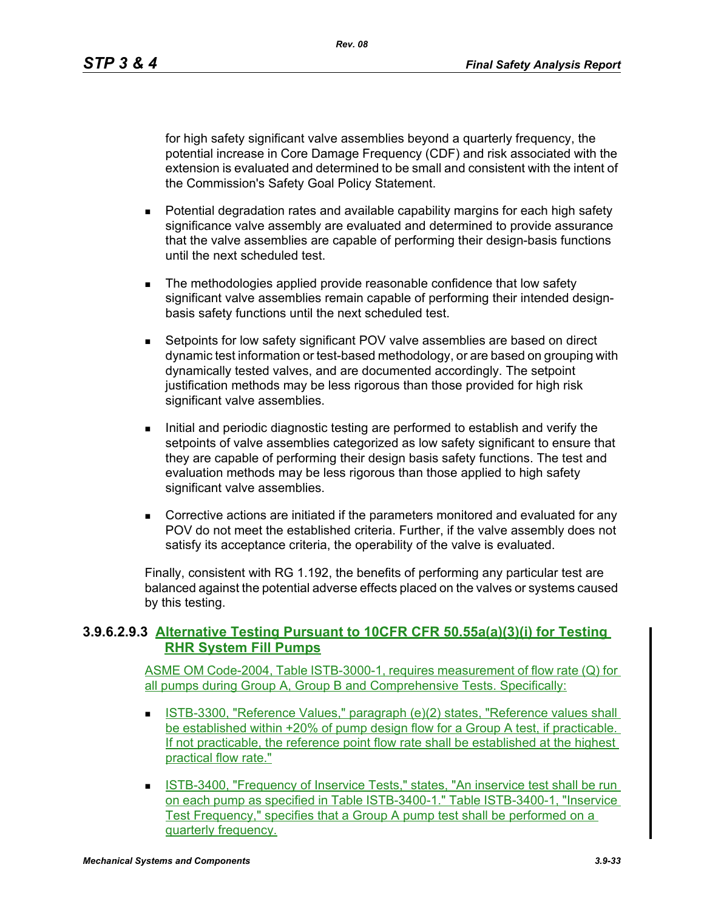for high safety significant valve assemblies beyond a quarterly frequency, the potential increase in Core Damage Frequency (CDF) and risk associated with the extension is evaluated and determined to be small and consistent with the intent of the Commission's Safety Goal Policy Statement.

- Potential degradation rates and available capability margins for each high safety significance valve assembly are evaluated and determined to provide assurance that the valve assemblies are capable of performing their design-basis functions until the next scheduled test.
- The methodologies applied provide reasonable confidence that low safety significant valve assemblies remain capable of performing their intended design-basis safety functions until the next scheduled test.
- Setpoints for low safety significant POV valve assemblies are based on direct dynamic test information or test-based methodology, or are based on grouping with dynamically tested valves, and are documented accordingly. The setpoint justification methods may be less rigorous than those provided for high risk significant valve assemblies.
- Initial and periodic diagnostic testing are performed to establish and verify the setpoints of valve assemblies categorized as low safety significant to ensure that they are capable of performing their design basis safety functions. The test and evaluation methods may be less rigorous than those applied to high safety significant valve assemblies.
- Corrective actions are initiated if the parameters monitored and evaluated for any POV do not meet the established criteria. Further, if the valve assembly does not satisfy its acceptance criteria, the operability of the valve is evaluated.

Finally, consistent with RG 1.192, the benefits of performing any particular test are balanced against the potential adverse effects placed on the valves or systems caused by this testing.

#### 3.9.6.2.9.3 Alternative Testing Pursuant to 10CFR CFR 50.55a(a)(3)(i) for Testing RHR System Fill Pumps

ASME OM Code-2004, Table ISTB-3000-1, requires measurement of flow rate (Q) for all pumps during Group A, Group B and Comprehensive Tests. Specifically:

- ISTB-3300, "Reference Values," paragraph (e)(2) states, "Reference values shall be established within +20% of pump design flow for a Group A test, if practicable. If not practicable, the reference point flow rate shall be established at the highest practical flow rate."
- ISTB-3400, "Frequency of Inservice Tests," states, "An inservice test shall be run on each pump as specified in Table ISTB-3400-1." Table ISTB-3400-1, "Inservice Test Frequency," specifies that a Group A pump test shall be performed on a quarterly frequency.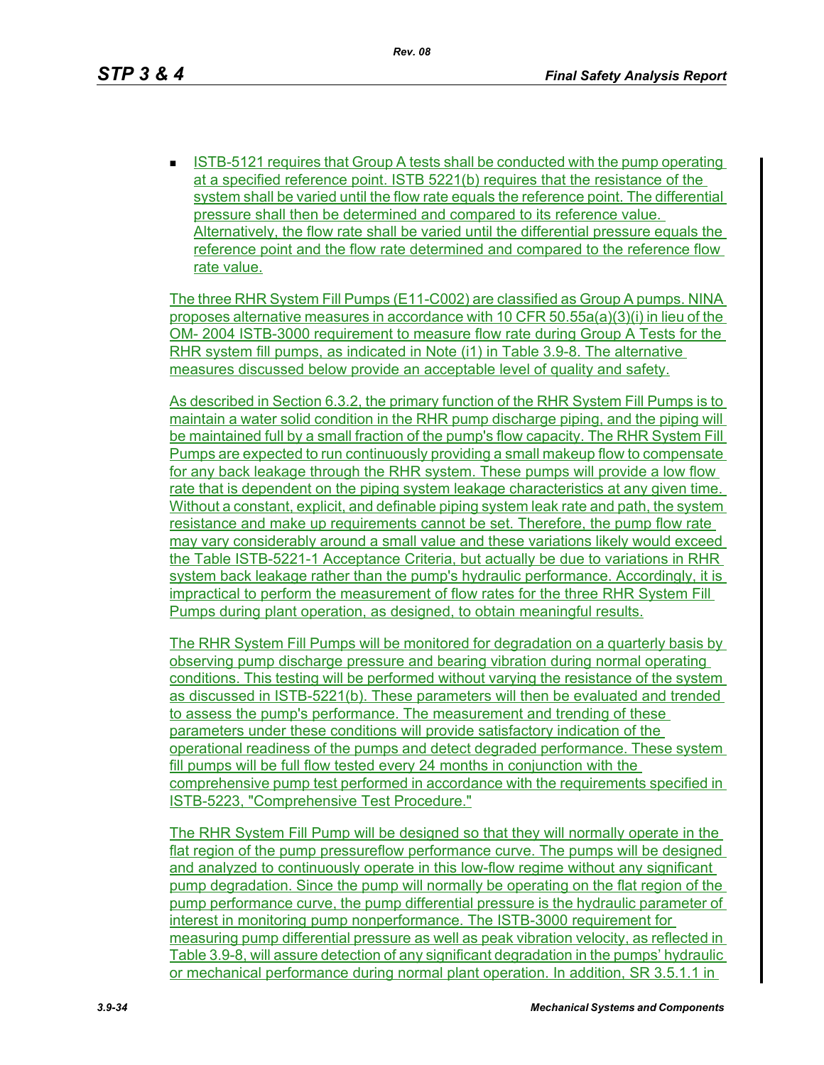- ISTB-5121 requires that Group A tests shall be conducted with the pump operating at a specified reference point. ISTB 5221(b) requires that the resistance of the system shall be varied until the flow rate equals the reference point. The differential pressure shall then be determined and compared to its reference value. Alternatively, the flow rate shall be varied until the differential pressure equals the reference point and the flow rate determined and compared to the reference flow rate value.

The three RHR System Fill Pumps (E11-C002) are classified as Group A pumps. NINA proposes alternative measures in accordance with 10 CFR 50.55a(a)(3)(i) in lieu of the OM- 2004 ISTB-3000 requirement to measure flow rate during Group A Tests for the RHR system fill pumps, as indicated in Note (i1) in Table 3.9-8. The alternative measures discussed below provide an acceptable level of quality and safety.

As described in Section 6.3.2, the primary function of the RHR System Fill Pumps is to maintain a water solid condition in the RHR pump discharge piping, and the piping will be maintained full by a small fraction of the pump's flow capacity. The RHR System Fill Pumps are expected to run continuously providing a small makeup flow to compensate for any back leakage through the RHR system. These pumps will provide a low flow rate that is dependent on the piping system leakage characteristics at any given time. Without a constant, explicit, and definable piping system leak rate and path, the system resistance and make up requirements cannot be set. Therefore, the pump flow rate may vary considerably around a small value and these variations likely would exceed the Table ISTB-5221-1 Acceptance Criteria, but actually be due to variations in RHR system back leakage rather than the pump's hydraulic performance. Accordingly, it is impractical to perform the measurement of flow rates for the three RHR System Fill Pumps during plant operation, as designed, to obtain meaningful results.

The RHR System Fill Pumps will be monitored for degradation on a quarterly basis by observing pump discharge pressure and bearing vibration during normal operating conditions. This testing will be performed without varying the resistance of the system as discussed in ISTB-5221(b). These parameters will then be evaluated and trended to assess the pump's performance. The measurement and trending of these parameters under these conditions will provide satisfactory indication of the operational readiness of the pumps and detect degraded performance. These system fill pumps will be full flow tested every 24 months in conjunction with the comprehensive pump test performed in accordance with the requirements specified in ISTB-5223, "Comprehensive Test Procedure."

The RHR System Fill Pump will be designed so that they will normally operate in the flat region of the pump pressureflow performance curve. The pumps will be designed and analyzed to continuously operate in this low-flow regime without any significant pump degradation. Since the pump will normally be operating on the flat region of the pump performance curve, the pump differential pressure is the hydraulic parameter of interest in monitoring pump nonperformance. The ISTB-3000 requirement for measuring pump differential pressure as well as peak vibration velocity, as reflected in Table 3.9-8, will assure detection of any significant degradation in the pumps' hydraulic or mechanical performance during normal plant operation. In addition, SR 3.5.1.1 in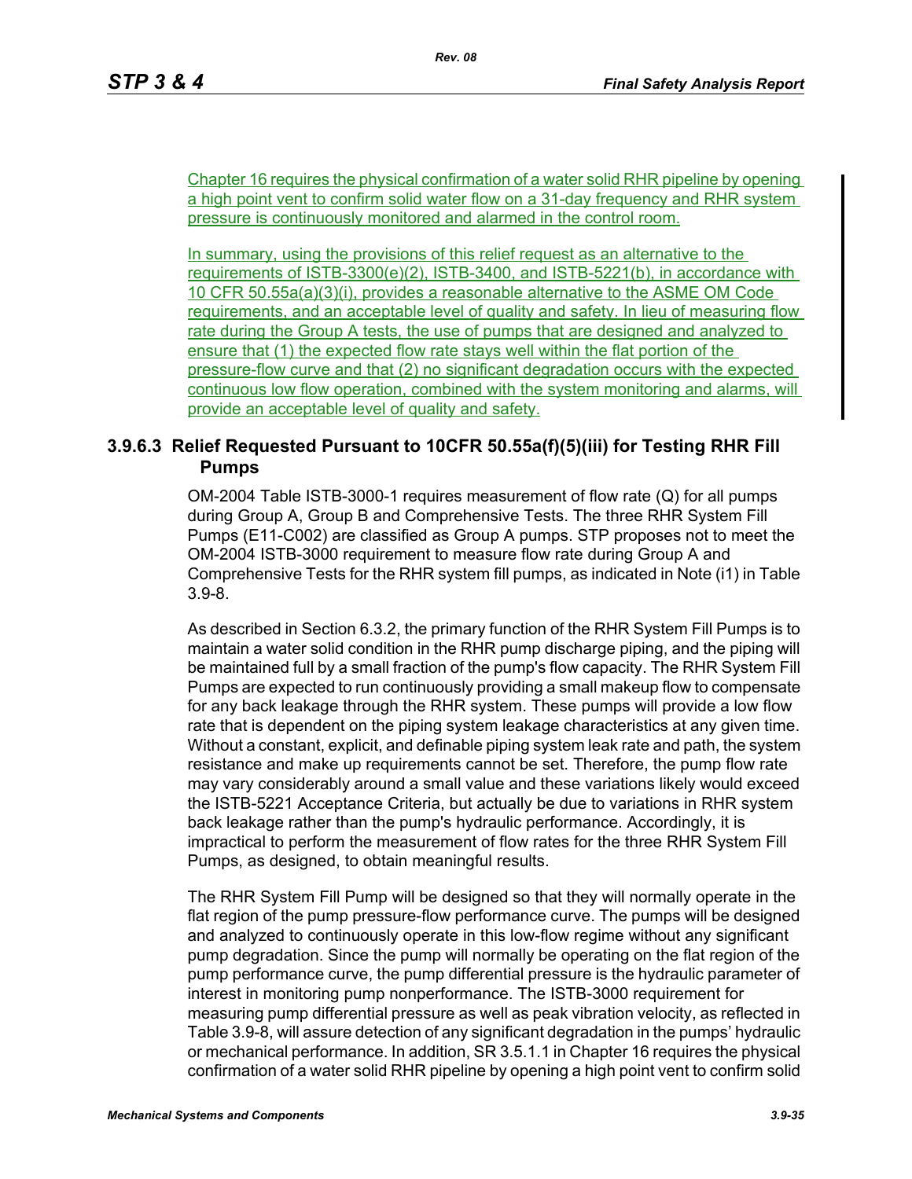Chapter 16 requires the physical confirmation of a water solid RHR pipeline by opening a high point vent to confirm solid water flow on a 31-day frequency and RHR system pressure is continuously monitored and alarmed in the control room.

In summary, using the provisions of this relief request as an alternative to the requirements of ISTB-3300(e)(2), ISTB-3400, and ISTB-5221(b), in accordance with 10 CFR 50.55a(a)(3)(i), provides a reasonable alternative to the ASME OM Code requirements, and an acceptable level of quality and safety. In lieu of measuring flow rate during the Group A tests, the use of pumps that are designed and analyzed to ensure that (1) the expected flow rate stays well within the flat portion of the pressure-flow curve and that (2) no significant degradation occurs with the expected continuous low flow operation, combined with the system monitoring and alarms, will provide an acceptable level of quality and safety.

### 3.9.6.3 Relief Requested Pursuant to 10CFR 50.55a(f)(5)(iii) for Testing RHR Fill Pumps

OM-2004 Table ISTB-3000-1 requires measurement of flow rate (Q) for all pumps during Group A, Group B and Comprehensive Tests. The three RHR System Fill Pumps (E11-C002) are classified as Group A pumps. STP proposes not to meet the OM-2004 ISTB-3000 requirement to measure flow rate during Group A and Comprehensive Tests for the RHR system fill pumps, as indicated in Note (i1) in Table 3.9-8.

As described in Section 6.3.2, the primary function of the RHR System Fill Pumps is to maintain a water solid condition in the RHR pump discharge piping, and the piping will be maintained full by a small fraction of the pump's flow capacity. The RHR System Fill Pumps are expected to run continuously providing a small makeup flow to compensate for any back leakage through the RHR system. These pumps will provide a low flow rate that is dependent on the piping system leakage characteristics at any given time. Without a constant, explicit, and definable piping system leak rate and path, the system resistance and make up requirements cannot be set. Therefore, the pump flow rate may vary considerably around a small value and these variations likely would exceed the ISTB-5221 Acceptance Criteria, but actually be due to variations in RHR system back leakage rather than the pump's hydraulic performance. Accordingly, it is impractical to perform the measurement of flow rates for the three RHR System Fill Pumps, as designed, to obtain meaningful results.

The RHR System Fill Pump will be designed so that they will normally operate in the flat region of the pump pressure-flow performance curve. The pumps will be designed and analyzed to continuously operate in this low-flow regime without any significant pump degradation. Since the pump will normally be operating on the flat region of the pump performance curve, the pump differential pressure is the hydraulic parameter of interest in monitoring pump nonperformance. The ISTB-3000 requirement for measuring pump differential pressure as well as peak vibration velocity, as reflected in Table 3.9-8, will assure detection of any significant degradation in the pumps' hydraulic or mechanical performance. In addition, SR 3.5.1.1 in Chapter 16 requires the physical confirmation of a water solid RHR pipeline by opening a high point vent to confirm solid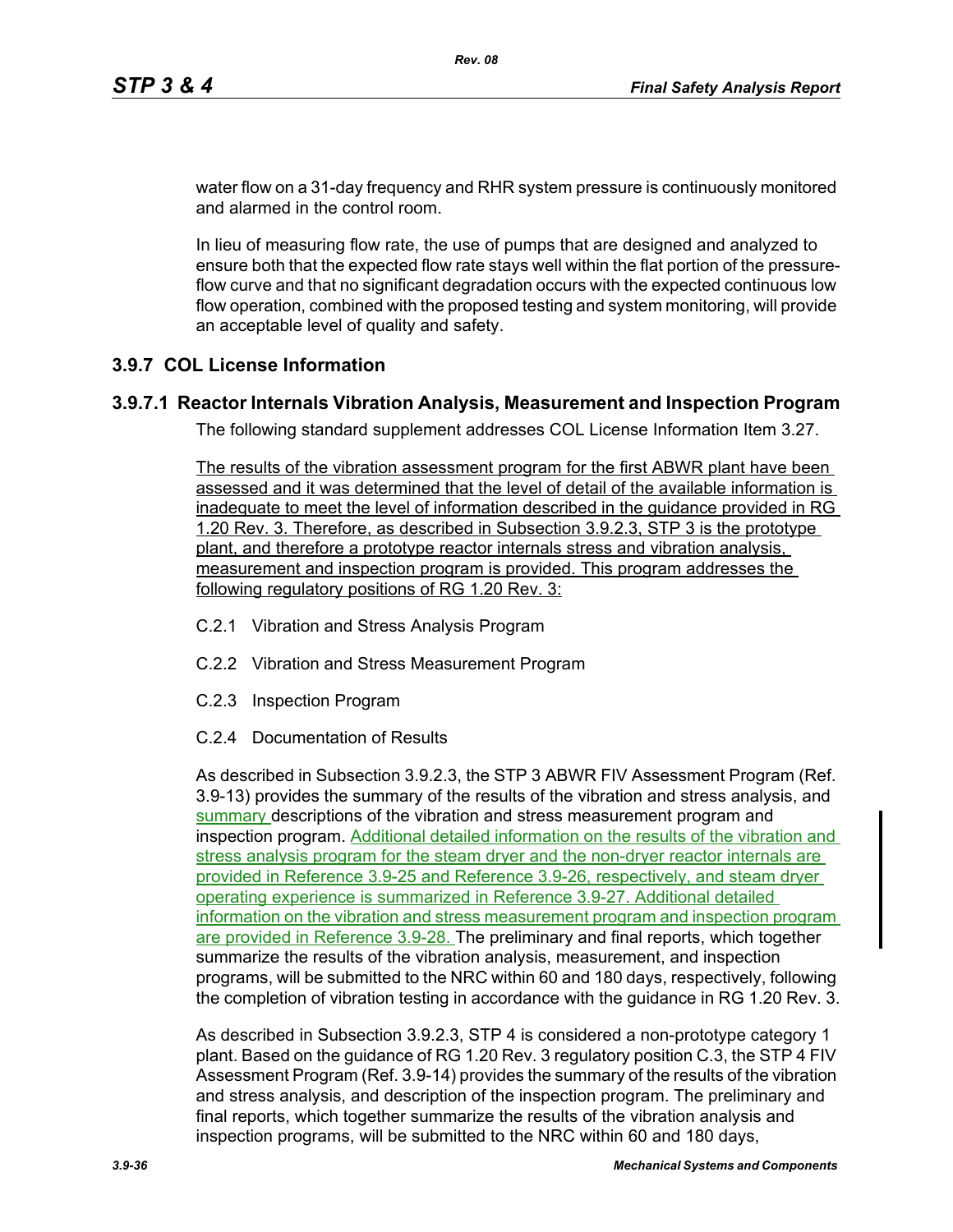water flow on a 31-day frequency and RHR system pressure is continuously monitored and alarmed in the control room.

In lieu of measuring flow rate, the use of pumps that are designed and analyzed to ensure both that the expected flow rate stays well within the flat portion of the pressure-flow curve and that no significant degradation occurs with the expected continuous low flow operation, combined with the proposed testing and system monitoring, will provide an acceptable level of quality and safety.

## 3.9.7 COL License Information

### 3.9.7.1 Reactor Internals Vibration Analysis, Measurement and Inspection Program

The following standard supplement addresses COL License Information Item 3.27.

The results of the vibration assessment program for the first ABWR plant have been assessed and it was determined that the level of detail of the available information is inadequate to meet the level of information described in the guidance provided in RG 1.20 Rev. 3. Therefore, as described in Subsection 3.9.2.3, STP 3 is the prototype plant, and therefore a prototype reactor internals stress and vibration analysis, measurement and inspection program is provided. This program addresses the following regulatory positions of RG 1.20 Rev. 3:

- C.2.1 Vibration and Stress Analysis Program
- C.2.2 Vibration and Stress Measurement Program
- C.2.3 Inspection Program
- C.2.4 Documentation of Results

As described in Subsection 3.9.2.3, the STP 3 ABWR FIV Assessment Program (Ref. 3.9-13) provides the summary of the results of the vibration and stress analysis, and summary descriptions of the vibration and stress measurement program and inspection program. Additional detailed information on the results of the vibration and stress analysis program for the steam dryer and the non-dryer reactor internals are provided in Reference 3.9-25 and Reference 3.9-26, respectively, and steam dryer operating experience is summarized in Reference 3.9-27. Additional detailed information on the vibration and stress measurement program and inspection program are provided in Reference 3.9-28. The preliminary and final reports, which together summarize the results of the vibration analysis, measurement, and inspection programs, will be submitted to the NRC within 60 and 180 days, respectively, following the completion of vibration testing in accordance with the guidance in RG 1.20 Rev. 3.

As described in Subsection 3.9.2.3, STP 4 is considered a non-prototype category 1 plant. Based on the guidance of RG 1.20 Rev. 3 regulatory position C.3, the STP 4 FIV Assessment Program (Ref. 3.9-14) provides the summary of the results of the vibration and stress analysis, and description of the inspection program. The preliminary and final reports, which together summarize the results of the vibration analysis and inspection programs, will be submitted to the NRC within 60 and 180 days,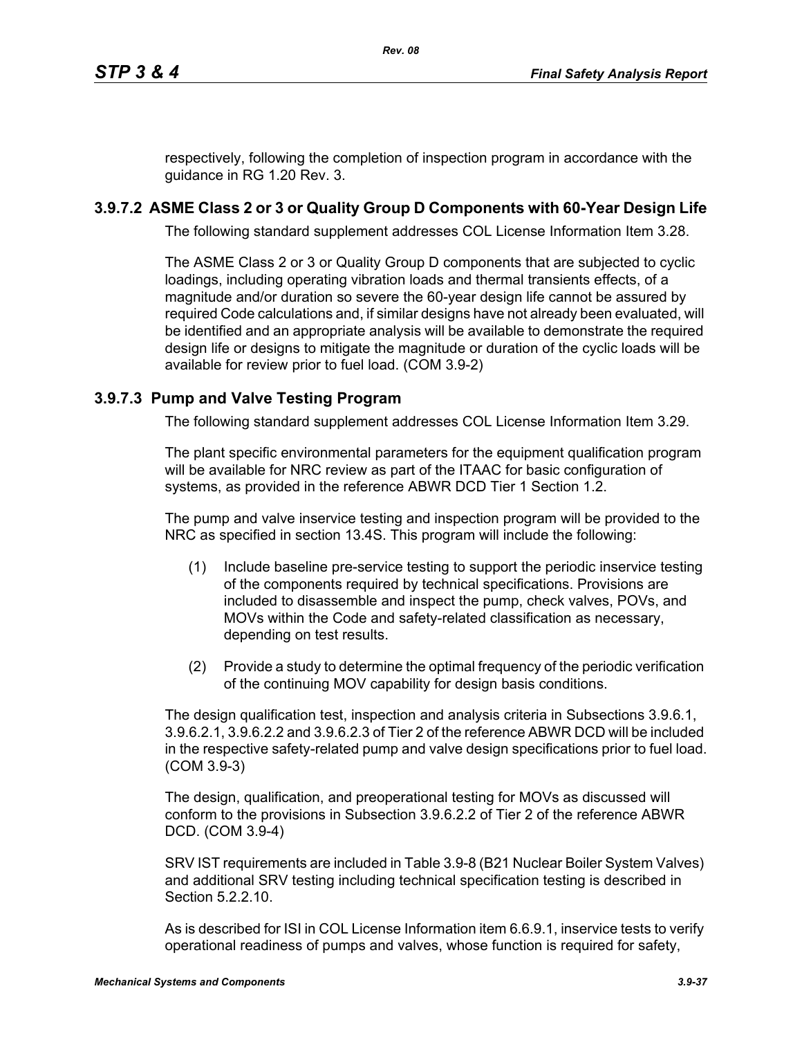respectively, following the completion of inspection program in accordance with the guidance in RG 1.20 Rev. 3.

### 3.9.7.2 ASME Class 2 or 3 or Quality Group D Components with 60-Year Design Life

The following standard supplement addresses COL License Information Item 3.28.

The ASME Class 2 or 3 or Quality Group D components that are subjected to cyclic loadings, including operating vibration loads and thermal transients effects, of a magnitude and/or duration so severe the 60-year design life cannot be assured by required Code calculations and, if similar designs have not already been evaluated, will be identified and an appropriate analysis will be available to demonstrate the required design life or designs to mitigate the magnitude or duration of the cyclic loads will be available for review prior to fuel load. (COM 3.9-2)

### 3.9.7.3 Pump and Valve Testing Program

The following standard supplement addresses COL License Information Item 3.29.

The plant specific environmental parameters for the equipment qualification program will be available for NRC review as part of the ITAAC for basic configuration of systems, as provided in the reference ABWR DCD Tier 1 Section 1.2.

The pump and valve inservice testing and inspection program will be provided to the NRC as specified in section 13.4S. This program will include the following:

(1) Include baseline pre-service testing to support the periodic inservice testing of the components required by technical specifications. Provisions are included to disassemble and inspect the pump, check valves, POVs, and MOVs within the Code and safety-related classification as necessary, depending on test results.

(2) Provide a study to determine the optimal frequency of the periodic verification of the continuing MOV capability for design basis conditions.

The design qualification test, inspection and analysis criteria in Subsections 3.9.6.1, 3.9.6.2.1, 3.9.6.2.2 and 3.9.6.2.3 of Tier 2 of the reference ABWR DCD will be included in the respective safety-related pump and valve design specifications prior to fuel load. (COM 3.9-3)

The design, qualification, and preoperational testing for MOVs as discussed will conform to the provisions in Subsection 3.9.6.2.2 of Tier 2 of the reference ABWR DCD. (COM 3.9-4)

SRV IST requirements are included in Table 3.9-8 (B21 Nuclear Boiler System Valves) and additional SRV testing including technical specification testing is described in Section 5.2.2.10.

As is described for ISI in COL License Information item 6.6.9.1, inservice tests to verify operational readiness of pumps and valves, whose function is required for safety,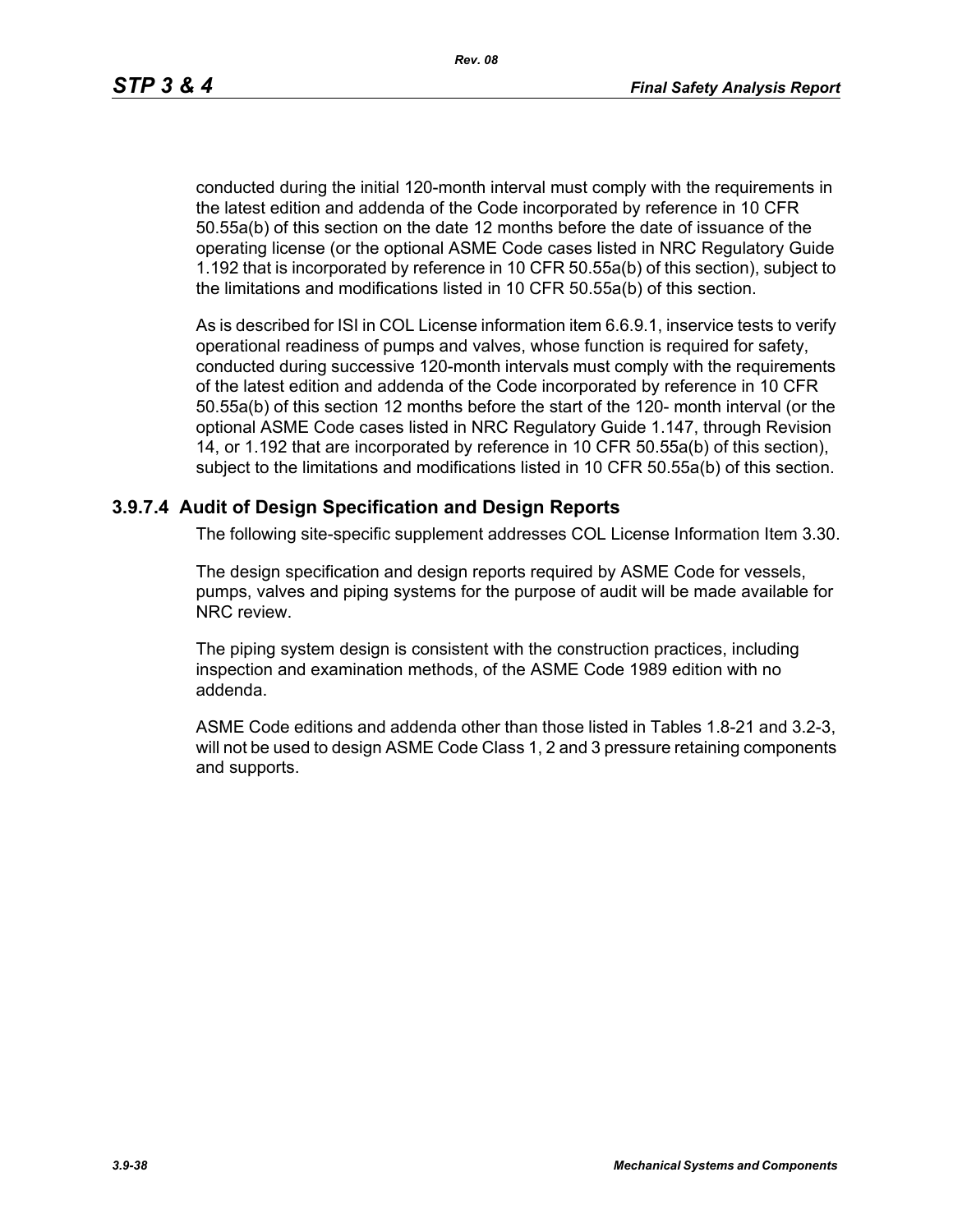conducted during the initial 120-month interval must comply with the requirements in the latest edition and addenda of the Code incorporated by reference in 10 CFR 50.55a(b) of this section on the date 12 months before the date of issuance of the operating license (or the optional ASME Code cases listed in NRC Regulatory Guide 1.192 that is incorporated by reference in 10 CFR 50.55a(b) of this section), subject to the limitations and modifications listed in 10 CFR 50.55a(b) of this section.

As is described for ISI in COL License information item 6.6.9.1, inservice tests to verify operational readiness of pumps and valves, whose function is required for safety, conducted during successive 120-month intervals must comply with the requirements of the latest edition and addenda of the Code incorporated by reference in 10 CFR 50.55a(b) of this section 12 months before the start of the 120- month interval (or the optional ASME Code cases listed in NRC Regulatory Guide 1.147, through Revision 14, or 1.192 that are incorporated by reference in 10 CFR 50.55a(b) of this section), subject to the limitations and modifications listed in 10 CFR 50.55a(b) of this section.

### 3.9.7.4 Audit of Design Specification and Design Reports

The following site-specific supplement addresses COL License Information Item 3.30.

The design specification and design reports required by ASME Code for vessels, pumps, valves and piping systems for the purpose of audit will be made available for NRC review.

The piping system design is consistent with the construction practices, including inspection and examination methods, of the ASME Code 1989 edition with no addenda.

ASME Code editions and addenda other than those listed in Tables 1.8-21 and 3.2-3, will not be used to design ASME Code Class 1, 2 and 3 pressure retaining components and supports.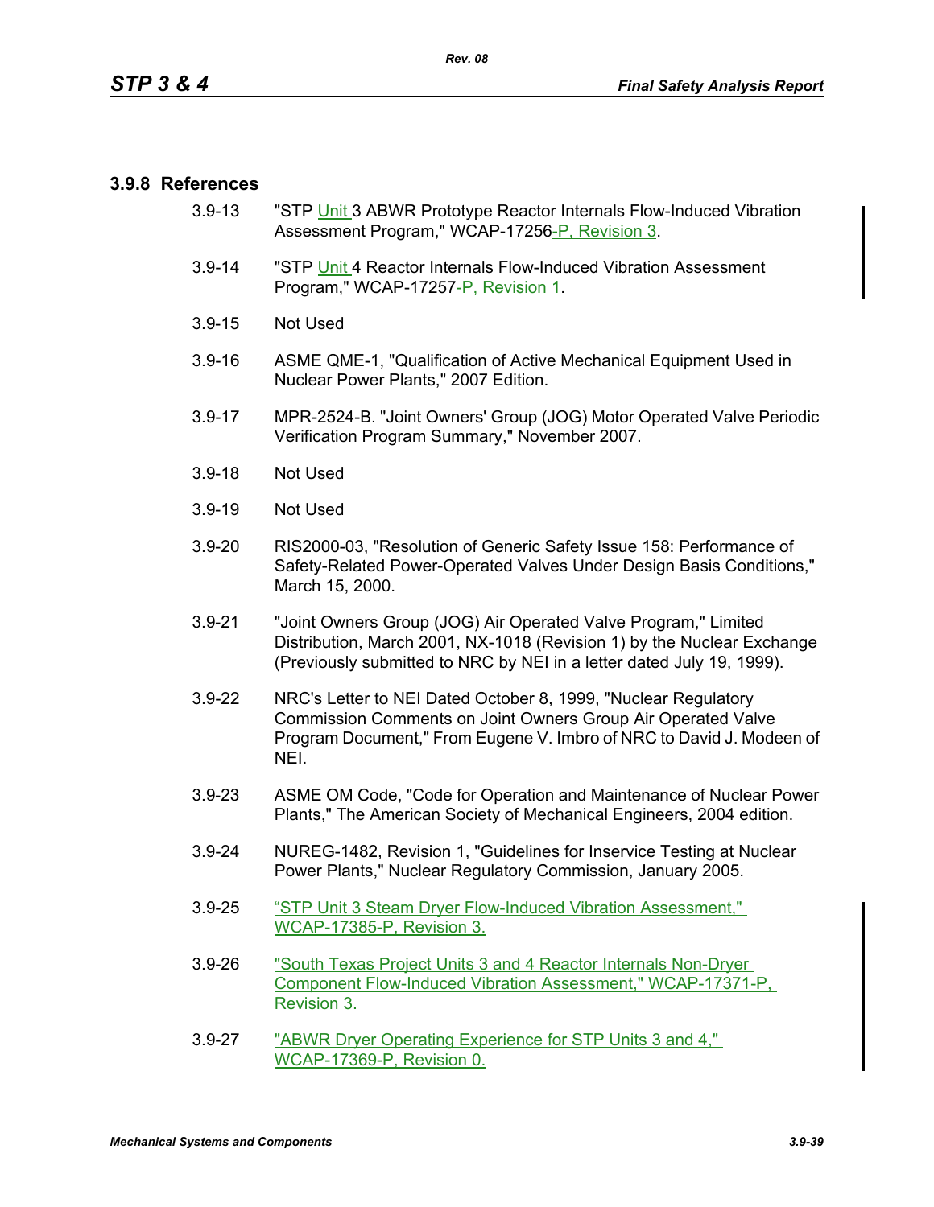### 3.9.8 References

3.9-13 "STP Unit 3 ABWR Prototype Reactor Internals Flow-Induced Vibration Assessment Program," WCAP-17256-P, Revision 3.

3.9-14 "STP Unit 4 Reactor Internals Flow-Induced Vibration Assessment Program," WCAP-17257-P, Revision 1.

3.9-15 Not Used

3.9-16 ASME QME-1, "Qualification of Active Mechanical Equipment Used in Nuclear Power Plants," 2007 Edition.

3.9-17 MPR-2524-B. "Joint Owners' Group (JOG) Motor Operated Valve Periodic Verification Program Summary," November 2007.

3.9-18 Not Used

3.9-19 Not Used

3.9-20 RIS2000-03, "Resolution of Generic Safety Issue 158: Performance of Safety-Related Power-Operated Valves Under Design Basis Conditions," March 15, 2000.

3.9-21 "Joint Owners Group (JOG) Air Operated Valve Program," Limited Distribution, March 2001, NX-1018 (Revision 1) by the Nuclear Exchange (Previously submitted to NRC by NEI in a letter dated July 19, 1999).

3.9-22 NRC's Letter to NEI Dated October 8, 1999, "Nuclear Regulatory Commission Comments on Joint Owners Group Air Operated Valve Program Document," From Eugene V. Imbro of NRC to David J. Modeen of NEI.

3.9-23 ASME OM Code, "Code for Operation and Maintenance of Nuclear Power Plants," The American Society of Mechanical Engineers, 2004 edition.

3.9-24 NUREG-1482, Revision 1, "Guidelines for Inservice Testing at Nuclear Power Plants," Nuclear Regulatory Commission, January 2005.

3.9-25 "STP Unit 3 Steam Dryer Flow-Induced Vibration Assessment," WCAP-17385-P, Revision 3.

3.9-26 "South Texas Project Units 3 and 4 Reactor Internals Non-Dryer Component Flow-Induced Vibration Assessment," WCAP-17371-P, Revision 3.

3.9-27 "ABWR Dryer Operating Experience for STP Units 3 and 4," WCAP-17369-P, Revision 0.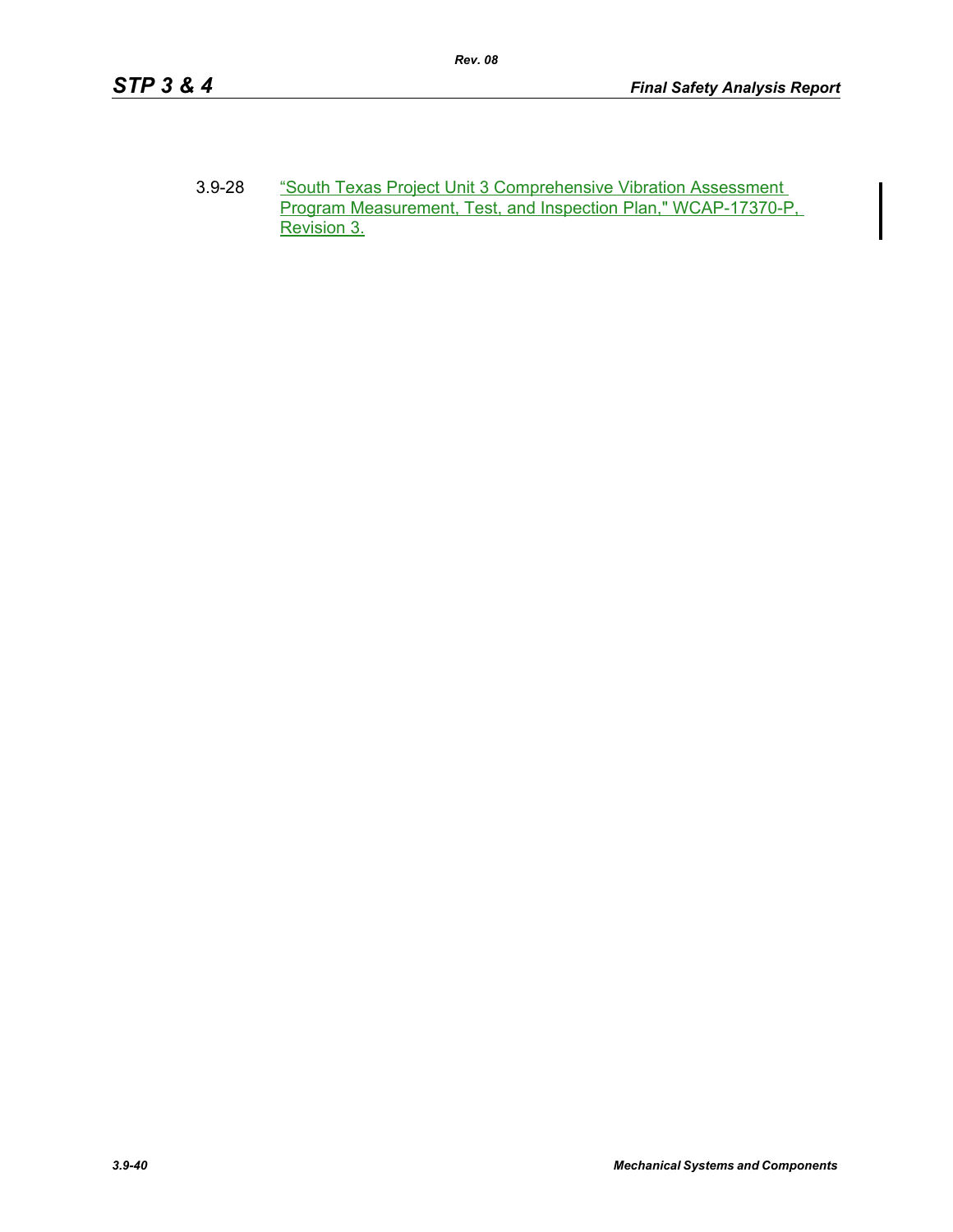3.9-28 "South Texas Project Unit 3 Comprehensive Vibration Assessment Program Measurement, Test, and Inspection Plan," WCAP-17370-P, Revision 3.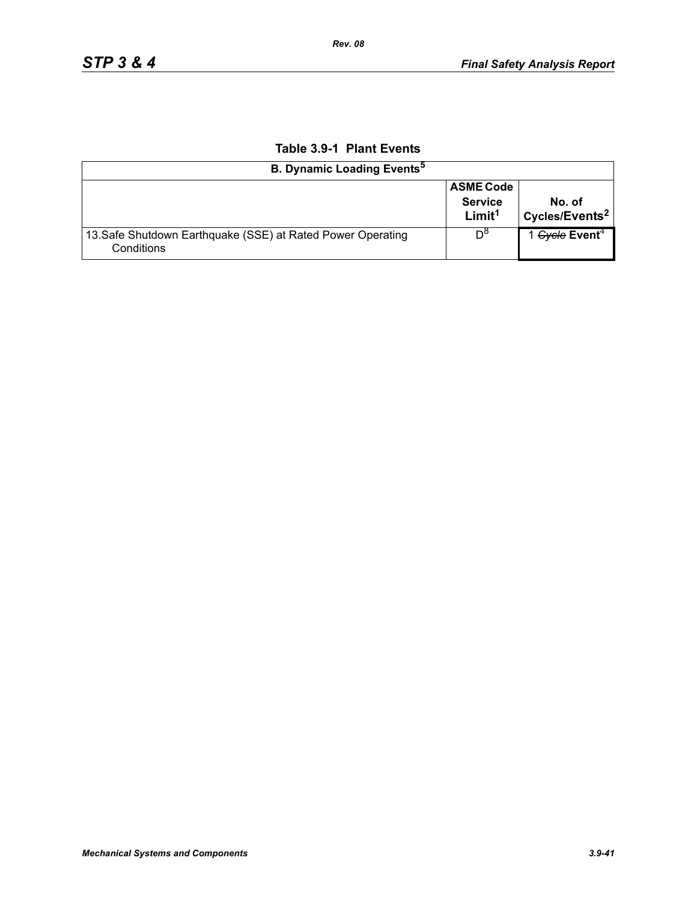**Table 3.9-1 Plant Events**

| B. Dynamic Loading Events[5] | | |
|---|---|---|
| | ASME Code Service Limit[1] | No. of Cycles/Events[2] |
| 13.Safe Shutdown Earthquake (SSE) at Rated Power Operating Conditions | D[8] | 1 ~~Cycle~~ **Event**[4] |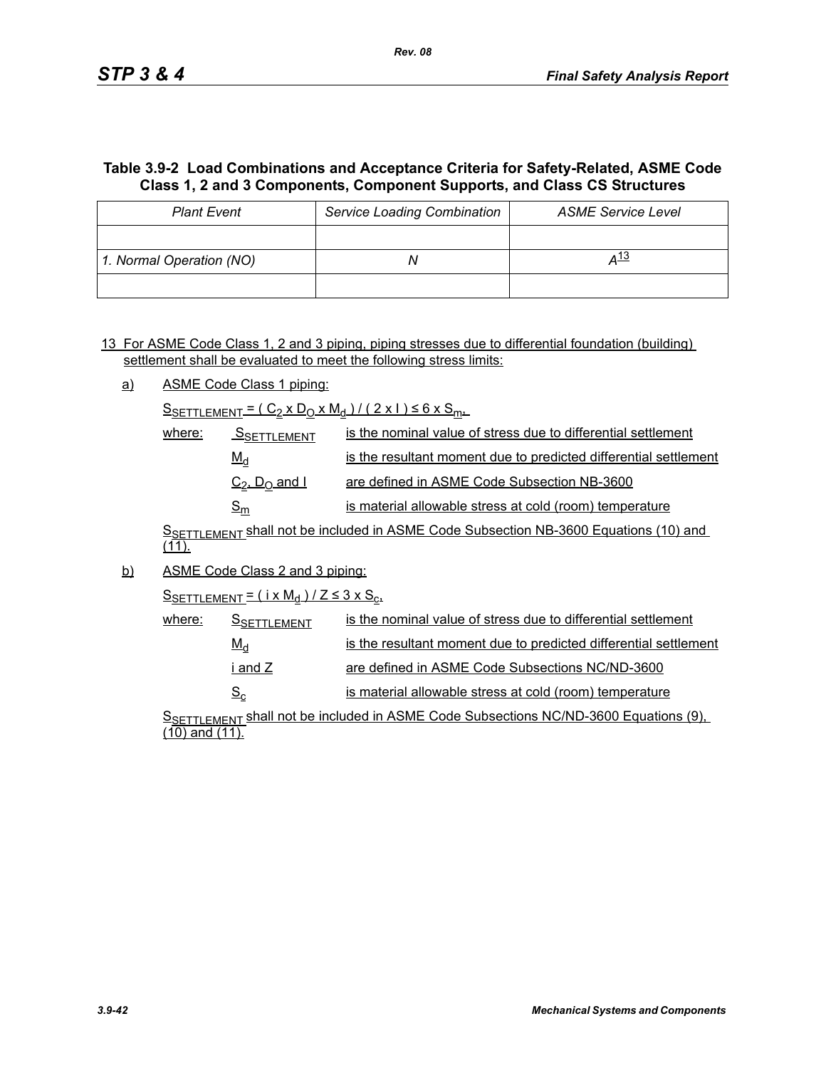### Table 3.9-2 Load Combinations and Acceptance Criteria for Safety-Related, ASME Code Class 1, 2 and 3 Components, Component Supports, and Class CS Structures

| Plant Event | Service Loading Combination | ASME Service Level |
|---|---|---|
| | | |
| 1. Normal Operation (NO) | N | A[13] |
| | | |

13 For ASME Code Class 1, 2 and 3 piping, piping stresses due to differential foundation (building) settlement shall be evaluated to meet the following stress limits:

a) ASME Code Class 1 piping:

$S_{SETTLEMENT} = ( C_2 \times D_O \times M_d ) / ( 2 \times I ) \leq 6 \times S_m$,

where:
- $S_{SETTLEMENT}$ is the nominal value of stress due to differential settlement
- $M_d$ is the resultant moment due to predicted differential settlement
- $C_2$, $D_O$ and $I$ are defined in ASME Code Subsection NB-3600
- $S_m$ is material allowable stress at cold (room) temperature

$S_{SETTLEMENT}$ shall not be included in ASME Code Subsection NB-3600 Equations (10) and (11).

b) ASME Code Class 2 and 3 piping:

$S_{SETTLEMENT} = ( i \times M_d ) / Z \leq 3 \times S_c$,

where:
- $S_{SETTLEMENT}$ is the nominal value of stress due to differential settlement
- $M_d$ is the resultant moment due to predicted differential settlement
- $i$ and $Z$ are defined in ASME Code Subsections NC/ND-3600
- $S_c$ is material allowable stress at cold (room) temperature

$S_{SETTLEMENT}$ shall not be included in ASME Code Subsections NC/ND-3600 Equations (9), (10) and (11).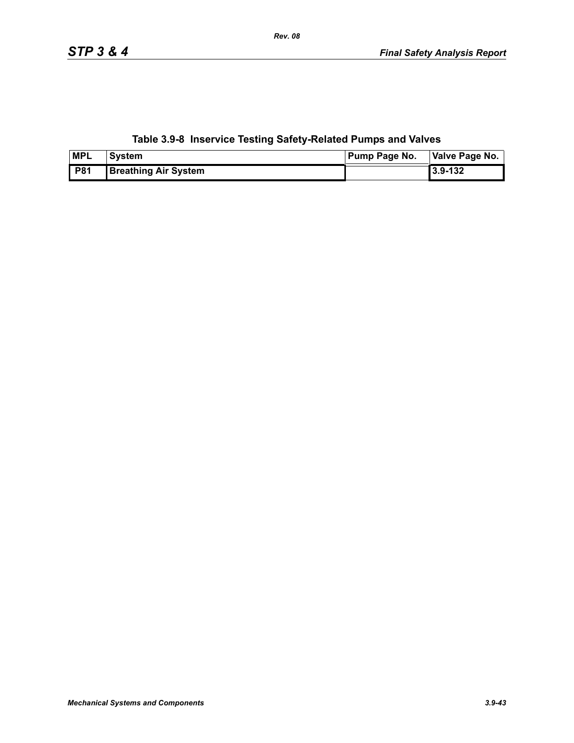**Table 3.9-8 Inservice Testing Safety-Related Pumps and Valves**

| MPL | System | Pump Page No. | Valve Page No. |
|---|---|---|---|
| P81 | Breathing Air System | | 3.9-132 |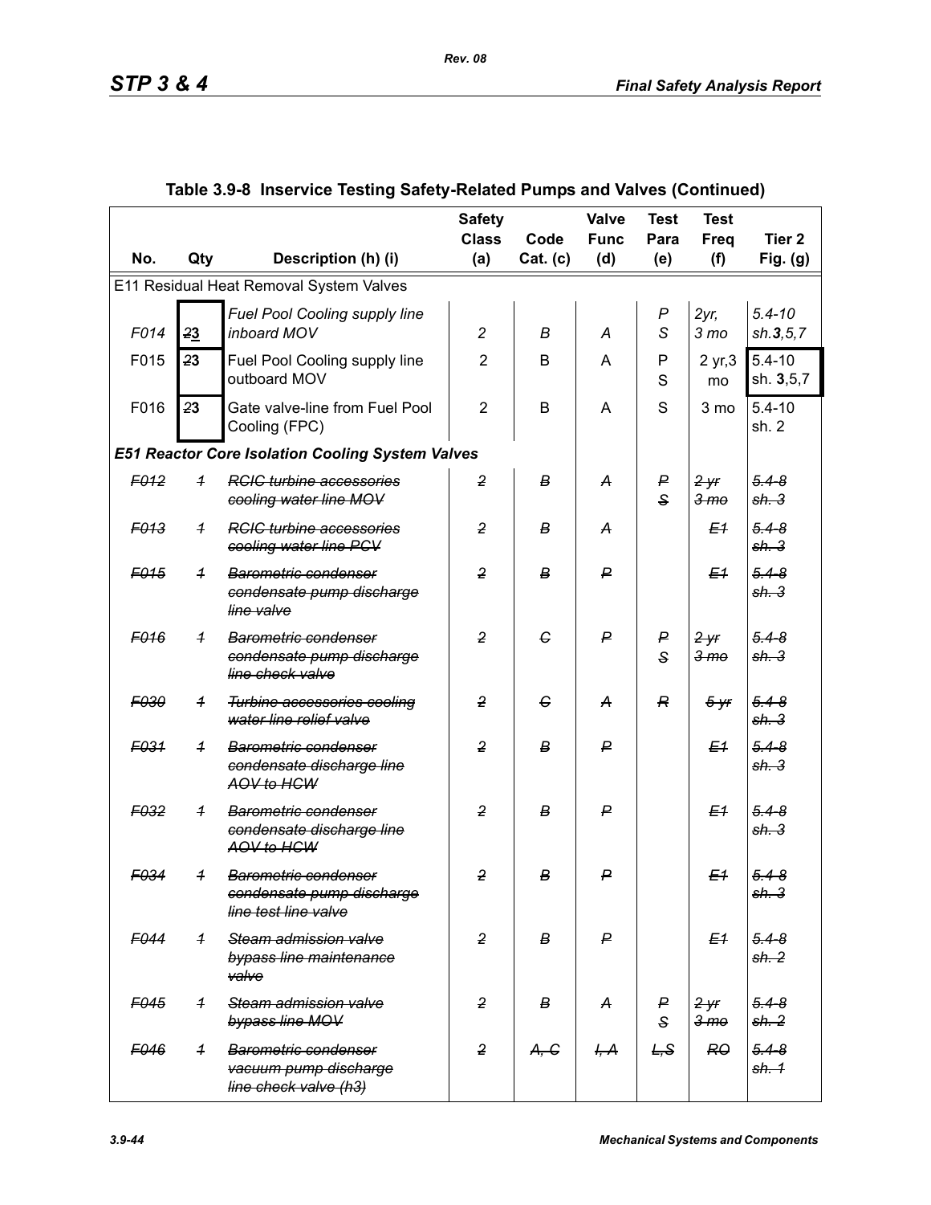## Table 3.9-8 Inservice Testing Safety-Related Pumps and Valves (Continued)

| No. | Qty | Description (h) (i) | Safety Class (a) | Code Cat. (c) | Valve Func (d) | Test Para (e) | Test Freq (f) | Tier 2 Fig. (g) |
|---|---|---|---|---|---|---|---|---|
| E11 Residual Heat Removal System Valves | | | | | | | | |
| *F014* | ~~2~~**3** | *Fuel Pool Cooling supply line inboard MOV* | *2* | *B* | *A* | *P S* | *2yr, 3 mo* | *5.4-10 sh.**3**,5,7* |
| F015 | ~~2~~**3** | Fuel Pool Cooling supply line outboard MOV | 2 | B | A | P S | 2 yr,3 mo | 5.4-10 sh. **3**,5,7 |
| F016 | ~~2~~**3** | Gate valve-line from Fuel Pool Cooling (FPC) | 2 | B | A | S | 3 mo | 5.4-10 sh. 2 |
| ***E51 Reactor Core Isolation Cooling System Valves*** | | | | | | | | |
| ~~*F012*~~ | ~~*1*~~ | ~~*RCIC turbine accessories cooling water line MOV*~~ | ~~*2*~~ | ~~*B*~~ | ~~*A*~~ | ~~*P S*~~ | ~~*2 yr 3 mo*~~ | ~~*5.4-8 sh. 3*~~ |
| ~~*F013*~~ | ~~*1*~~ | ~~*RCIC turbine accessories cooling water line PCV*~~ | ~~*2*~~ | ~~*B*~~ | ~~*A*~~ | | ~~*E1*~~ | ~~*5.4-8 sh. 3*~~ |
| ~~*F015*~~ | ~~*1*~~ | ~~*Barometric condenser condensate pump discharge line valve*~~ | ~~*2*~~ | ~~*B*~~ | ~~*P*~~ | | ~~*E1*~~ | ~~*5.4-8 sh. 3*~~ |
| ~~*F016*~~ | ~~*1*~~ | ~~*Barometric condenser condensate pump discharge line check valve*~~ | ~~*2*~~ | ~~*C*~~ | ~~*P*~~ | ~~*P S*~~ | ~~*2 yr 3 mo*~~ | ~~*5.4-8 sh. 3*~~ |
| ~~*F030*~~ | ~~*1*~~ | ~~*Turbine accessories cooling water line relief valve*~~ | ~~*2*~~ | ~~*C*~~ | ~~*A*~~ | ~~*R*~~ | ~~*5 yr*~~ | ~~*5.4-8 sh. 3*~~ |
| ~~*F031*~~ | ~~*1*~~ | ~~*Barometric condenser condensate discharge line AOV to HCW*~~ | ~~*2*~~ | ~~*B*~~ | ~~*P*~~ | | ~~*E1*~~ | ~~*5.4-8 sh. 3*~~ |
| ~~*F032*~~ | ~~*1*~~ | ~~*Barometric condenser condensate discharge line AOV to HCW*~~ | ~~*2*~~ | ~~*B*~~ | ~~*P*~~ | | ~~*E1*~~ | ~~*5.4-8 sh. 3*~~ |
| ~~*F034*~~ | ~~*1*~~ | ~~*Barometric condenser condensate pump discharge line test line valve*~~ | ~~*2*~~ | ~~*B*~~ | ~~*P*~~ | | ~~*E1*~~ | ~~*5.4-8 sh. 3*~~ |
| ~~*F044*~~ | ~~*1*~~ | ~~*Steam admission valve bypass line maintenance valve*~~ | ~~*2*~~ | ~~*B*~~ | ~~*P*~~ | | ~~*E1*~~ | ~~*5.4-8 sh. 2*~~ |
| ~~*F045*~~ | ~~*1*~~ | ~~*Steam admission valve bypass line MOV*~~ | ~~*2*~~ | ~~*B*~~ | ~~*A*~~ | ~~*P S*~~ | ~~*2 yr 3 mo*~~ | ~~*5.4-8 sh. 2*~~ |
| ~~*F046*~~ | ~~*1*~~ | ~~*Barometric condenser vacuum pump discharge line check valve (h3)*~~ | ~~*2*~~ | ~~*A, C*~~ | ~~*I, A*~~ | ~~*L,S*~~ | ~~*RO*~~ | ~~*5.4-8 sh. 1*~~ |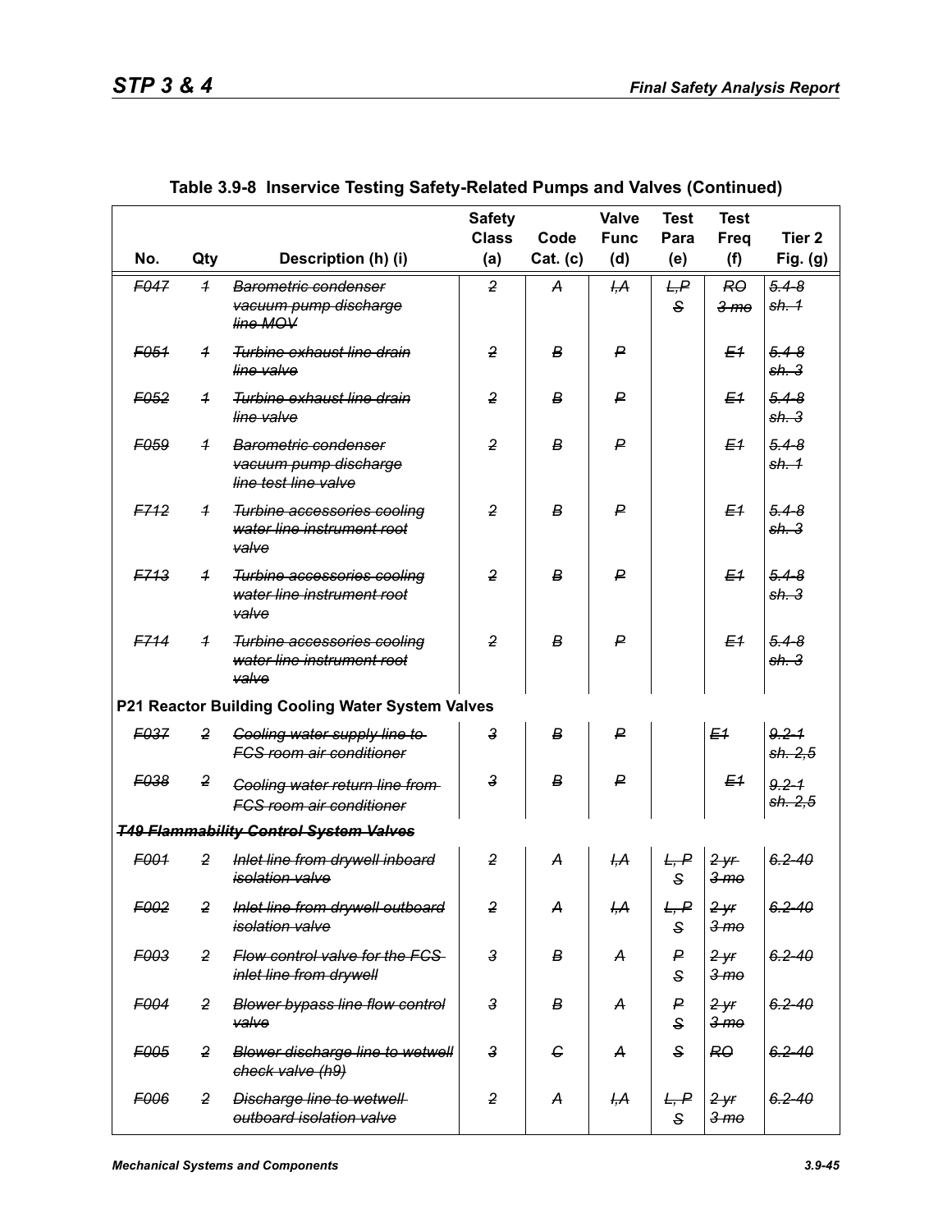**Table 3.9-8 Inservice Testing Safety-Related Pumps and Valves (Continued)**

| No. | Qty | Description (h) (i) | Safety Class (a) | Code Cat. (c) | Valve Func (d) | Test Para (e) | Test Freq (f) | Tier 2 Fig. (g) |
|---|---|---|---|---|---|---|---|---|
| ~~F047~~ | ~~1~~ | ~~Barometric condenser vacuum pump discharge line MOV~~ | ~~2~~ | ~~A~~ | ~~I,A~~ | ~~L,P S~~ | ~~RO 3 mo~~ | ~~5.4-8 sh. 1~~ |
| ~~F051~~ | ~~1~~ | ~~Turbine exhaust line drain line valve~~ | ~~2~~ | ~~B~~ | ~~P~~ | | ~~E1~~ | ~~5.4-8 sh. 3~~ |
| ~~F052~~ | ~~1~~ | ~~Turbine exhaust line drain line valve~~ | ~~2~~ | ~~B~~ | ~~P~~ | | ~~E1~~ | ~~5.4-8 sh. 3~~ |
| ~~F059~~ | ~~1~~ | ~~Barometric condenser vacuum pump discharge line test line valve~~ | ~~2~~ | ~~B~~ | ~~P~~ | | ~~E1~~ | ~~5.4-8 sh. 1~~ |
| ~~F712~~ | ~~1~~ | ~~Turbine accessories cooling water line instrument root valve~~ | ~~2~~ | ~~B~~ | ~~P~~ | | ~~E1~~ | ~~5.4-8 sh. 3~~ |
| ~~F713~~ | ~~1~~ | ~~Turbine accessories cooling water line instrument root valve~~ | ~~2~~ | ~~B~~ | ~~P~~ | | ~~E1~~ | ~~5.4-8 sh. 3~~ |
| ~~F714~~ | ~~1~~ | ~~Turbine accessories cooling water line instrument root valve~~ | ~~2~~ | ~~B~~ | ~~P~~ | | ~~E1~~ | ~~5.4-8 sh. 3~~ |
| **P21 Reactor Building Cooling Water System Valves** | | | | | | | | |
| ~~F037~~ | ~~2~~ | ~~Cooling water supply line to FCS room air conditioner~~ | ~~3~~ | ~~B~~ | ~~P~~ | | ~~E1~~ | ~~9.2-1 sh. 2,5~~ |
| ~~F038~~ | ~~2~~ | ~~Cooling water return line from FCS room air conditioner~~ | ~~3~~ | ~~B~~ | ~~P~~ | | ~~E1~~ | ~~9.2-1 sh. 2,5~~ |
| ~~***T49 Flammability Control System Valves***~~ | | | | | | | | |
| ~~F001~~ | ~~2~~ | ~~Inlet line from drywell inboard isolation valve~~ | ~~2~~ | ~~A~~ | ~~I,A~~ | ~~L, P S~~ | ~~2 yr 3 mo~~ | ~~6.2-40~~ |
| ~~F002~~ | ~~2~~ | ~~Inlet line from drywell outboard isolation valve~~ | ~~2~~ | ~~A~~ | ~~I,A~~ | ~~L, P S~~ | ~~2 yr 3 mo~~ | ~~6.2-40~~ |
| ~~F003~~ | ~~2~~ | ~~Flow control valve for the FCS inlet line from drywell~~ | ~~3~~ | ~~B~~ | ~~A~~ | ~~P S~~ | ~~2 yr 3 mo~~ | ~~6.2-40~~ |
| ~~F004~~ | ~~2~~ | ~~Blower bypass line flow control valve~~ | ~~3~~ | ~~B~~ | ~~A~~ | ~~P S~~ | ~~2 yr 3 mo~~ | ~~6.2-40~~ |
| ~~F005~~ | ~~2~~ | ~~Blower discharge line to wetwell check valve (h9)~~ | ~~3~~ | ~~C~~ | ~~A~~ | ~~S~~ | ~~RO~~ | ~~6.2-40~~ |
| ~~F006~~ | ~~2~~ | ~~Discharge line to wetwell outboard isolation valve~~ | ~~2~~ | ~~A~~ | ~~I,A~~ | ~~L, P S~~ | ~~2 yr 3 mo~~ | ~~6.2-40~~ |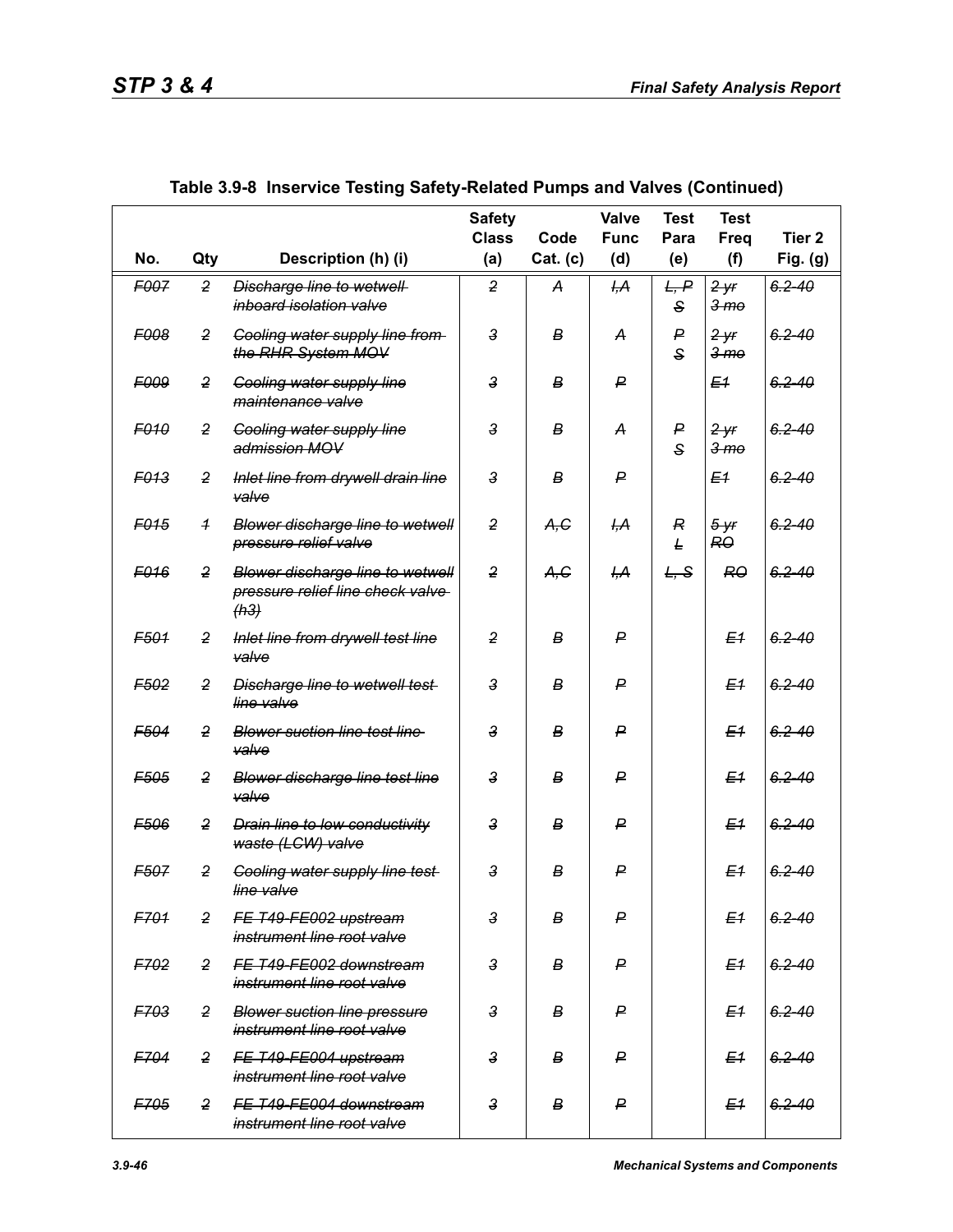**Table 3.9-8 Inservice Testing Safety-Related Pumps and Valves (Continued)**

| No. | Qty | Description (h) (i) | Safety Class (a) | Code Cat. (c) | Valve Func (d) | Test Para (e) | Test Freq (f) | Tier 2 Fig. (g) |
|---|---|---|---|---|---|---|---|---|
| ~~F007~~ | ~~2~~ | ~~Discharge line to wetwell inboard isolation valve~~ | ~~2~~ | ~~A~~ | ~~I,A~~ | ~~L, P S~~ | ~~2 yr 3 mo~~ | ~~6.2-40~~ |
| ~~F008~~ | ~~2~~ | ~~Cooling water supply line from the RHR System MOV~~ | ~~3~~ | ~~B~~ | ~~A~~ | ~~P S~~ | ~~2 yr 3 mo~~ | ~~6.2-40~~ |
| ~~F009~~ | ~~2~~ | ~~Cooling water supply line maintenance valve~~ | ~~3~~ | ~~B~~ | ~~P~~ | | ~~E1~~ | ~~6.2-40~~ |
| ~~F010~~ | ~~2~~ | ~~Cooling water supply line admission MOV~~ | ~~3~~ | ~~B~~ | ~~A~~ | ~~P S~~ | ~~2 yr 3 mo~~ | ~~6.2-40~~ |
| ~~F013~~ | ~~2~~ | ~~Inlet line from drywell drain line valve~~ | ~~3~~ | ~~B~~ | ~~P~~ | | ~~E1~~ | ~~6.2-40~~ |
| ~~F015~~ | ~~1~~ | ~~Blower discharge line to wetwell pressure relief valve~~ | ~~2~~ | ~~A,C~~ | ~~I,A~~ | ~~R L~~ | ~~5 yr RO~~ | ~~6.2-40~~ |
| ~~F016~~ | ~~2~~ | ~~Blower discharge line to wetwell pressure relief line check valve (h3)~~ | ~~2~~ | ~~A,C~~ | ~~I,A~~ | ~~L, S~~ | ~~RO~~ | ~~6.2-40~~ |
| ~~F501~~ | ~~2~~ | ~~Inlet line from drywell test line valve~~ | ~~2~~ | ~~B~~ | ~~P~~ | | ~~E1~~ | ~~6.2-40~~ |
| ~~F502~~ | ~~2~~ | ~~Discharge line to wetwell test line valve~~ | ~~3~~ | ~~B~~ | ~~P~~ | | ~~E1~~ | ~~6.2-40~~ |
| ~~F504~~ | ~~2~~ | ~~Blower suction line test line valve~~ | ~~3~~ | ~~B~~ | ~~P~~ | | ~~E1~~ | ~~6.2-40~~ |
| ~~F505~~ | ~~2~~ | ~~Blower discharge line test line valve~~ | ~~3~~ | ~~B~~ | ~~P~~ | | ~~E1~~ | ~~6.2-40~~ |
| ~~F506~~ | ~~2~~ | ~~Drain line to low conductivity waste (LCW) valve~~ | ~~3~~ | ~~B~~ | ~~P~~ | | ~~E1~~ | ~~6.2-40~~ |
| ~~F507~~ | ~~2~~ | ~~Cooling water supply line test line valve~~ | ~~3~~ | ~~B~~ | ~~P~~ | | ~~E1~~ | ~~6.2-40~~ |
| ~~F701~~ | ~~2~~ | ~~FE T49-FE002 upstream instrument line root valve~~ | ~~3~~ | ~~B~~ | ~~P~~ | | ~~E1~~ | ~~6.2-40~~ |
| ~~F702~~ | ~~2~~ | ~~FE T49-FE002 downstream instrument line root valve~~ | ~~3~~ | ~~B~~ | ~~P~~ | | ~~E1~~ | ~~6.2-40~~ |
| ~~F703~~ | ~~2~~ | ~~Blower suction line pressure instrument line root valve~~ | ~~3~~ | ~~B~~ | ~~P~~ | | ~~E1~~ | ~~6.2-40~~ |
| ~~F704~~ | ~~2~~ | ~~FE T49-FE004 upstream instrument line root valve~~ | ~~3~~ | ~~B~~ | ~~P~~ | | ~~E1~~ | ~~6.2-40~~ |
| ~~F705~~ | ~~2~~ | ~~FE T49-FE004 downstream instrument line root valve~~ | ~~3~~ | ~~B~~ | ~~P~~ | | ~~E1~~ | ~~6.2-40~~ |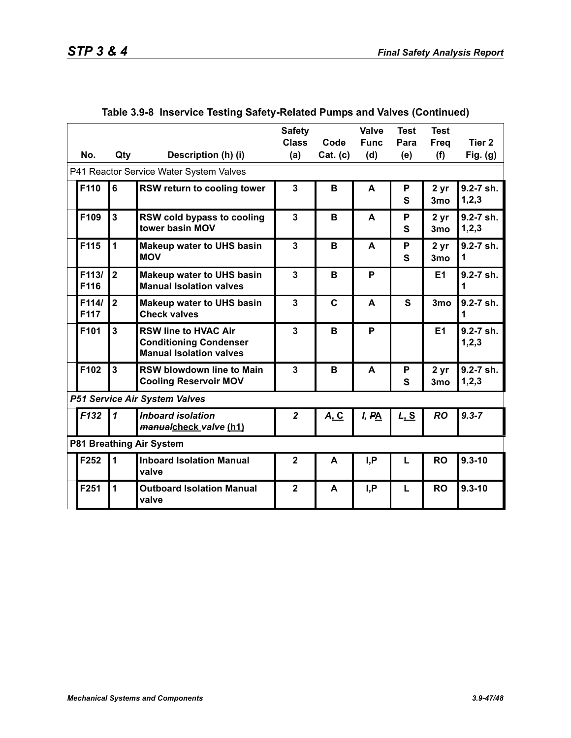## Table 3.9-8 Inservice Testing Safety-Related Pumps and Valves (Continued)

| No. | Qty | Description (h) (i) | Safety Class (a) | Code Cat. (c) | Valve Func (d) | Test Para (e) | Test Freq (f) | Tier 2 Fig. (g) |
|---|---|---|---|---|---|---|---|---|
| P41 Reactor Service Water System Valves | | | | | | | | |
| F110 | 6 | RSW return to cooling tower | 3 | B | A | P S | 2 yr 3mo | 9.2-7 sh. 1,2,3 |
| F109 | 3 | RSW cold bypass to cooling tower basin MOV | 3 | B | A | P S | 2 yr 3mo | 9.2-7 sh. 1,2,3 |
| F115 | 1 | Makeup water to UHS basin MOV | 3 | B | A | P S | 2 yr 3mo | 9.2-7 sh. 1 |
| F113/ F116 | 2 | Makeup water to UHS basin Manual Isolation valves | 3 | B | P | | E1 | 9.2-7 sh. 1 |
| F114/ F117 | 2 | Makeup water to UHS basin Check valves | 3 | C | A | S | 3mo | 9.2-7 sh. 1 |
| F101 | 3 | RSW line to HVAC Air Conditioning Condenser Manual Isolation valves | 3 | B | P | | E1 | 9.2-7 sh. 1,2,3 |
| F102 | 3 | RSW blowdown line to Main Cooling Reservoir MOV | 3 | B | A | P S | 2 yr 3mo | 9.2-7 sh. 1,2,3 |
| *P51 Service Air System Valves* | | | | | | | | |
| *F132* | *1* | *Inboard isolation ~~manual~~check valve (h1)* | *2* | *A, C* | *I, ~~P~~A* | *L, S* | *RO* | *9.3-7* |
| **P81 Breathing Air System** | | | | | | | | |
| F252 | 1 | Inboard Isolation Manual valve | 2 | A | I,P | L | RO | 9.3-10 |
| F251 | 1 | Outboard Isolation Manual valve | 2 | A | I,P | L | RO | 9.3-10 |